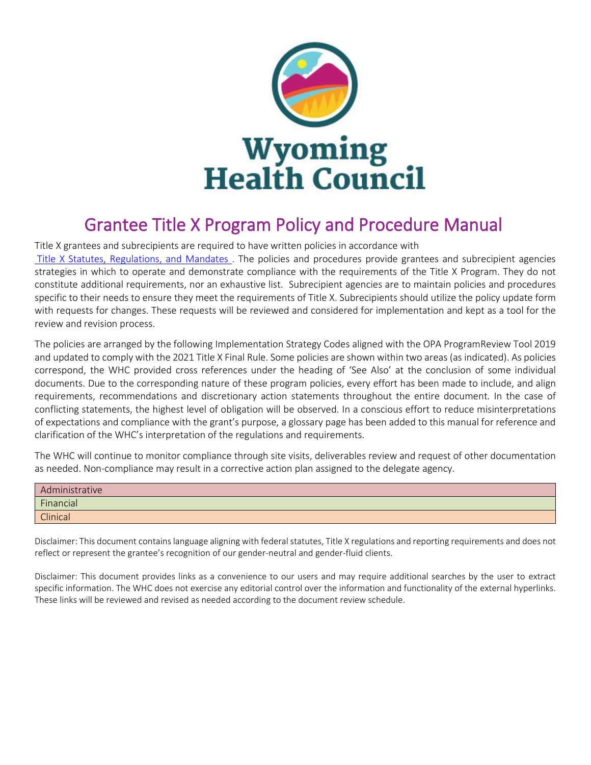# Wyoming Health Council

## Grantee Title X Program Policy and Procedure Manual

Title X grantees and subrecipients are required to have written policies in accordance with Title X Statutes, Regulations, and Mandates . The policies and procedures provide grantees and subrecipient agencies strategies in which to operate and demonstrate compliance with the requirements of the Title X Program. They do not constitute additional requirements, nor an exhaustive list. Subrecipient agencies are to maintain policies and procedures specific to their needs to ensure they meet the requirements of Title X. Subrecipients should utilize the policy update form with requests for changes. These requests will be reviewed and considered for implementation and kept as a tool for the review and revision process.

The policies are arranged by the following Implementation Strategy Codes aligned with the OPA ProgramReview Tool 2019 and updated to comply with the 2021 Title X Final Rule. Some policies are shown within two areas (as indicated). As policies correspond, the WHC provided cross references under the heading of 'See Also' at the conclusion of some individual documents. Due to the corresponding nature of these program policies, every effort has been made to include, and align requirements, recommendations and discretionary action statements throughout the entire document. In the case of conflicting statements, the highest level of obligation will be observed. In a conscious effort to reduce misinterpretations of expectations and compliance with the grant's purpose, a glossary page has been added to this manual for reference and clarification of the WHC's interpretation of the regulations and requirements.

The WHC will continue to monitor compliance through site visits, deliverables review and request of other documentation as needed. Non-compliance may result in a corrective action plan assigned to the delegate agency.

| Administrative |
|---|
| Financial |
| Clinical |

Disclaimer: This document contains language aligning with federal statutes, Title X regulations and reporting requirements and does not reflect or represent the grantee's recognition of our gender-neutral and gender-fluid clients.

Disclaimer: This document provides links as a convenience to our users and may require additional searches by the user to extract specific information. The WHC does not exercise any editorial control over the information and functionality of the external hyperlinks. These links will be reviewed and revised as needed according to the document review schedule.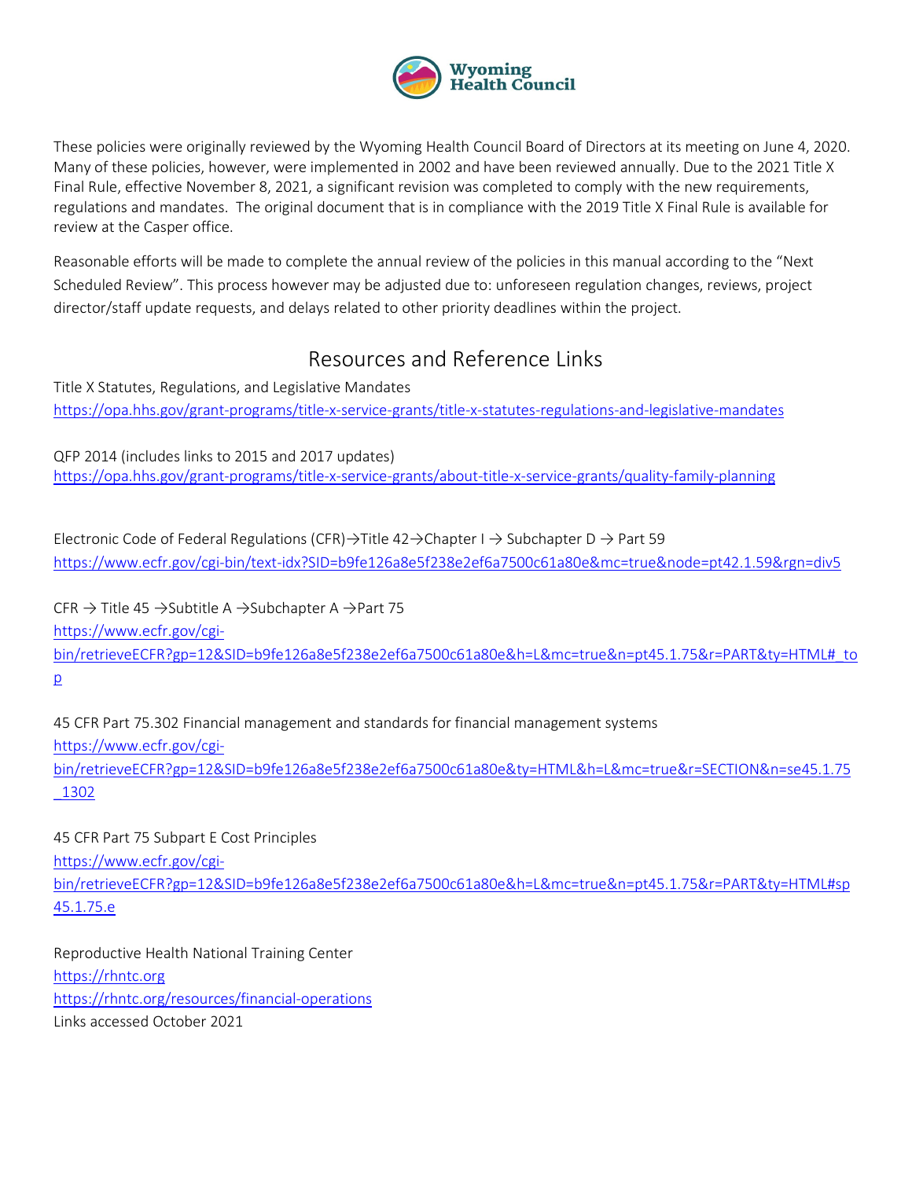These policies were originally reviewed by the Wyoming Health Council Board of Directors at its meeting on June 4, 2020. Many of these policies, however, were implemented in 2002 and have been reviewed annually. Due to the 2021 Title X Final Rule, effective November 8, 2021, a significant revision was completed to comply with the new requirements, regulations and mandates. The original document that is in compliance with the 2019 Title X Final Rule is available for review at the Casper office.

Reasonable efforts will be made to complete the annual review of the policies in this manual according to the "Next Scheduled Review". This process however may be adjusted due to: unforeseen regulation changes, reviews, project director/staff update requests, and delays related to other priority deadlines within the project.

## Resources and Reference Links

Title X Statutes, Regulations, and Legislative Mandates
https://opa.hhs.gov/grant-programs/title-x-service-grants/title-x-statutes-regulations-and-legislative-mandates

QFP 2014 (includes links to 2015 and 2017 updates)
https://opa.hhs.gov/grant-programs/title-x-service-grants/about-title-x-service-grants/quality-family-planning

Electronic Code of Federal Regulations (CFR)→Title 42→Chapter I → Subchapter D → Part 59
https://www.ecfr.gov/cgi-bin/text-idx?SID=b9fe126a8e5f238e2ef6a7500c61a80e&mc=true&node=pt42.1.59&rgn=div5

CFR → Title 45 →Subtitle A →Subchapter A →Part 75
https://www.ecfr.gov/cgi-bin/retrieveECFR?gp=12&SID=b9fe126a8e5f238e2ef6a7500c61a80e&h=L&mc=true&n=pt45.1.75&r=PART&ty=HTML#_top

45 CFR Part 75.302 Financial management and standards for financial management systems
https://www.ecfr.gov/cgi-bin/retrieveECFR?gp=12&SID=b9fe126a8e5f238e2ef6a7500c61a80e&ty=HTML&h=L&mc=true&r=SECTION&n=se45.1.75_1302

45 CFR Part 75 Subpart E Cost Principles
https://www.ecfr.gov/cgi-bin/retrieveECFR?gp=12&SID=b9fe126a8e5f238e2ef6a7500c61a80e&h=L&mc=true&n=pt45.1.75&r=PART&ty=HTML#sp45.1.75.e

Reproductive Health National Training Center
https://rhntc.org
https://rhntc.org/resources/financial-operations
Links accessed October 2021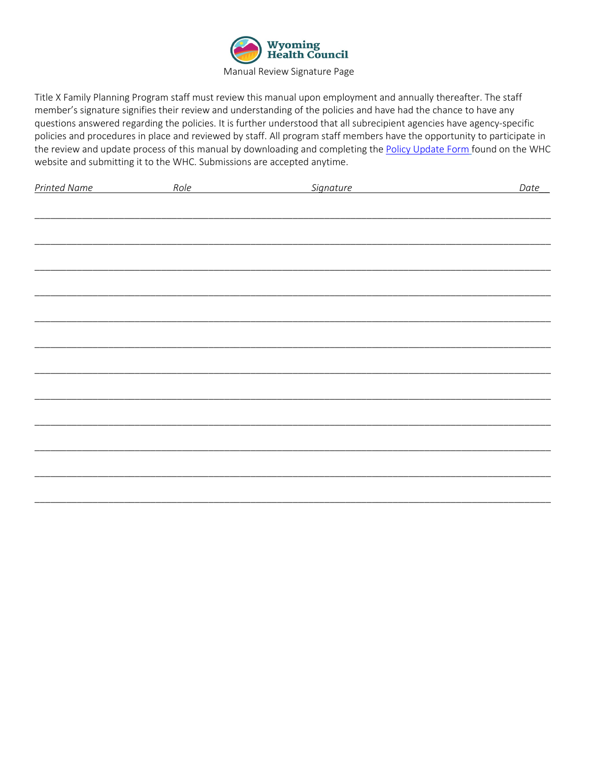Wyoming Health Council

Manual Review Signature Page

Title X Family Planning Program staff must review this manual upon employment and annually thereafter. The staff member's signature signifies their review and understanding of the policies and have had the chance to have any questions answered regarding the policies. It is further understood that all subrecipient agencies have agency-specific policies and procedures in place and reviewed by staff. All program staff members have the opportunity to participate in the review and update process of this manual by downloading and completing the [Policy Update Form](#) found on the WHC website and submitting it to the WHC. Submissions are accepted anytime.

| *Printed Name* | *Role* | *Signature* | *Date* |
| --- | --- | --- | --- |
| | | | |
| | | | |
| | | | |
| | | | |
| | | | |
| | | | |
| | | | |
| | | | |
| | | | |
| | | | |
| | | | |
| | | | |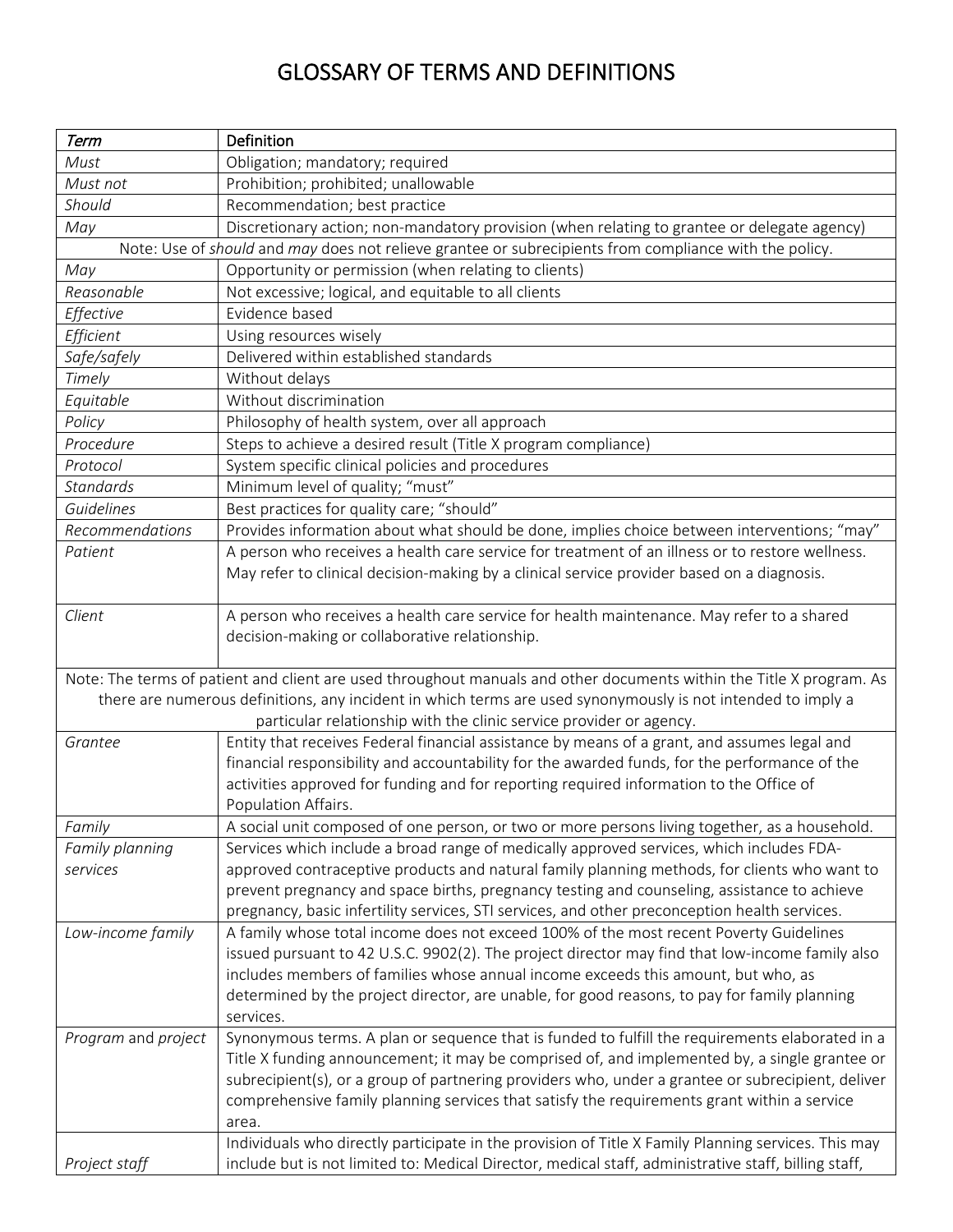# GLOSSARY OF TERMS AND DEFINITIONS

| *Term* | Definition |
|---|---|
| *Must* | Obligation; mandatory; required |
| *Must not* | Prohibition; prohibited; unallowable |
| *Should* | Recommendation; best practice |
| *May* | Discretionary action; non-mandatory provision (when relating to grantee or delegate agency) |
| Note: Use of *should* and *may* does not relieve grantee or subrecipients from compliance with the policy. | |
| *May* | Opportunity or permission (when relating to clients) |
| *Reasonable* | Not excessive; logical, and equitable to all clients |
| *Effective* | Evidence based |
| *Efficient* | Using resources wisely |
| *Safe/safely* | Delivered within established standards |
| *Timely* | Without delays |
| *Equitable* | Without discrimination |
| *Policy* | Philosophy of health system, over all approach |
| *Procedure* | Steps to achieve a desired result (Title X program compliance) |
| *Protocol* | System specific clinical policies and procedures |
| *Standards* | Minimum level of quality; "must" |
| *Guidelines* | Best practices for quality care; "should" |
| *Recommendations* | Provides information about what should be done, implies choice between interventions; "may" |
| *Patient* | A person who receives a health care service for treatment of an illness or to restore wellness. May refer to clinical decision-making by a clinical service provider based on a diagnosis. |
| *Client* | A person who receives a health care service for health maintenance. May refer to a shared decision-making or collaborative relationship. |
| Note: The terms of patient and client are used throughout manuals and other documents within the Title X program. As there are numerous definitions, any incident in which terms are used synonymously is not intended to imply a particular relationship with the clinic service provider or agency. | |
| *Grantee* | Entity that receives Federal financial assistance by means of a grant, and assumes legal and financial responsibility and accountability for the awarded funds, for the performance of the activities approved for funding and for reporting required information to the Office of Population Affairs. |
| *Family* | A social unit composed of one person, or two or more persons living together, as a household. |
| *Family planning services* | Services which include a broad range of medically approved services, which includes FDA-approved contraceptive products and natural family planning methods, for clients who want to prevent pregnancy and space births, pregnancy testing and counseling, assistance to achieve pregnancy, basic infertility services, STI services, and other preconception health services. |
| *Low-income family* | A family whose total income does not exceed 100% of the most recent Poverty Guidelines issued pursuant to 42 U.S.C. 9902(2). The project director may find that low-income family also includes members of families whose annual income exceeds this amount, but who, as determined by the project director, are unable, for good reasons, to pay for family planning services. |
| *Program* and *project* | Synonymous terms. A plan or sequence that is funded to fulfill the requirements elaborated in a Title X funding announcement; it may be comprised of, and implemented by, a single grantee or subrecipient(s), or a group of partnering providers who, under a grantee or subrecipient, deliver comprehensive family planning services that satisfy the requirements grant within a service area. |
| *Project staff* | Individuals who directly participate in the provision of Title X Family Planning services. This may include but is not limited to: Medical Director, medical staff, administrative staff, billing staff, |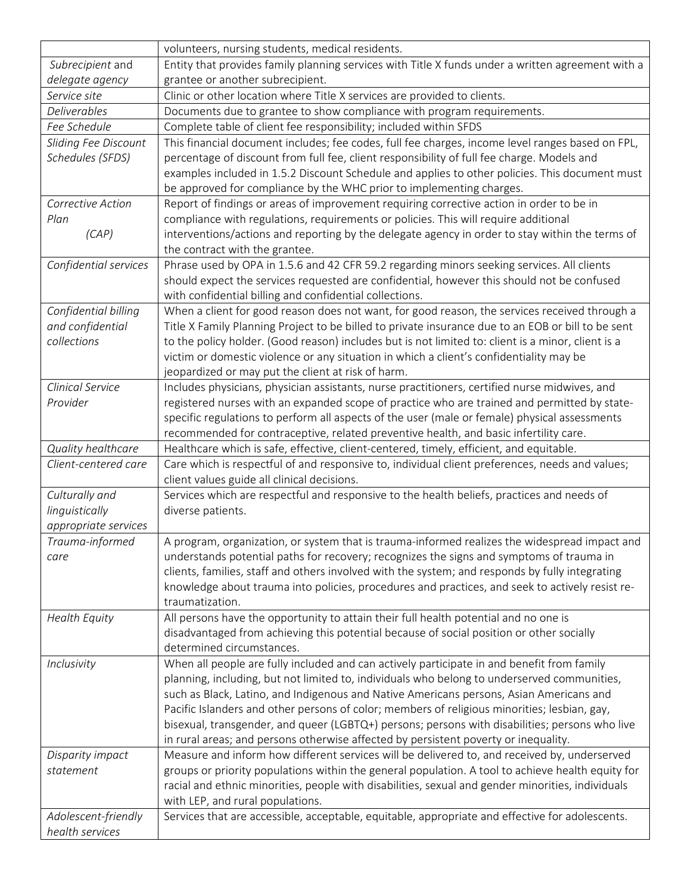| | |
|---|---|
| | volunteers, nursing students, medical residents. |
| *Subrecipient* and *delegate agency* | Entity that provides family planning services with Title X funds under a written agreement with a grantee or another subrecipient. |
| *Service site* | Clinic or other location where Title X services are provided to clients. |
| *Deliverables* | Documents due to grantee to show compliance with program requirements. |
| *Fee Schedule* | Complete table of client fee responsibility; included within SFDS |
| *Sliding Fee Discount Schedules (SFDS)* | This financial document includes; fee codes, full fee charges, income level ranges based on FPL, percentage of discount from full fee, client responsibility of full fee charge. Models and examples included in 1.5.2 Discount Schedule and applies to other policies. This document must be approved for compliance by the WHC prior to implementing charges. |
| *Corrective Action Plan (CAP)* | Report of findings or areas of improvement requiring corrective action in order to be in compliance with regulations, requirements or policies. This will require additional interventions/actions and reporting by the delegate agency in order to stay within the terms of the contract with the grantee. |
| *Confidential services* | Phrase used by OPA in 1.5.6 and 42 CFR 59.2 regarding minors seeking services. All clients should expect the services requested are confidential, however this should not be confused with confidential billing and confidential collections. |
| *Confidential billing and confidential collections* | When a client for good reason does not want, for good reason, the services received through a Title X Family Planning Project to be billed to private insurance due to an EOB or bill to be sent to the policy holder. (Good reason) includes but is not limited to: client is a minor, client is a victim or domestic violence or any situation in which a client's confidentiality may be jeopardized or may put the client at risk of harm. |
| *Clinical Service Provider* | Includes physicians, physician assistants, nurse practitioners, certified nurse midwives, and registered nurses with an expanded scope of practice who are trained and permitted by state-specific regulations to perform all aspects of the user (male or female) physical assessments recommended for contraceptive, related preventive health, and basic infertility care. |
| *Quality healthcare* | Healthcare which is safe, effective, client-centered, timely, efficient, and equitable. |
| *Client-centered care* | Care which is respectful of and responsive to, individual client preferences, needs and values; client values guide all clinical decisions. |
| *Culturally and linguistically appropriate services* | Services which are respectful and responsive to the health beliefs, practices and needs of diverse patients. |
| *Trauma-informed care* | A program, organization, or system that is trauma-informed realizes the widespread impact and understands potential paths for recovery; recognizes the signs and symptoms of trauma in clients, families, staff and others involved with the system; and responds by fully integrating knowledge about trauma into policies, procedures and practices, and seek to actively resist re-traumatization. |
| *Health Equity* | All persons have the opportunity to attain their full health potential and no one is disadvantaged from achieving this potential because of social position or other socially determined circumstances. |
| *Inclusivity* | When all people are fully included and can actively participate in and benefit from family planning, including, but not limited to, individuals who belong to underserved communities, such as Black, Latino, and Indigenous and Native Americans persons, Asian Americans and Pacific Islanders and other persons of color; members of religious minorities; lesbian, gay, bisexual, transgender, and queer (LGBTQ+) persons; persons with disabilities; persons who live in rural areas; and persons otherwise affected by persistent poverty or inequality. |
| *Disparity impact statement* | Measure and inform how different services will be delivered to, and received by, underserved groups or priority populations within the general population. A tool to achieve health equity for racial and ethnic minorities, people with disabilities, sexual and gender minorities, individuals with LEP, and rural populations. |
| *Adolescent-friendly health services* | Services that are accessible, acceptable, equitable, appropriate and effective for adolescents. |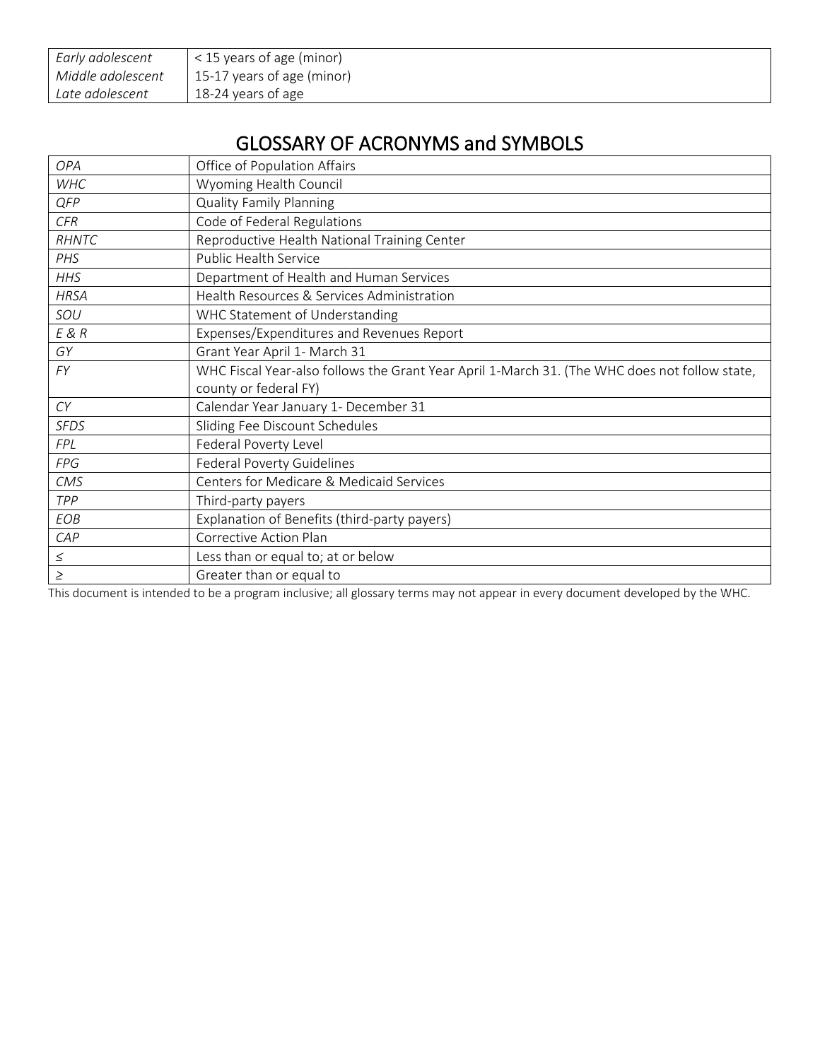| | |
|---|---|
| *Early adolescent* | < 15 years of age (minor) |
| *Middle adolescent* | 15-17 years of age (minor) |
| *Late adolescent* | 18-24 years of age |

## GLOSSARY OF ACRONYMS and SYMBOLS

| | |
|---|---|
| *OPA* | Office of Population Affairs |
| *WHC* | Wyoming Health Council |
| *QFP* | Quality Family Planning |
| *CFR* | Code of Federal Regulations |
| *RHNTC* | Reproductive Health National Training Center |
| *PHS* | Public Health Service |
| *HHS* | Department of Health and Human Services |
| *HRSA* | Health Resources & Services Administration |
| *SOU* | WHC Statement of Understanding |
| *E & R* | Expenses/Expenditures and Revenues Report |
| *GY* | Grant Year April 1- March 31 |
| *FY* | WHC Fiscal Year-also follows the Grant Year April 1-March 31. (The WHC does not follow state, county or federal FY) |
| *CY* | Calendar Year January 1- December 31 |
| *SFDS* | Sliding Fee Discount Schedules |
| *FPL* | Federal Poverty Level |
| *FPG* | Federal Poverty Guidelines |
| *CMS* | Centers for Medicare & Medicaid Services |
| *TPP* | Third-party payers |
| *EOB* | Explanation of Benefits (third-party payers) |
| *CAP* | Corrective Action Plan |
| *≤* | Less than or equal to; at or below |
| *≥* | Greater than or equal to |

This document is intended to be a program inclusive; all glossary terms may not appear in every document developed by the WHC.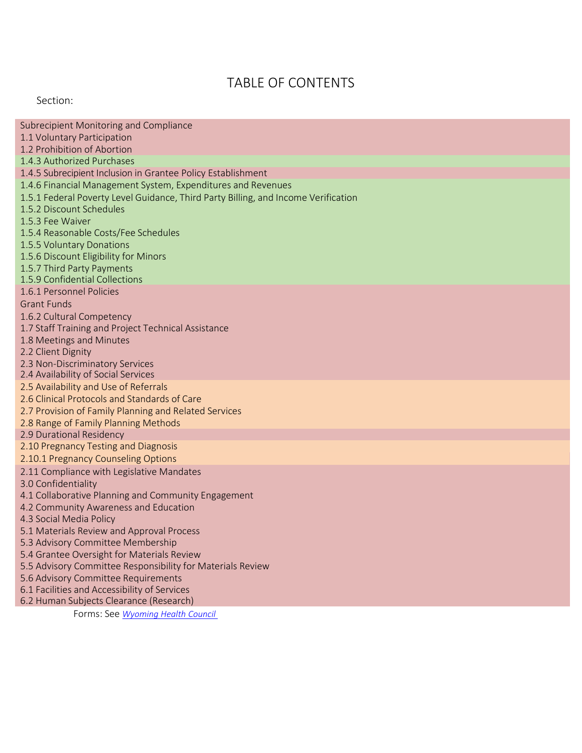# TABLE OF CONTENTS

Section:

Subrecipient Monitoring and Compliance
1.1 Voluntary Participation
1.2 Prohibition of Abortion
1.4.3 Authorized Purchases
1.4.5 Subrecipient Inclusion in Grantee Policy Establishment
1.4.6 Financial Management System, Expenditures and Revenues
1.5.1 Federal Poverty Level Guidance, Third Party Billing, and Income Verification
1.5.2 Discount Schedules
1.5.3 Fee Waiver
1.5.4 Reasonable Costs/Fee Schedules
1.5.5 Voluntary Donations
1.5.6 Discount Eligibility for Minors
1.5.7 Third Party Payments
1.5.9 Confidential Collections
1.6.1 Personnel Policies
Grant Funds
1.6.2 Cultural Competency
1.7 Staff Training and Project Technical Assistance
1.8 Meetings and Minutes
2.2 Client Dignity
2.3 Non-Discriminatory Services
2.4 Availability of Social Services
2.5 Availability and Use of Referrals
2.6 Clinical Protocols and Standards of Care
2.7 Provision of Family Planning and Related Services
2.8 Range of Family Planning Methods
2.9 Durational Residency
2.10 Pregnancy Testing and Diagnosis
2.10.1 Pregnancy Counseling Options
2.11 Compliance with Legislative Mandates
3.0 Confidentiality
4.1 Collaborative Planning and Community Engagement
4.2 Community Awareness and Education
4.3 Social Media Policy
5.1 Materials Review and Approval Process
5.3 Advisory Committee Membership
5.4 Grantee Oversight for Materials Review
5.5 Advisory Committee Responsibility for Materials Review
5.6 Advisory Committee Requirements
6.1 Facilities and Accessibility of Services
6.2 Human Subjects Clearance (Research)

Forms: See *Wyoming Health Council*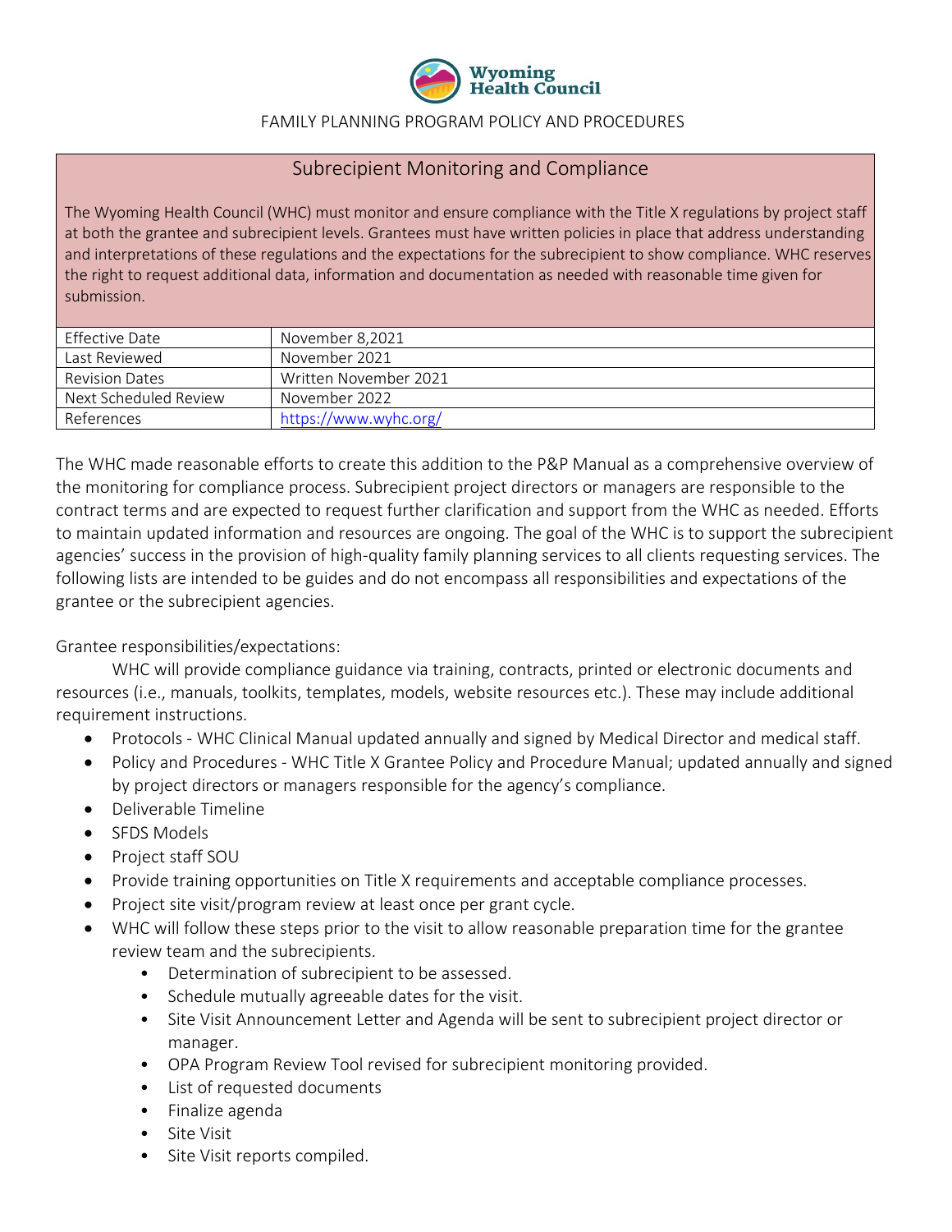FAMILY PLANNING PROGRAM POLICY AND PROCEDURES

## Subrecipient Monitoring and Compliance

The Wyoming Health Council (WHC) must monitor and ensure compliance with the Title X regulations by project staff at both the grantee and subrecipient levels. Grantees must have written policies in place that address understanding and interpretations of these regulations and the expectations for the subrecipient to show compliance. WHC reserves the right to request additional data, information and documentation as needed with reasonable time given for submission.

| | |
|---|---|
| Effective Date | November 8,2021 |
| Last Reviewed | November 2021 |
| Revision Dates | Written November 2021 |
| Next Scheduled Review | November 2022 |
| References | https://www.wyhc.org/ |

The WHC made reasonable efforts to create this addition to the P&P Manual as a comprehensive overview of the monitoring for compliance process. Subrecipient project directors or managers are responsible to the contract terms and are expected to request further clarification and support from the WHC as needed. Efforts to maintain updated information and resources are ongoing. The goal of the WHC is to support the subrecipient agencies' success in the provision of high-quality family planning services to all clients requesting services. The following lists are intended to be guides and do not encompass all responsibilities and expectations of the grantee or the subrecipient agencies.

Grantee responsibilities/expectations:

WHC will provide compliance guidance via training, contracts, printed or electronic documents and resources (i.e., manuals, toolkits, templates, models, website resources etc.). These may include additional requirement instructions.

- Protocols - WHC Clinical Manual updated annually and signed by Medical Director and medical staff.
- Policy and Procedures - WHC Title X Grantee Policy and Procedure Manual; updated annually and signed by project directors or managers responsible for the agency's compliance.
- Deliverable Timeline
- SFDS Models
- Project staff SOU
- Provide training opportunities on Title X requirements and acceptable compliance processes.
- Project site visit/program review at least once per grant cycle.
- WHC will follow these steps prior to the visit to allow reasonable preparation time for the grantee review team and the subrecipients.
  - Determination of subrecipient to be assessed.
  - Schedule mutually agreeable dates for the visit.
  - Site Visit Announcement Letter and Agenda will be sent to subrecipient project director or manager.
  - OPA Program Review Tool revised for subrecipient monitoring provided.
  - List of requested documents
  - Finalize agenda
  - Site Visit
  - Site Visit reports compiled.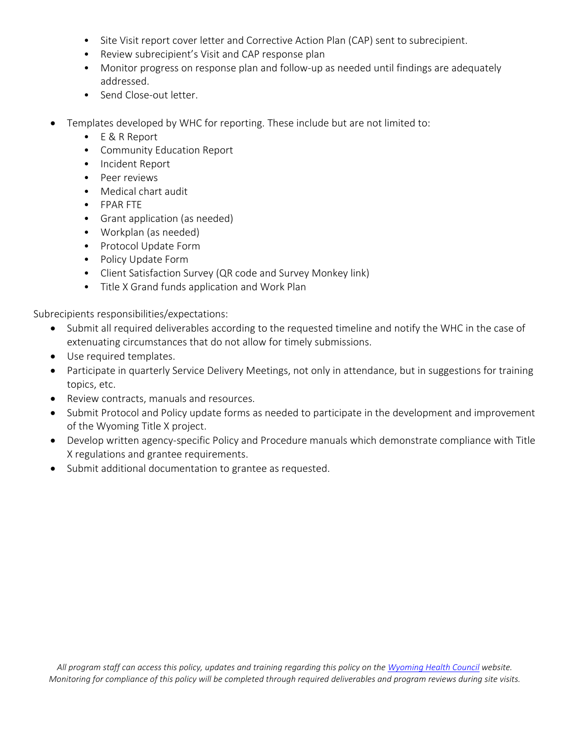- Site Visit report cover letter and Corrective Action Plan (CAP) sent to subrecipient.
- Review subrecipient's Visit and CAP response plan
- Monitor progress on response plan and follow-up as needed until findings are adequately addressed.
- Send Close-out letter.

- Templates developed by WHC for reporting. These include but are not limited to:
  - E & R Report
  - Community Education Report
  - Incident Report
  - Peer reviews
  - Medical chart audit
  - FPAR FTE
  - Grant application (as needed)
  - Workplan (as needed)
  - Protocol Update Form
  - Policy Update Form
  - Client Satisfaction Survey (QR code and Survey Monkey link)
  - Title X Grand funds application and Work Plan

Subrecipients responsibilities/expectations:

- Submit all required deliverables according to the requested timeline and notify the WHC in the case of extenuating circumstances that do not allow for timely submissions.
- Use required templates.
- Participate in quarterly Service Delivery Meetings, not only in attendance, but in suggestions for training topics, etc.
- Review contracts, manuals and resources.
- Submit Protocol and Policy update forms as needed to participate in the development and improvement of the Wyoming Title X project.
- Develop written agency-specific Policy and Procedure manuals which demonstrate compliance with Title X regulations and grantee requirements.
- Submit additional documentation to grantee as requested.

*All program staff can access this policy, updates and training regarding this policy on the [Wyoming Health Council](Wyoming Health Council) website. Monitoring for compliance of this policy will be completed through required deliverables and program reviews during site visits.*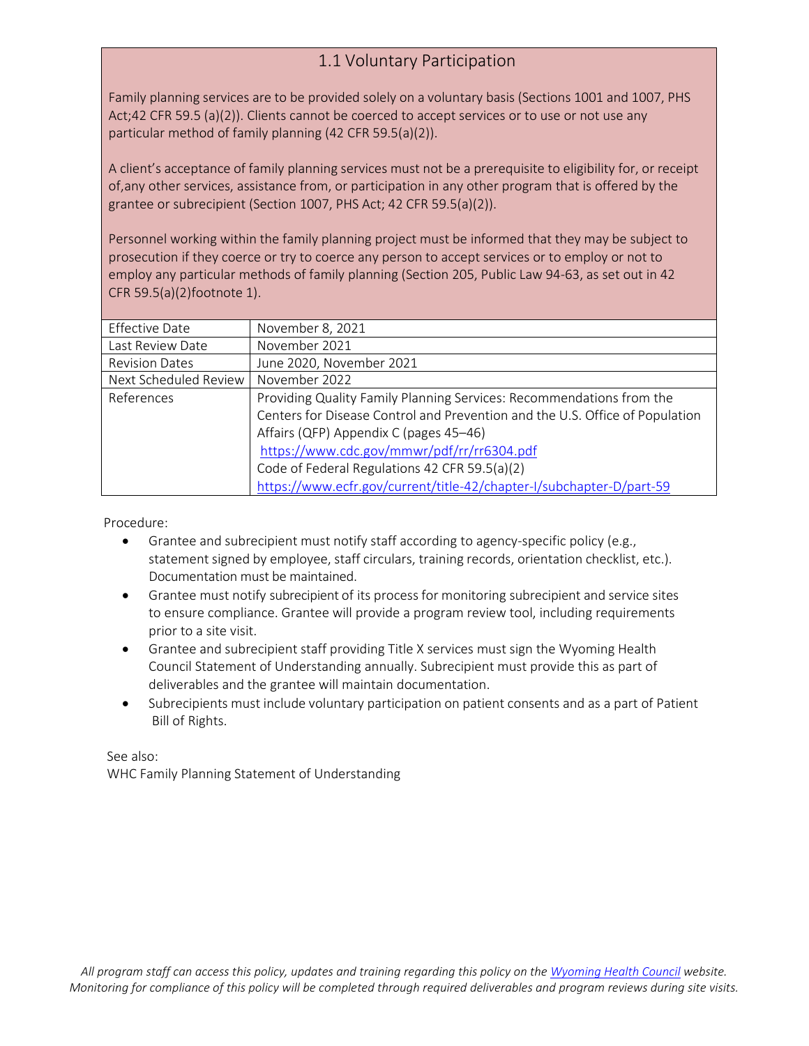## 1.1 Voluntary Participation

Family planning services are to be provided solely on a voluntary basis (Sections 1001 and 1007, PHS Act;42 CFR 59.5 (a)(2)). Clients cannot be coerced to accept services or to use or not use any particular method of family planning (42 CFR 59.5(a)(2)).

A client's acceptance of family planning services must not be a prerequisite to eligibility for, or receipt of,any other services, assistance from, or participation in any other program that is offered by the grantee or subrecipient (Section 1007, PHS Act; 42 CFR 59.5(a)(2)).

Personnel working within the family planning project must be informed that they may be subject to prosecution if they coerce or try to coerce any person to accept services or to employ or not to employ any particular methods of family planning (Section 205, Public Law 94-63, as set out in 42 CFR 59.5(a)(2)footnote 1).

| | |
|---|---|
| Effective Date | November 8, 2021 |
| Last Review Date | November 2021 |
| Revision Dates | June 2020, November 2021 |
| Next Scheduled Review | November 2022 |
| References | Providing Quality Family Planning Services: Recommendations from the Centers for Disease Control and Prevention and the U.S. Office of Population Affairs (QFP) Appendix C (pages 45–46) https://www.cdc.gov/mmwr/pdf/rr/rr6304.pdf Code of Federal Regulations 42 CFR 59.5(a)(2) https://www.ecfr.gov/current/title-42/chapter-I/subchapter-D/part-59 |

Procedure:

- Grantee and subrecipient must notify staff according to agency-specific policy (e.g., statement signed by employee, staff circulars, training records, orientation checklist, etc.). Documentation must be maintained.
- Grantee must notify subrecipient of its process for monitoring subrecipient and service sites to ensure compliance. Grantee will provide a program review tool, including requirements prior to a site visit.
- Grantee and subrecipient staff providing Title X services must sign the Wyoming Health Council Statement of Understanding annually. Subrecipient must provide this as part of deliverables and the grantee will maintain documentation.
- Subrecipients must include voluntary participation on patient consents and as a part of Patient Bill of Rights.

See also:
WHC Family Planning Statement of Understanding

*All program staff can access this policy, updates and training regarding this policy on the Wyoming Health Council website. Monitoring for compliance of this policy will be completed through required deliverables and program reviews during site visits.*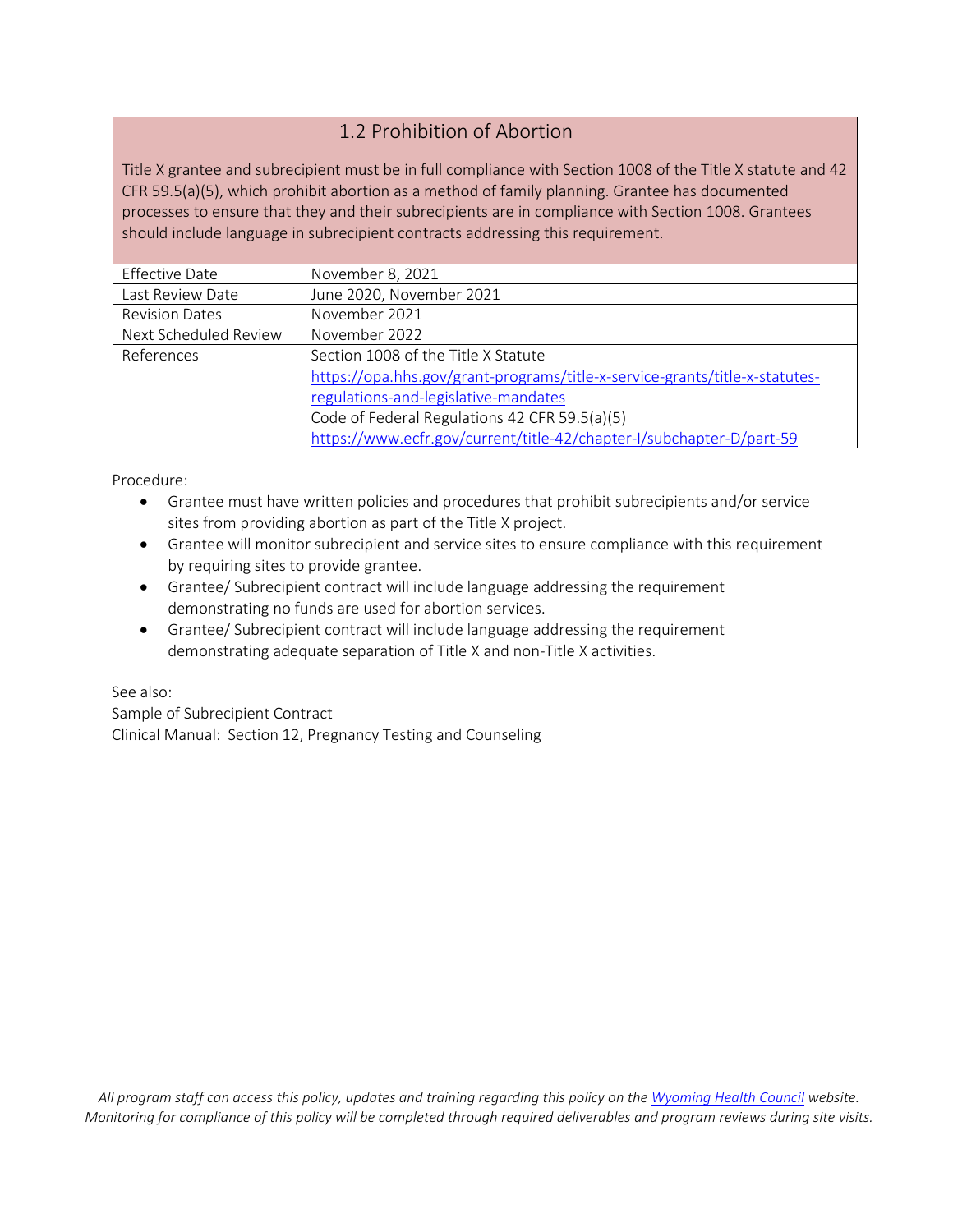## 1.2 Prohibition of Abortion

Title X grantee and subrecipient must be in full compliance with Section 1008 of the Title X statute and 42 CFR 59.5(a)(5), which prohibit abortion as a method of family planning. Grantee has documented processes to ensure that they and their subrecipients are in compliance with Section 1008. Grantees should include language in subrecipient contracts addressing this requirement.

| | |
|---|---|
| Effective Date | November 8, 2021 |
| Last Review Date | June 2020, November 2021 |
| Revision Dates | November 2021 |
| Next Scheduled Review | November 2022 |
| References | Section 1008 of the Title X Statute<br>[https://opa.hhs.gov/grant-programs/title-x-service-grants/title-x-statutes-regulations-and-legislative-mandates](https://opa.hhs.gov/grant-programs/title-x-service-grants/title-x-statutes-regulations-and-legislative-mandates)<br>Code of Federal Regulations 42 CFR 59.5(a)(5)<br>[https://www.ecfr.gov/current/title-42/chapter-I/subchapter-D/part-59](https://www.ecfr.gov/current/title-42/chapter-I/subchapter-D/part-59) |

Procedure:

- Grantee must have written policies and procedures that prohibit subrecipients and/or service sites from providing abortion as part of the Title X project.
- Grantee will monitor subrecipient and service sites to ensure compliance with this requirement by requiring sites to provide grantee.
- Grantee/ Subrecipient contract will include language addressing the requirement demonstrating no funds are used for abortion services.
- Grantee/ Subrecipient contract will include language addressing the requirement demonstrating adequate separation of Title X and non-Title X activities.

See also:
Sample of Subrecipient Contract
Clinical Manual: Section 12, Pregnancy Testing and Counseling

*All program staff can access this policy, updates and training regarding this policy on the [Wyoming Health Council](#) website. Monitoring for compliance of this policy will be completed through required deliverables and program reviews during site visits.*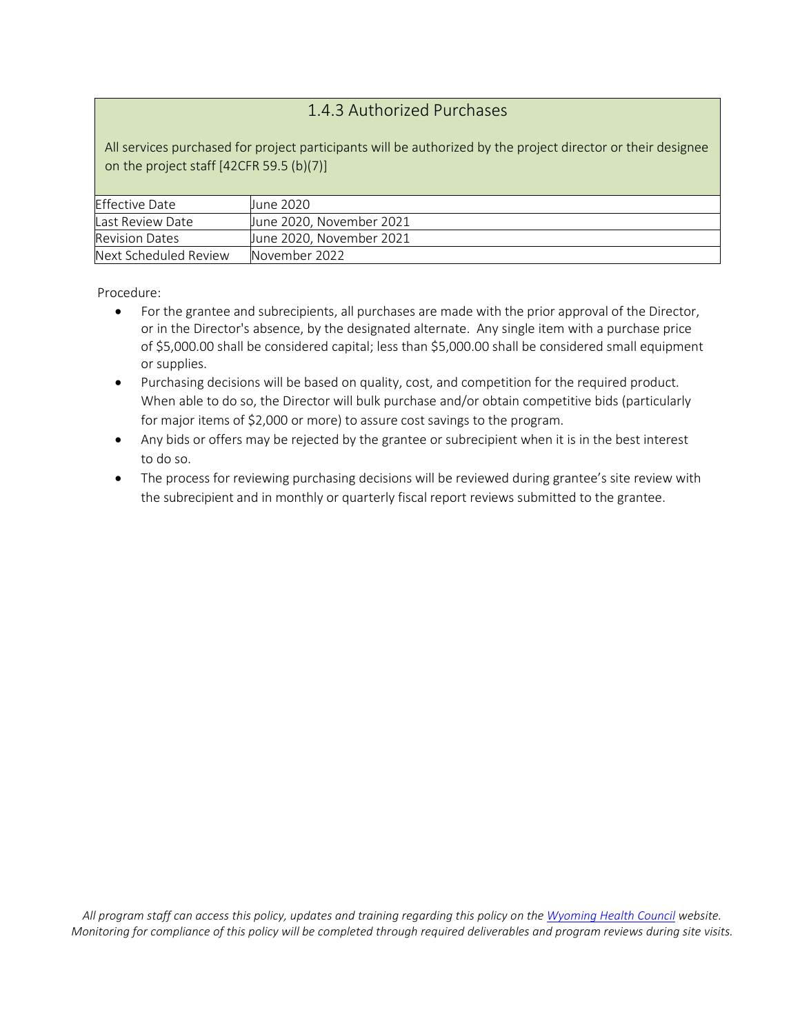## 1.4.3 Authorized Purchases

All services purchased for project participants will be authorized by the project director or their designee on the project staff [42CFR 59.5 (b)(7)]

| Effective Date | June 2020 |
|---|---|
| Last Review Date | June 2020, November 2021 |
| Revision Dates | June 2020, November 2021 |
| Next Scheduled Review | November 2022 |

Procedure:

- For the grantee and subrecipients, all purchases are made with the prior approval of the Director, or in the Director's absence, by the designated alternate. Any single item with a purchase price of $5,000.00 shall be considered capital; less than $5,000.00 shall be considered small equipment or supplies.
- Purchasing decisions will be based on quality, cost, and competition for the required product. When able to do so, the Director will bulk purchase and/or obtain competitive bids (particularly for major items of $2,000 or more) to assure cost savings to the program.
- Any bids or offers may be rejected by the grantee or subrecipient when it is in the best interest to do so.
- The process for reviewing purchasing decisions will be reviewed during grantee's site review with the subrecipient and in monthly or quarterly fiscal report reviews submitted to the grantee.

*All program staff can access this policy, updates and training regarding this policy on the [Wyoming Health Council](#) website. Monitoring for compliance of this policy will be completed through required deliverables and program reviews during site visits.*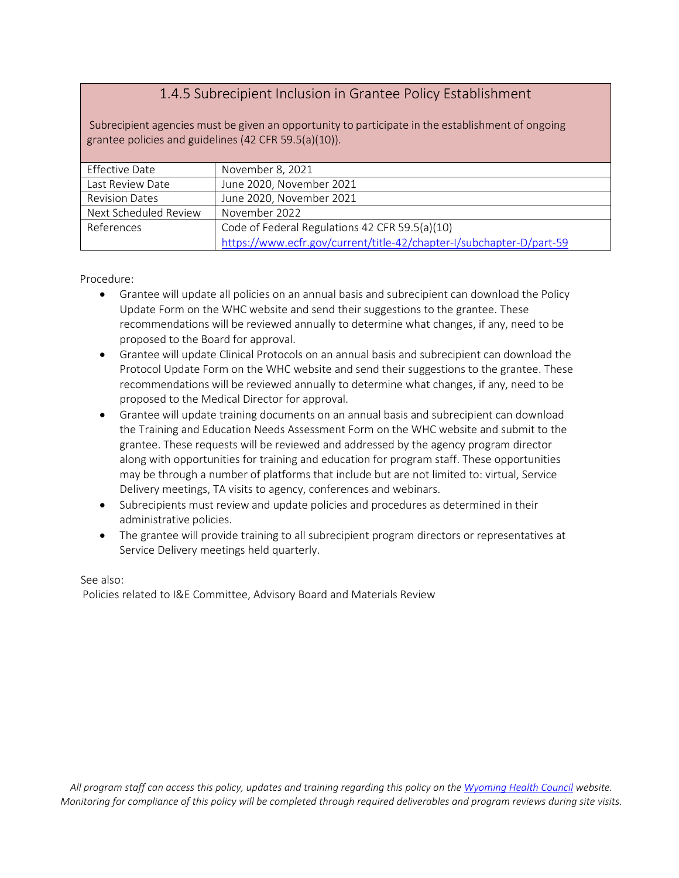## 1.4.5 Subrecipient Inclusion in Grantee Policy Establishment

Subrecipient agencies must be given an opportunity to participate in the establishment of ongoing grantee policies and guidelines (42 CFR 59.5(a)(10)).

| | |
|---|---|
| Effective Date | November 8, 2021 |
| Last Review Date | June 2020, November 2021 |
| Revision Dates | June 2020, November 2021 |
| Next Scheduled Review | November 2022 |
| References | Code of Federal Regulations 42 CFR 59.5(a)(10) [https://www.ecfr.gov/current/title-42/chapter-I/subchapter-D/part-59](https://www.ecfr.gov/current/title-42/chapter-I/subchapter-D/part-59) |

Procedure:

- Grantee will update all policies on an annual basis and subrecipient can download the Policy Update Form on the WHC website and send their suggestions to the grantee. These recommendations will be reviewed annually to determine what changes, if any, need to be proposed to the Board for approval.
- Grantee will update Clinical Protocols on an annual basis and subrecipient can download the Protocol Update Form on the WHC website and send their suggestions to the grantee. These recommendations will be reviewed annually to determine what changes, if any, need to be proposed to the Medical Director for approval.
- Grantee will update training documents on an annual basis and subrecipient can download the Training and Education Needs Assessment Form on the WHC website and submit to the grantee. These requests will be reviewed and addressed by the agency program director along with opportunities for training and education for program staff. These opportunities may be through a number of platforms that include but are not limited to: virtual, Service Delivery meetings, TA visits to agency, conferences and webinars.
- Subrecipients must review and update policies and procedures as determined in their administrative policies.
- The grantee will provide training to all subrecipient program directors or representatives at Service Delivery meetings held quarterly.

See also:
Policies related to I&E Committee, Advisory Board and Materials Review

*All program staff can access this policy, updates and training regarding this policy on the [Wyoming Health Council](#) website. Monitoring for compliance of this policy will be completed through required deliverables and program reviews during site visits.*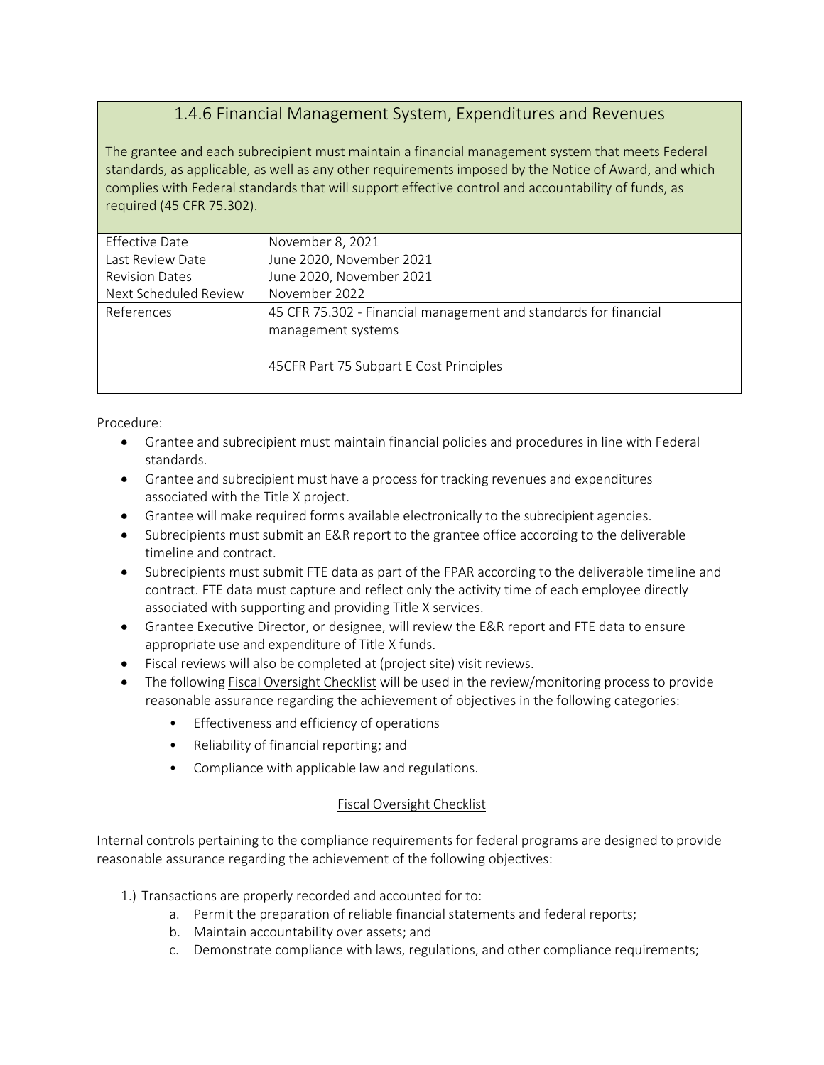## 1.4.6 Financial Management System, Expenditures and Revenues

The grantee and each subrecipient must maintain a financial management system that meets Federal standards, as applicable, as well as any other requirements imposed by the Notice of Award, and which complies with Federal standards that will support effective control and accountability of funds, as required (45 CFR 75.302).

| | |
|---|---|
| Effective Date | November 8, 2021 |
| Last Review Date | June 2020, November 2021 |
| Revision Dates | June 2020, November 2021 |
| Next Scheduled Review | November 2022 |
| References | 45 CFR 75.302 - Financial management and standards for financial management systems<br><br>45CFR Part 75 Subpart E Cost Principles |

Procedure:

- Grantee and subrecipient must maintain financial policies and procedures in line with Federal standards.
- Grantee and subrecipient must have a process for tracking revenues and expenditures associated with the Title X project.
- Grantee will make required forms available electronically to the subrecipient agencies.
- Subrecipients must submit an E&R report to the grantee office according to the deliverable timeline and contract.
- Subrecipients must submit FTE data as part of the FPAR according to the deliverable timeline and contract. FTE data must capture and reflect only the activity time of each employee directly associated with supporting and providing Title X services.
- Grantee Executive Director, or designee, will review the E&R report and FTE data to ensure appropriate use and expenditure of Title X funds.
- Fiscal reviews will also be completed at (project site) visit reviews.
- The following Fiscal Oversight Checklist will be used in the review/monitoring process to provide reasonable assurance regarding the achievement of objectives in the following categories:
    - Effectiveness and efficiency of operations
    - Reliability of financial reporting; and
    - Compliance with applicable law and regulations.

### Fiscal Oversight Checklist

Internal controls pertaining to the compliance requirements for federal programs are designed to provide reasonable assurance regarding the achievement of the following objectives:

1.) Transactions are properly recorded and accounted for to:
   a. Permit the preparation of reliable financial statements and federal reports;
   b. Maintain accountability over assets; and
   c. Demonstrate compliance with laws, regulations, and other compliance requirements;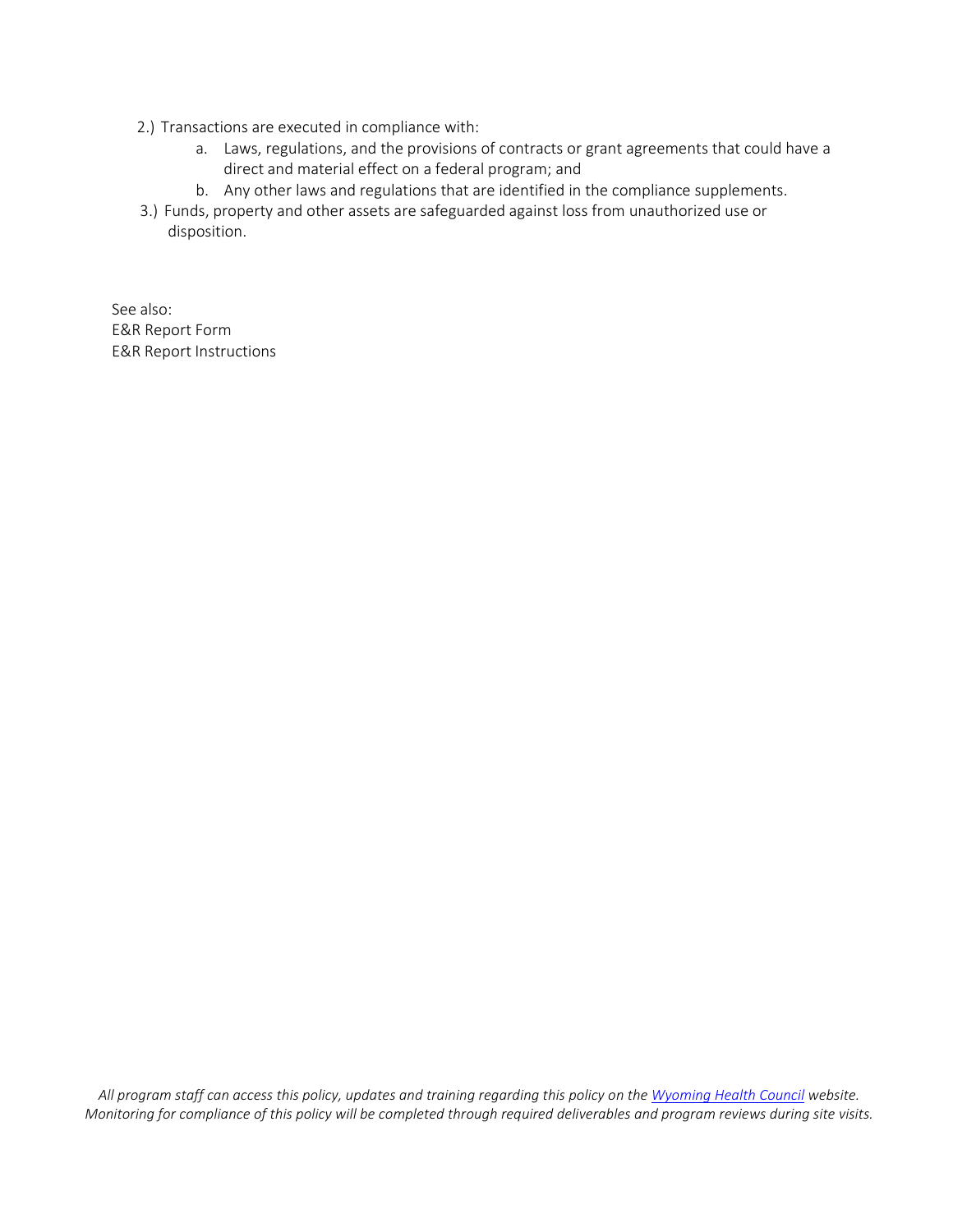2.) Transactions are executed in compliance with:

   a. Laws, regulations, and the provisions of contracts or grant agreements that could have a direct and material effect on a federal program; and
   b. Any other laws and regulations that are identified in the compliance supplements.

3.) Funds, property and other assets are safeguarded against loss from unauthorized use or disposition.

See also:
E&R Report Form
E&R Report Instructions

*All program staff can access this policy, updates and training regarding this policy on the [Wyoming Health Council](#) website. Monitoring for compliance of this policy will be completed through required deliverables and program reviews during site visits.*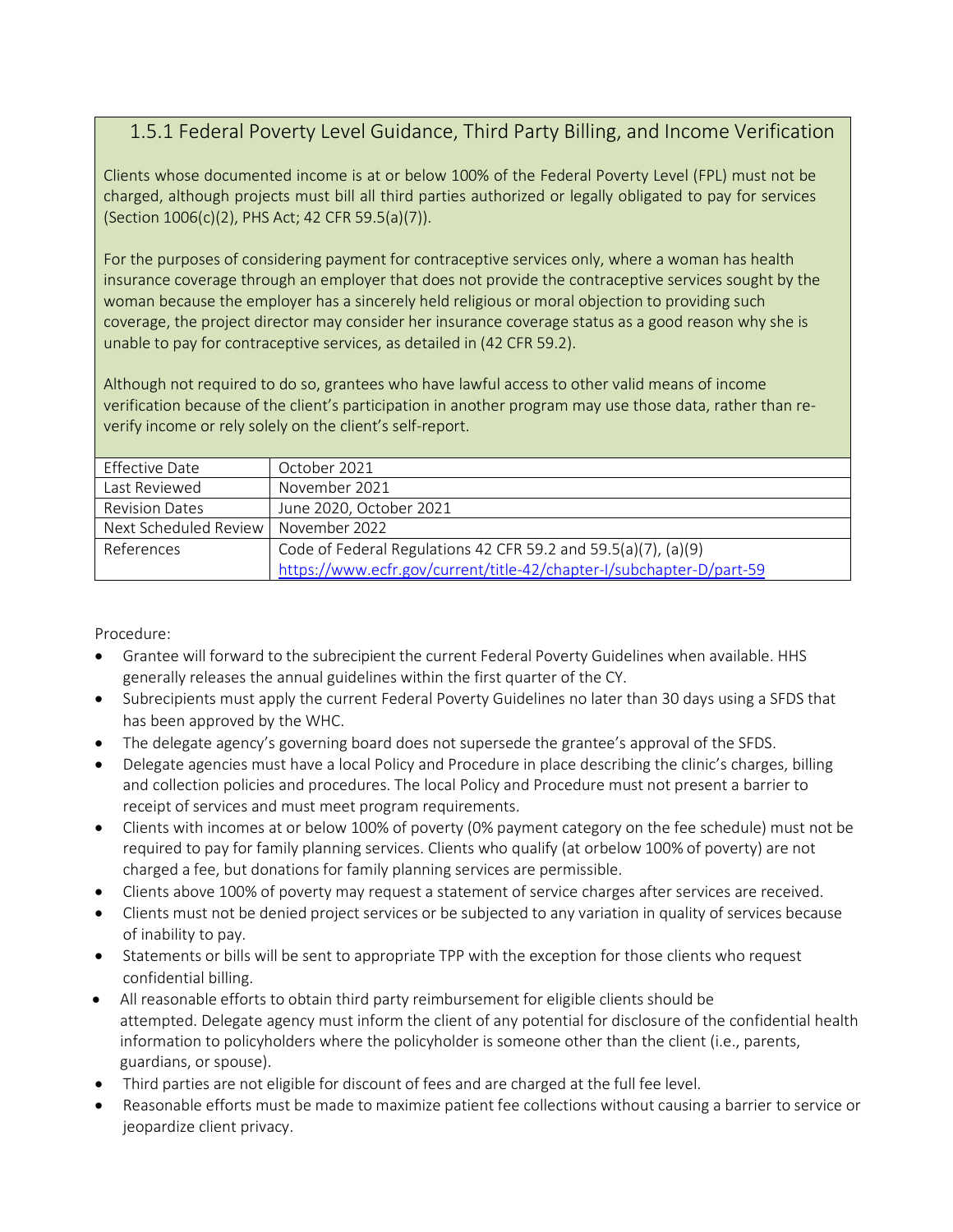## 1.5.1 Federal Poverty Level Guidance, Third Party Billing, and Income Verification

Clients whose documented income is at or below 100% of the Federal Poverty Level (FPL) must not be charged, although projects must bill all third parties authorized or legally obligated to pay for services (Section 1006(c)(2), PHS Act; 42 CFR 59.5(a)(7)).

For the purposes of considering payment for contraceptive services only, where a woman has health insurance coverage through an employer that does not provide the contraceptive services sought by the woman because the employer has a sincerely held religious or moral objection to providing such coverage, the project director may consider her insurance coverage status as a good reason why she is unable to pay for contraceptive services, as detailed in (42 CFR 59.2).

Although not required to do so, grantees who have lawful access to other valid means of income verification because of the client's participation in another program may use those data, rather than re-verify income or rely solely on the client's self-report.

| Effective Date | October 2021 |
|---|---|
| Last Reviewed | November 2021 |
| Revision Dates | June 2020, October 2021 |
| Next Scheduled Review | November 2022 |
| References | Code of Federal Regulations 42 CFR 59.2 and 59.5(a)(7), (a)(9) https://www.ecfr.gov/current/title-42/chapter-I/subchapter-D/part-59 |

Procedure:

- Grantee will forward to the subrecipient the current Federal Poverty Guidelines when available. HHS generally releases the annual guidelines within the first quarter of the CY.
- Subrecipients must apply the current Federal Poverty Guidelines no later than 30 days using a SFDS that has been approved by the WHC.
- The delegate agency's governing board does not supersede the grantee's approval of the SFDS.
- Delegate agencies must have a local Policy and Procedure in place describing the clinic's charges, billing and collection policies and procedures. The local Policy and Procedure must not present a barrier to receipt of services and must meet program requirements.
- Clients with incomes at or below 100% of poverty (0% payment category on the fee schedule) must not be required to pay for family planning services. Clients who qualify (at orbelow 100% of poverty) are not charged a fee, but donations for family planning services are permissible.
- Clients above 100% of poverty may request a statement of service charges after services are received.
- Clients must not be denied project services or be subjected to any variation in quality of services because of inability to pay.
- Statements or bills will be sent to appropriate TPP with the exception for those clients who request confidential billing.
- All reasonable efforts to obtain third party reimbursement for eligible clients should be attempted. Delegate agency must inform the client of any potential for disclosure of the confidential health information to policyholders where the policyholder is someone other than the client (i.e., parents, guardians, or spouse).
- Third parties are not eligible for discount of fees and are charged at the full fee level.
- Reasonable efforts must be made to maximize patient fee collections without causing a barrier to service or jeopardize client privacy.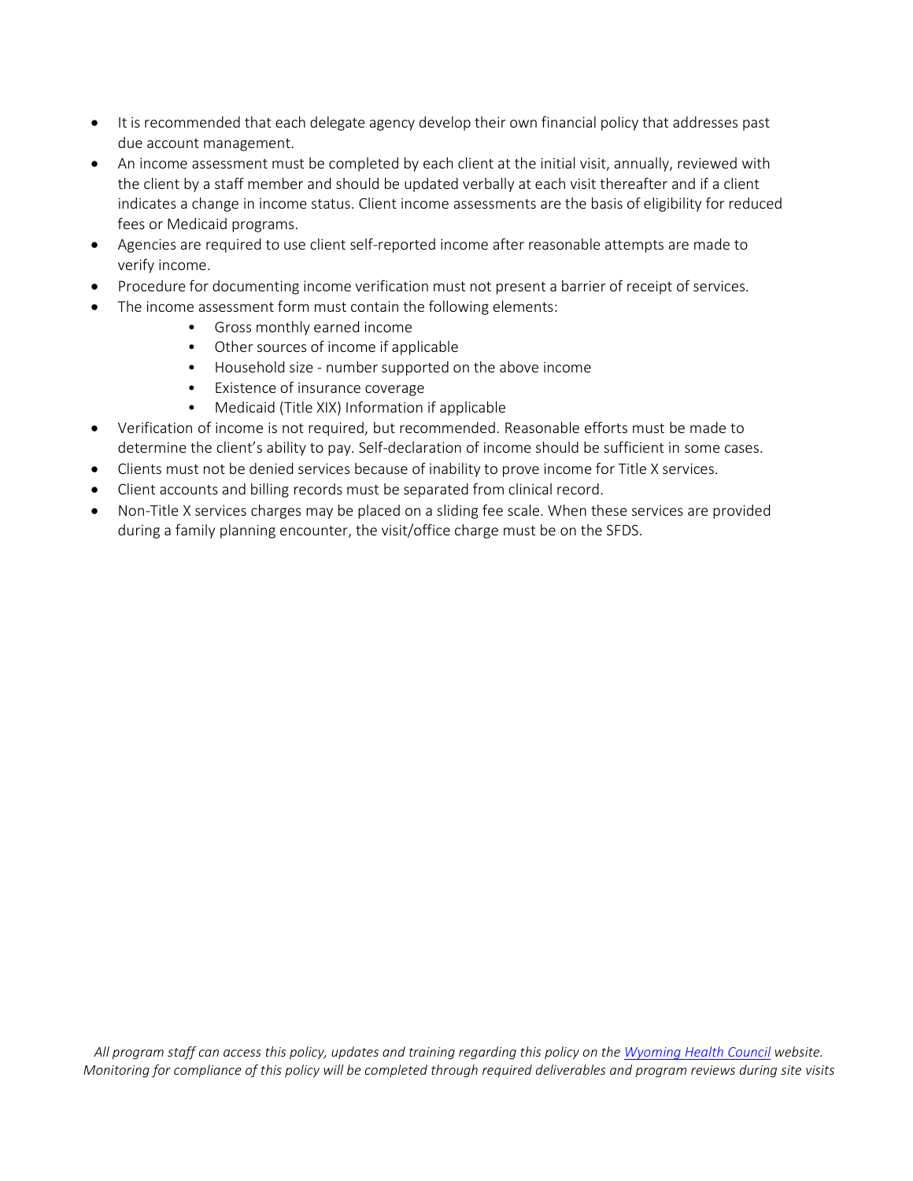- It is recommended that each delegate agency develop their own financial policy that addresses past due account management.
- An income assessment must be completed by each client at the initial visit, annually, reviewed with the client by a staff member and should be updated verbally at each visit thereafter and if a client indicates a change in income status. Client income assessments are the basis of eligibility for reduced fees or Medicaid programs.
- Agencies are required to use client self-reported income after reasonable attempts are made to verify income.
- Procedure for documenting income verification must not present a barrier of receipt of services.
- The income assessment form must contain the following elements:
    - Gross monthly earned income
    - Other sources of income if applicable
    - Household size - number supported on the above income
    - Existence of insurance coverage
    - Medicaid (Title XIX) Information if applicable
- Verification of income is not required, but recommended. Reasonable efforts must be made to determine the client's ability to pay. Self-declaration of income should be sufficient in some cases.
- Clients must not be denied services because of inability to prove income for Title X services.
- Client accounts and billing records must be separated from clinical record.
- Non-Title X services charges may be placed on a sliding fee scale. When these services are provided during a family planning encounter, the visit/office charge must be on the SFDS.

*All program staff can access this policy, updates and training regarding this policy on the Wyoming Health Council website. Monitoring for compliance of this policy will be completed through required deliverables and program reviews during site visits*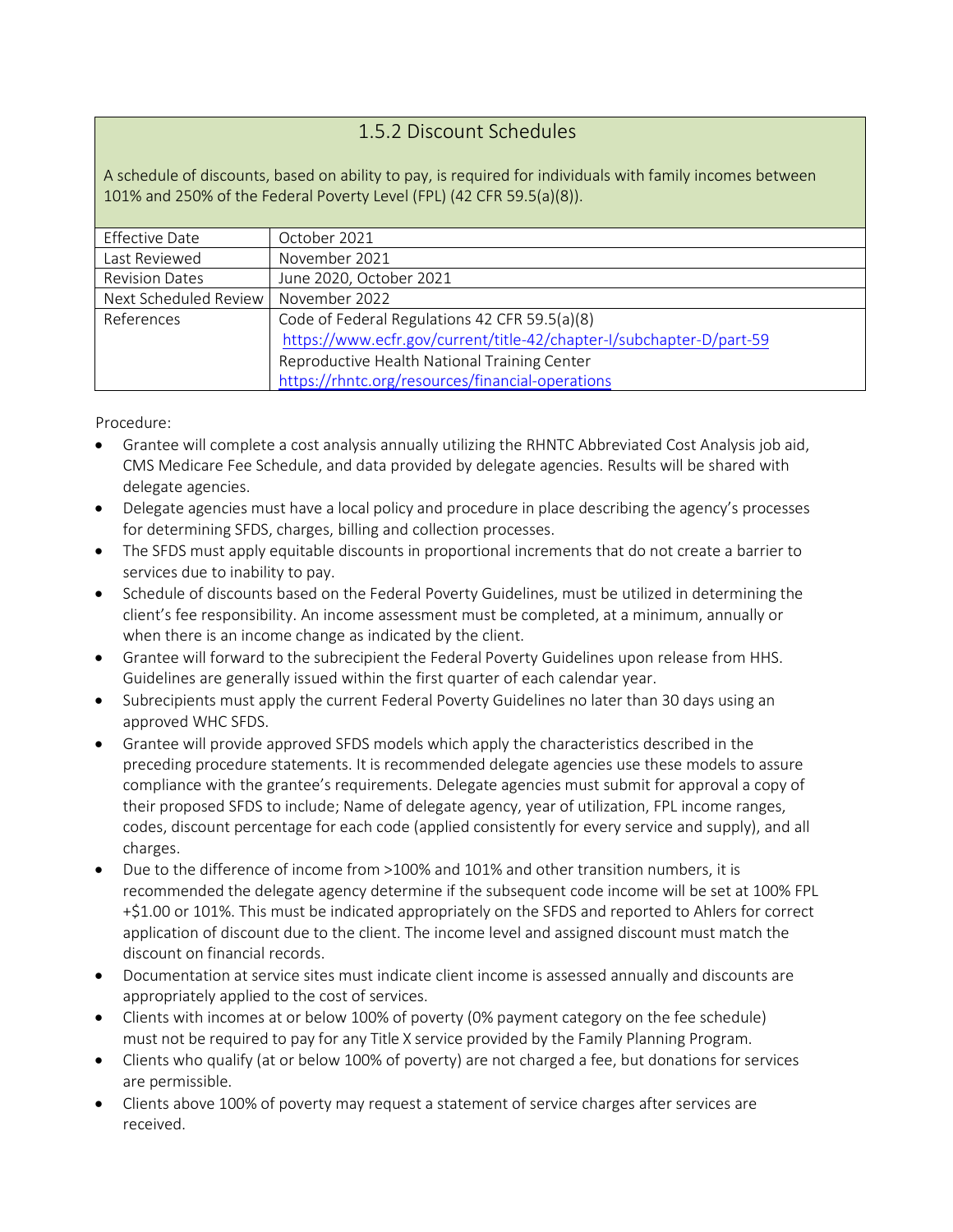## 1.5.2 Discount Schedules

A schedule of discounts, based on ability to pay, is required for individuals with family incomes between 101% and 250% of the Federal Poverty Level (FPL) (42 CFR 59.5(a)(8)).

| | |
|---|---|
| Effective Date | October 2021 |
| Last Reviewed | November 2021 |
| Revision Dates | June 2020, October 2021 |
| Next Scheduled Review | November 2022 |
| References | Code of Federal Regulations 42 CFR 59.5(a)(8) https://www.ecfr.gov/current/title-42/chapter-I/subchapter-D/part-59 Reproductive Health National Training Center https://rhntc.org/resources/financial-operations |

Procedure:

- Grantee will complete a cost analysis annually utilizing the RHNTC Abbreviated Cost Analysis job aid, CMS Medicare Fee Schedule, and data provided by delegate agencies. Results will be shared with delegate agencies.
- Delegate agencies must have a local policy and procedure in place describing the agency's processes for determining SFDS, charges, billing and collection processes.
- The SFDS must apply equitable discounts in proportional increments that do not create a barrier to services due to inability to pay.
- Schedule of discounts based on the Federal Poverty Guidelines, must be utilized in determining the client's fee responsibility. An income assessment must be completed, at a minimum, annually or when there is an income change as indicated by the client.
- Grantee will forward to the subrecipient the Federal Poverty Guidelines upon release from HHS. Guidelines are generally issued within the first quarter of each calendar year.
- Subrecipients must apply the current Federal Poverty Guidelines no later than 30 days using an approved WHC SFDS.
- Grantee will provide approved SFDS models which apply the characteristics described in the preceding procedure statements. It is recommended delegate agencies use these models to assure compliance with the grantee's requirements. Delegate agencies must submit for approval a copy of their proposed SFDS to include; Name of delegate agency, year of utilization, FPL income ranges, codes, discount percentage for each code (applied consistently for every service and supply), and all charges.
- Due to the difference of income from >100% and 101% and other transition numbers, it is recommended the delegate agency determine if the subsequent code income will be set at 100% FPL +$1.00 or 101%. This must be indicated appropriately on the SFDS and reported to Ahlers for correct application of discount due to the client. The income level and assigned discount must match the discount on financial records.
- Documentation at service sites must indicate client income is assessed annually and discounts are appropriately applied to the cost of services.
- Clients with incomes at or below 100% of poverty (0% payment category on the fee schedule) must not be required to pay for any Title X service provided by the Family Planning Program.
- Clients who qualify (at or below 100% of poverty) are not charged a fee, but donations for services are permissible.
- Clients above 100% of poverty may request a statement of service charges after services are received.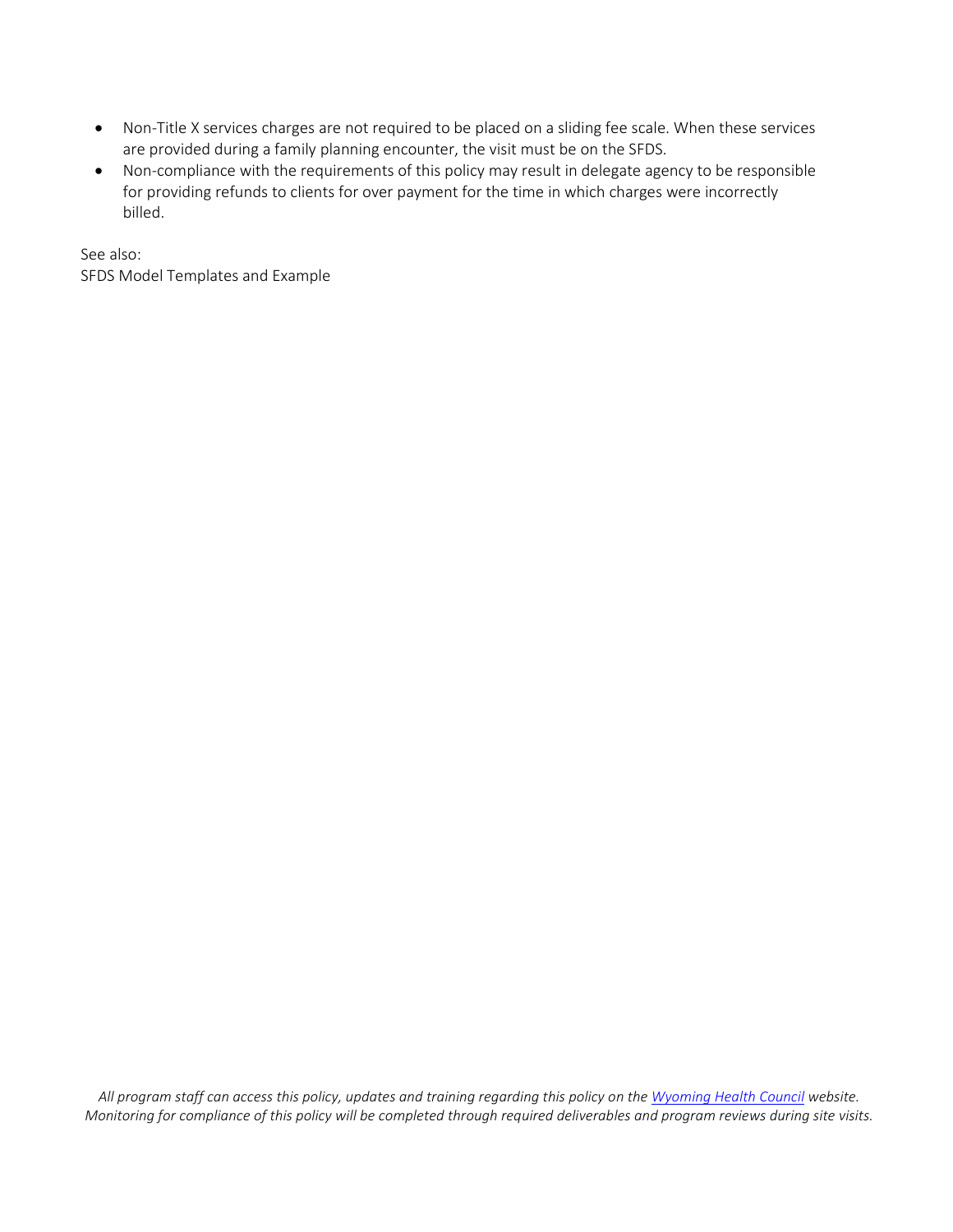- Non-Title X services charges are not required to be placed on a sliding fee scale. When these services are provided during a family planning encounter, the visit must be on the SFDS.
- Non-compliance with the requirements of this policy may result in delegate agency to be responsible for providing refunds to clients for over payment for the time in which charges were incorrectly billed.

See also:
SFDS Model Templates and Example

*All program staff can access this policy, updates and training regarding this policy on the Wyoming Health Council website. Monitoring for compliance of this policy will be completed through required deliverables and program reviews during site visits.*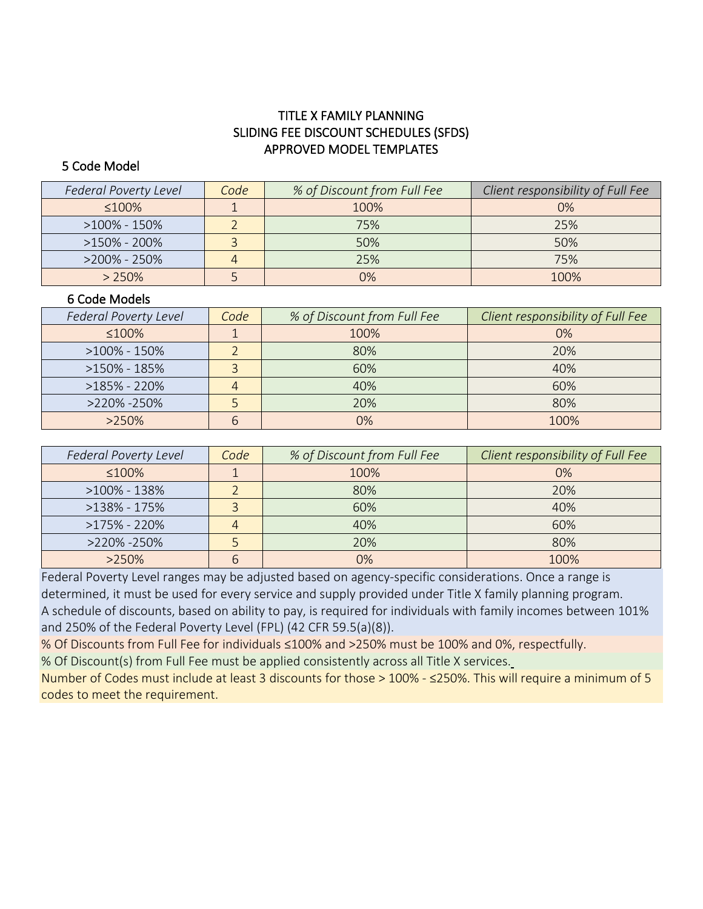# TITLE X FAMILY PLANNING
# SLIDING FEE DISCOUNT SCHEDULES (SFDS)
# APPROVED MODEL TEMPLATES

## 5 Code Model

| *Federal Poverty Level* | *Code* | *% of Discount from Full Fee* | *Client responsibility of Full Fee* |
|---|---|---|---|
| ≤100% | 1 | 100% | 0% |
| >100% - 150% | 2 | 75% | 25% |
| >150% - 200% | 3 | 50% | 50% |
| >200% - 250% | 4 | 25% | 75% |
| > 250% | 5 | 0% | 100% |

## 6 Code Models

| *Federal Poverty Level* | *Code* | *% of Discount from Full Fee* | *Client responsibility of Full Fee* |
|---|---|---|---|
| ≤100% | 1 | 100% | 0% |
| >100% - 150% | 2 | 80% | 20% |
| >150% - 185% | 3 | 60% | 40% |
| >185% - 220% | 4 | 40% | 60% |
| >220% -250% | 5 | 20% | 80% |
| >250% | 6 | 0% | 100% |

| *Federal Poverty Level* | *Code* | *% of Discount from Full Fee* | *Client responsibility of Full Fee* |
|---|---|---|---|
| ≤100% | 1 | 100% | 0% |
| >100% - 138% | 2 | 80% | 20% |
| >138% - 175% | 3 | 60% | 40% |
| >175% - 220% | 4 | 40% | 60% |
| >220% -250% | 5 | 20% | 80% |
| >250% | 6 | 0% | 100% |

Federal Poverty Level ranges may be adjusted based on agency-specific considerations. Once a range is determined, it must be used for every service and supply provided under Title X family planning program. A schedule of discounts, based on ability to pay, is required for individuals with family incomes between 101% and 250% of the Federal Poverty Level (FPL) (42 CFR 59.5(a)(8)).

% Of Discounts from Full Fee for individuals ≤100% and >250% must be 100% and 0%, respectfully.

% Of Discount(s) from Full Fee must be applied consistently across all Title X services.

Number of Codes must include at least 3 discounts for those > 100% - ≤250%. This will require a minimum of 5 codes to meet the requirement.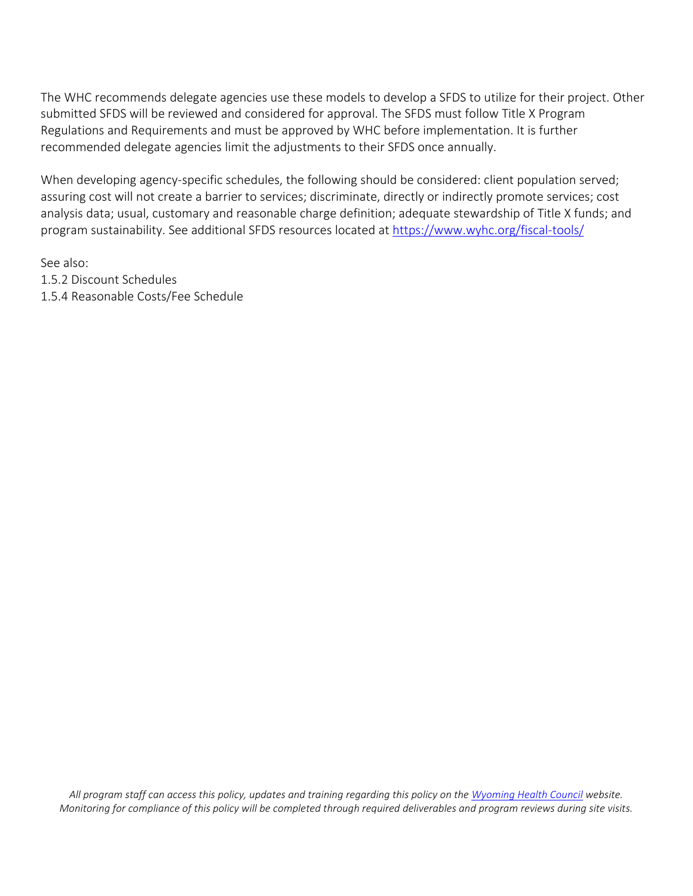The WHC recommends delegate agencies use these models to develop a SFDS to utilize for their project. Other submitted SFDS will be reviewed and considered for approval. The SFDS must follow Title X Program Regulations and Requirements and must be approved by WHC before implementation. It is further recommended delegate agencies limit the adjustments to their SFDS once annually.

When developing agency-specific schedules, the following should be considered: client population served; assuring cost will not create a barrier to services; discriminate, directly or indirectly promote services; cost analysis data; usual, customary and reasonable charge definition; adequate stewardship of Title X funds; and program sustainability. See additional SFDS resources located at [https://www.wyhc.org/fiscal-tools/](https://www.wyhc.org/fiscal-tools/)

See also:
1.5.2 Discount Schedules
1.5.4 Reasonable Costs/Fee Schedule

*All program staff can access this policy, updates and training regarding this policy on the [Wyoming Health Council](https://www.wyhc.org) website. Monitoring for compliance of this policy will be completed through required deliverables and program reviews during site visits.*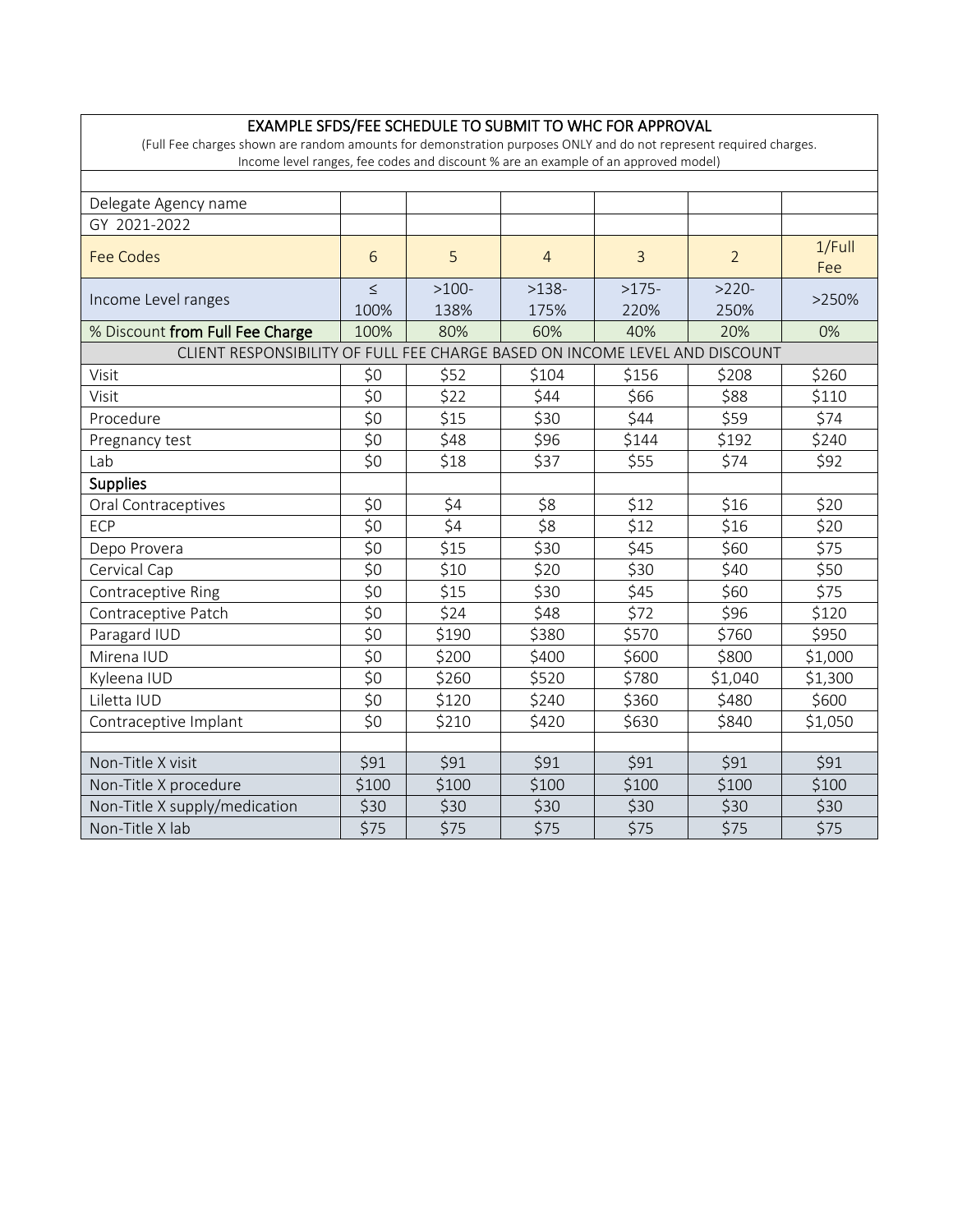| EXAMPLE SFDS/FEE SCHEDULE TO SUBMIT TO WHC FOR APPROVAL (Full Fee charges shown are random amounts for demonstration purposes ONLY and do not represent required charges. Income level ranges, fee codes and discount % are an example of an approved model) | | | | | | |
|---|---|---|---|---|---|---|
| | | | | | | |
| Delegate Agency name | | | | | | |
| GY 2021-2022 | | | | | | |
| Fee Codes | 6 | 5 | 4 | 3 | 2 | 1/Full Fee |
| Income Level ranges | ≤ 100% | >100-138% | >138-175% | >175-220% | >220-250% | >250% |
| % Discount **from Full Fee Charge** | 100% | 80% | 60% | 40% | 20% | 0% |
| CLIENT RESPONSIBILITY OF FULL FEE CHARGE BASED ON INCOME LEVEL AND DISCOUNT | | | | | | |
| Visit | $0 | $52 | $104 | $156 | $208 | $260 |
| Visit | $0 | $22 | $44 | $66 | $88 | $110 |
| Procedure | $0 | $15 | $30 | $44 | $59 | $74 |
| Pregnancy test | $0 | $48 | $96 | $144 | $192 | $240 |
| Lab | $0 | $18 | $37 | $55 | $74 | $92 |
| **Supplies** | | | | | | |
| Oral Contraceptives | $0 | $4 | $8 | $12 | $16 | $20 |
| ECP | $0 | $4 | $8 | $12 | $16 | $20 |
| Depo Provera | $0 | $15 | $30 | $45 | $60 | $75 |
| Cervical Cap | $0 | $10 | $20 | $30 | $40 | $50 |
| Contraceptive Ring | $0 | $15 | $30 | $45 | $60 | $75 |
| Contraceptive Patch | $0 | $24 | $48 | $72 | $96 | $120 |
| Paragard IUD | $0 | $190 | $380 | $570 | $760 | $950 |
| Mirena IUD | $0 | $200 | $400 | $600 | $800 | $1,000 |
| Kyleena IUD | $0 | $260 | $520 | $780 | $1,040 | $1,300 |
| Liletta IUD | $0 | $120 | $240 | $360 | $480 | $600 |
| Contraceptive Implant | $0 | $210 | $420 | $630 | $840 | $1,050 |
| | | | | | | |
| Non-Title X visit | $91 | $91 | $91 | $91 | $91 | $91 |
| Non-Title X procedure | $100 | $100 | $100 | $100 | $100 | $100 |
| Non-Title X supply/medication | $30 | $30 | $30 | $30 | $30 | $30 |
| Non-Title X lab | $75 | $75 | $75 | $75 | $75 | $75 |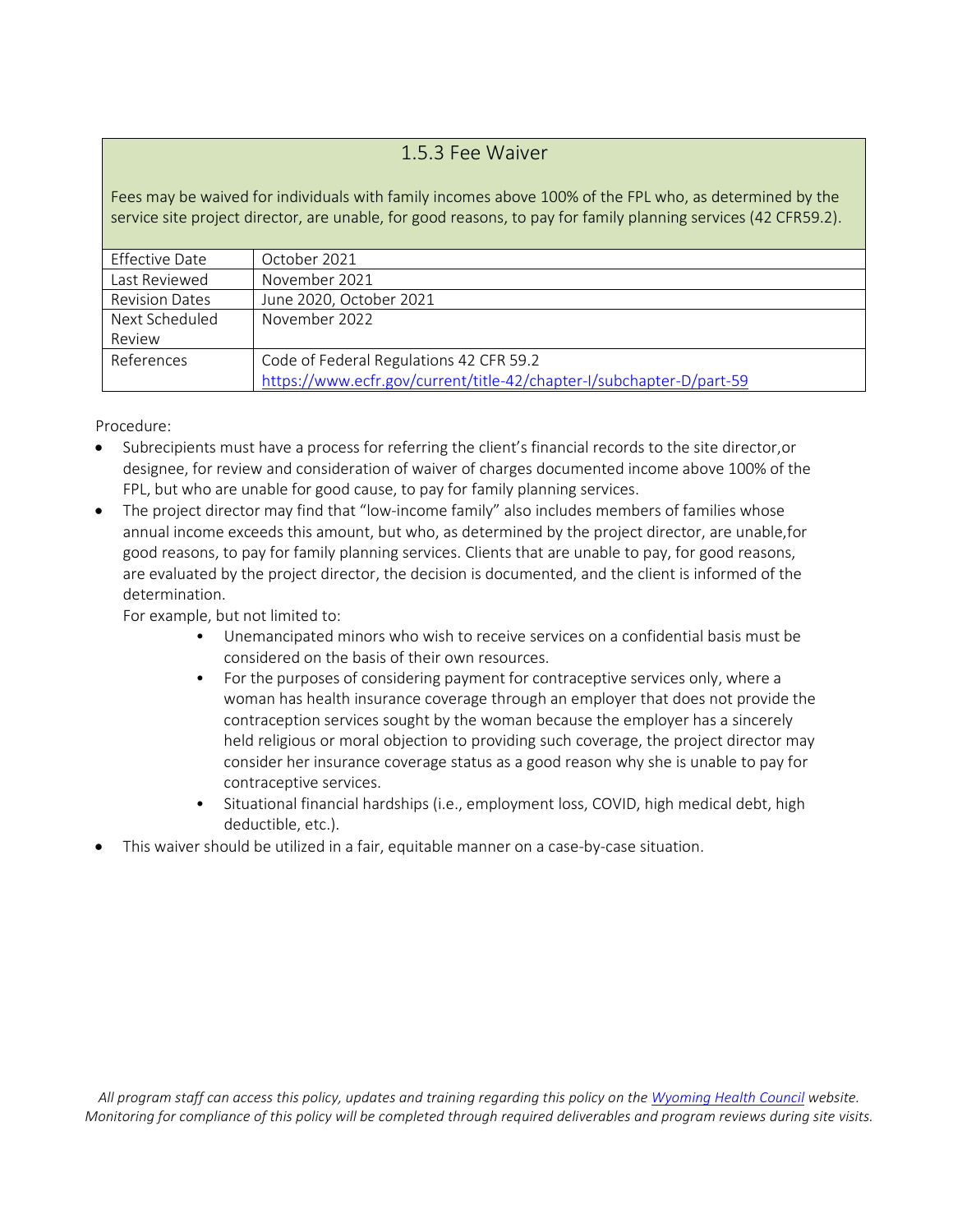### 1.5.3 Fee Waiver

Fees may be waived for individuals with family incomes above 100% of the FPL who, as determined by the service site project director, are unable, for good reasons, to pay for family planning services (42 CFR59.2).

| | |
|---|---|
| Effective Date | October 2021 |
| Last Reviewed | November 2021 |
| Revision Dates | June 2020, October 2021 |
| Next Scheduled Review | November 2022 |
| References | Code of Federal Regulations 42 CFR 59.2 https://www.ecfr.gov/current/title-42/chapter-I/subchapter-D/part-59 |

Procedure:

- Subrecipients must have a process for referring the client's financial records to the site director,or designee, for review and consideration of waiver of charges documented income above 100% of the FPL, but who are unable for good cause, to pay for family planning services.
- The project director may find that "low-income family" also includes members of families whose annual income exceeds this amount, but who, as determined by the project director, are unable,for good reasons, to pay for family planning services. Clients that are unable to pay, for good reasons, are evaluated by the project director, the decision is documented, and the client is informed of the determination.

  For example, but not limited to:
    - Unemancipated minors who wish to receive services on a confidential basis must be considered on the basis of their own resources.
    - For the purposes of considering payment for contraceptive services only, where a woman has health insurance coverage through an employer that does not provide the contraception services sought by the woman because the employer has a sincerely held religious or moral objection to providing such coverage, the project director may consider her insurance coverage status as a good reason why she is unable to pay for contraceptive services.
    - Situational financial hardships (i.e., employment loss, COVID, high medical debt, high deductible, etc.).
- This waiver should be utilized in a fair, equitable manner on a case-by-case situation.

*All program staff can access this policy, updates and training regarding this policy on the Wyoming Health Council website. Monitoring for compliance of this policy will be completed through required deliverables and program reviews during site visits.*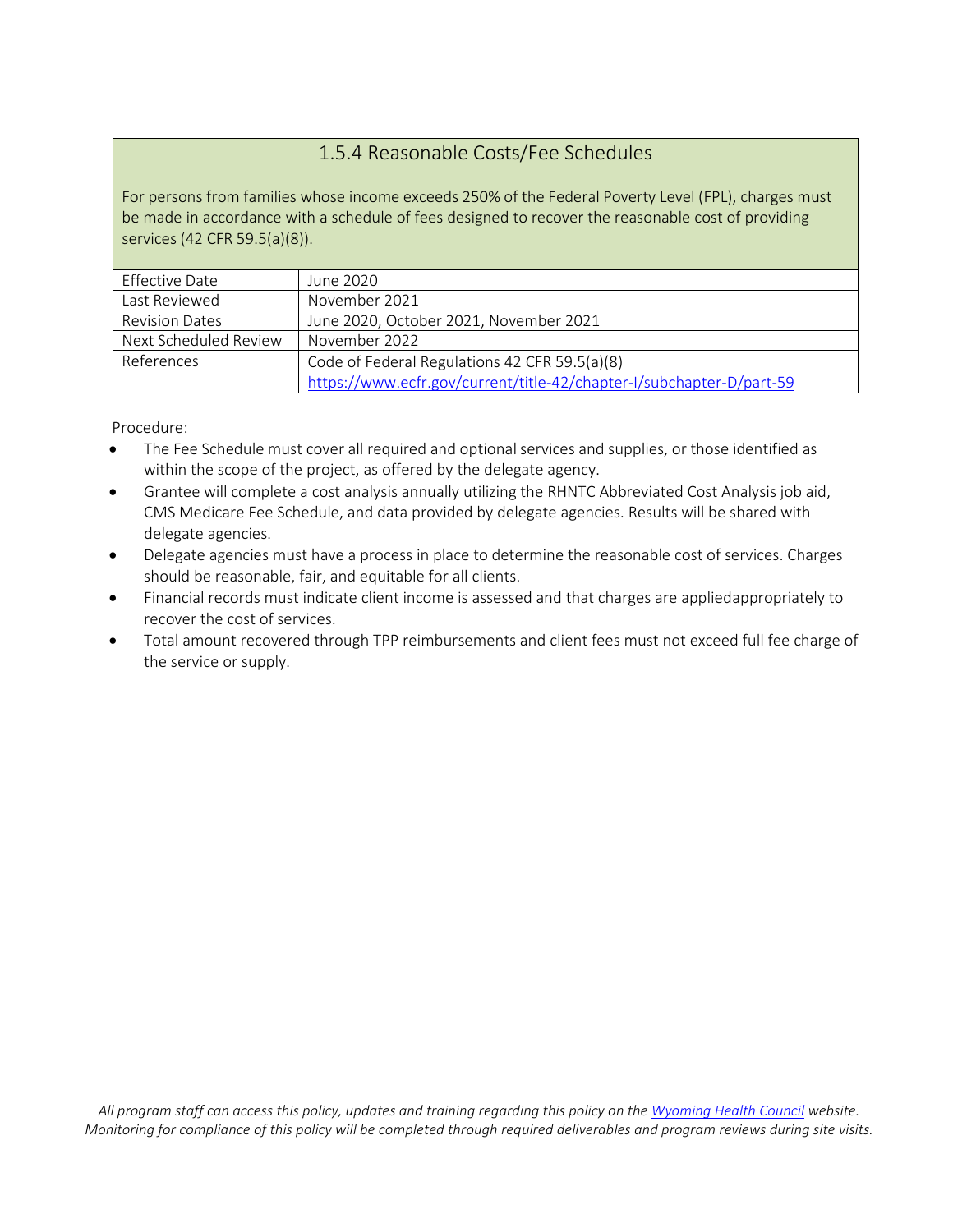## 1.5.4 Reasonable Costs/Fee Schedules

For persons from families whose income exceeds 250% of the Federal Poverty Level (FPL), charges must be made in accordance with a schedule of fees designed to recover the reasonable cost of providing services (42 CFR 59.5(a)(8)).

| | |
|---|---|
| Effective Date | June 2020 |
| Last Reviewed | November 2021 |
| Revision Dates | June 2020, October 2021, November 2021 |
| Next Scheduled Review | November 2022 |
| References | Code of Federal Regulations 42 CFR 59.5(a)(8) [https://www.ecfr.gov/current/title-42/chapter-I/subchapter-D/part-59](https://www.ecfr.gov/current/title-42/chapter-I/subchapter-D/part-59) |

Procedure:

- The Fee Schedule must cover all required and optional services and supplies, or those identified as within the scope of the project, as offered by the delegate agency.
- Grantee will complete a cost analysis annually utilizing the RHNTC Abbreviated Cost Analysis job aid, CMS Medicare Fee Schedule, and data provided by delegate agencies. Results will be shared with delegate agencies.
- Delegate agencies must have a process in place to determine the reasonable cost of services. Charges should be reasonable, fair, and equitable for all clients.
- Financial records must indicate client income is assessed and that charges are appliedappropriately to recover the cost of services.
- Total amount recovered through TPP reimbursements and client fees must not exceed full fee charge of the service or supply.

*All program staff can access this policy, updates and training regarding this policy on the [Wyoming Health Council](#) website. Monitoring for compliance of this policy will be completed through required deliverables and program reviews during site visits.*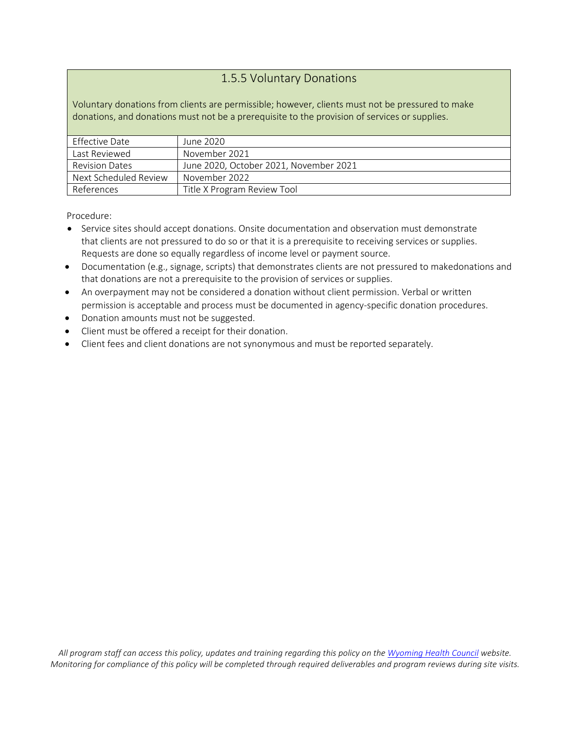## 1.5.5 Voluntary Donations

Voluntary donations from clients are permissible; however, clients must not be pressured to make donations, and donations must not be a prerequisite to the provision of services or supplies.

| | |
|---|---|
| Effective Date | June 2020 |
| Last Reviewed | November 2021 |
| Revision Dates | June 2020, October 2021, November 2021 |
| Next Scheduled Review | November 2022 |
| References | Title X Program Review Tool |

Procedure:

- Service sites should accept donations. Onsite documentation and observation must demonstrate that clients are not pressured to do so or that it is a prerequisite to receiving services or supplies. Requests are done so equally regardless of income level or payment source.
- Documentation (e.g., signage, scripts) that demonstrates clients are not pressured to makedonations and that donations are not a prerequisite to the provision of services or supplies.
- An overpayment may not be considered a donation without client permission. Verbal or written permission is acceptable and process must be documented in agency-specific donation procedures.
- Donation amounts must not be suggested.
- Client must be offered a receipt for their donation.
- Client fees and client donations are not synonymous and must be reported separately.

*All program staff can access this policy, updates and training regarding this policy on the Wyoming Health Council website. Monitoring for compliance of this policy will be completed through required deliverables and program reviews during site visits.*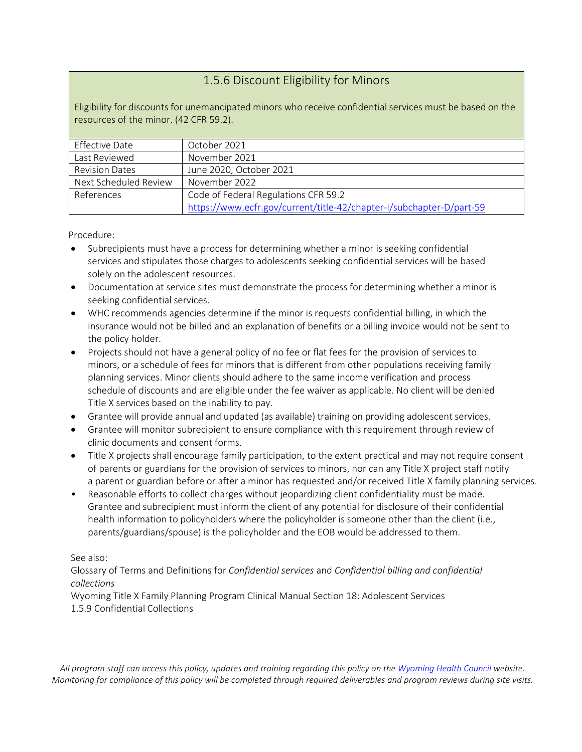## 1.5.6 Discount Eligibility for Minors

Eligibility for discounts for unemancipated minors who receive confidential services must be based on the resources of the minor. (42 CFR 59.2).

| | |
|---|---|
| Effective Date | October 2021 |
| Last Reviewed | November 2021 |
| Revision Dates | June 2020, October 2021 |
| Next Scheduled Review | November 2022 |
| References | Code of Federal Regulations CFR 59.2<br>https://www.ecfr.gov/current/title-42/chapter-I/subchapter-D/part-59 |

Procedure:

- Subrecipients must have a process for determining whether a minor is seeking confidential services and stipulates those charges to adolescents seeking confidential services will be based solely on the adolescent resources.
- Documentation at service sites must demonstrate the process for determining whether a minor is seeking confidential services.
- WHC recommends agencies determine if the minor is requests confidential billing, in which the insurance would not be billed and an explanation of benefits or a billing invoice would not be sent to the policy holder.
- Projects should not have a general policy of no fee or flat fees for the provision of services to minors, or a schedule of fees for minors that is different from other populations receiving family planning services. Minor clients should adhere to the same income verification and process schedule of discounts and are eligible under the fee waiver as applicable. No client will be denied Title X services based on the inability to pay.
- Grantee will provide annual and updated (as available) training on providing adolescent services.
- Grantee will monitor subrecipient to ensure compliance with this requirement through review of clinic documents and consent forms.
- Title X projects shall encourage family participation, to the extent practical and may not require consent of parents or guardians for the provision of services to minors, nor can any Title X project staff notify a parent or guardian before or after a minor has requested and/or received Title X family planning services.
- Reasonable efforts to collect charges without jeopardizing client confidentiality must be made. Grantee and subrecipient must inform the client of any potential for disclosure of their confidential health information to policyholders where the policyholder is someone other than the client (i.e., parents/guardians/spouse) is the policyholder and the EOB would be addressed to them.

See also:
Glossary of Terms and Definitions for *Confidential services* and *Confidential billing and confidential collections*
Wyoming Title X Family Planning Program Clinical Manual Section 18: Adolescent Services
1.5.9 Confidential Collections

*All program staff can access this policy, updates and training regarding this policy on the Wyoming Health Council website. Monitoring for compliance of this policy will be completed through required deliverables and program reviews during site visits.*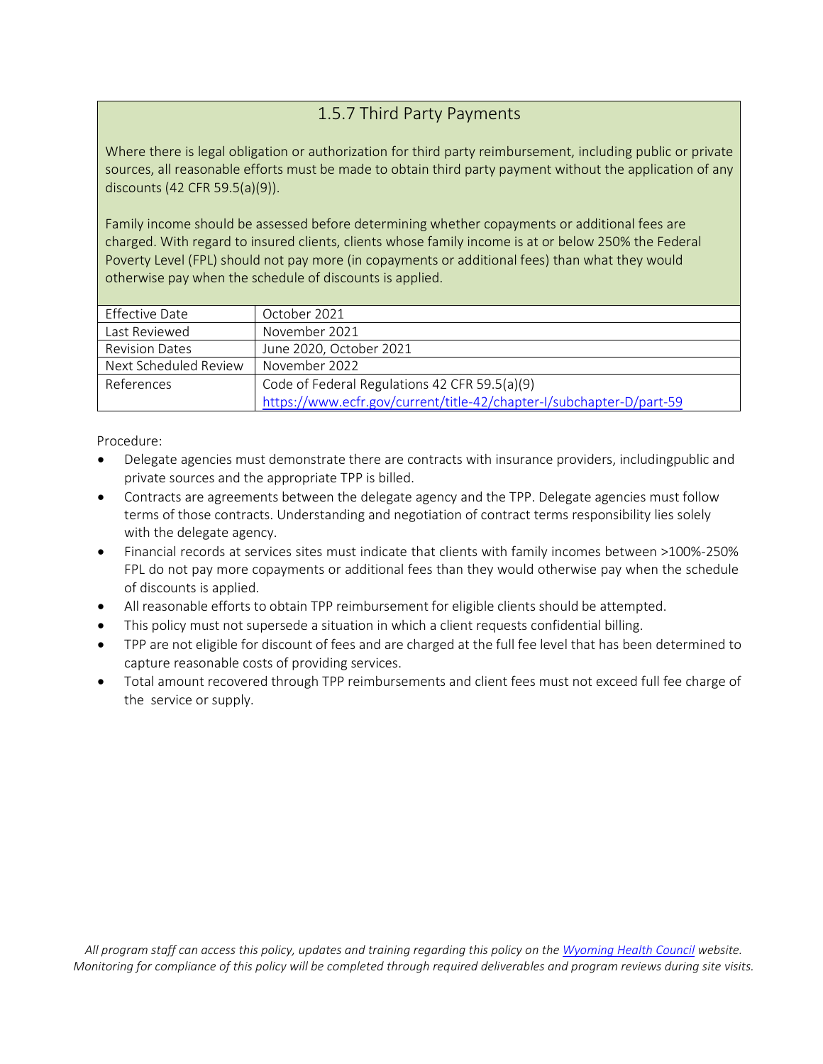## 1.5.7 Third Party Payments

Where there is legal obligation or authorization for third party reimbursement, including public or private sources, all reasonable efforts must be made to obtain third party payment without the application of any discounts (42 CFR 59.5(a)(9)).

Family income should be assessed before determining whether copayments or additional fees are charged. With regard to insured clients, clients whose family income is at or below 250% the Federal Poverty Level (FPL) should not pay more (in copayments or additional fees) than what they would otherwise pay when the schedule of discounts is applied.

| | |
|---|---|
| Effective Date | October 2021 |
| Last Reviewed | November 2021 |
| Revision Dates | June 2020, October 2021 |
| Next Scheduled Review | November 2022 |
| References | Code of Federal Regulations 42 CFR 59.5(a)(9) [https://www.ecfr.gov/current/title-42/chapter-I/subchapter-D/part-59](https://www.ecfr.gov/current/title-42/chapter-I/subchapter-D/part-59) |

Procedure:

- Delegate agencies must demonstrate there are contracts with insurance providers, includingpublic and private sources and the appropriate TPP is billed.
- Contracts are agreements between the delegate agency and the TPP. Delegate agencies must follow terms of those contracts. Understanding and negotiation of contract terms responsibility lies solely with the delegate agency.
- Financial records at services sites must indicate that clients with family incomes between >100%-250% FPL do not pay more copayments or additional fees than they would otherwise pay when the schedule of discounts is applied.
- All reasonable efforts to obtain TPP reimbursement for eligible clients should be attempted.
- This policy must not supersede a situation in which a client requests confidential billing.
- TPP are not eligible for discount of fees and are charged at the full fee level that has been determined to capture reasonable costs of providing services.
- Total amount recovered through TPP reimbursements and client fees must not exceed full fee charge of the service or supply.

*All program staff can access this policy, updates and training regarding this policy on the [Wyoming Health Council](#) website. Monitoring for compliance of this policy will be completed through required deliverables and program reviews during site visits.*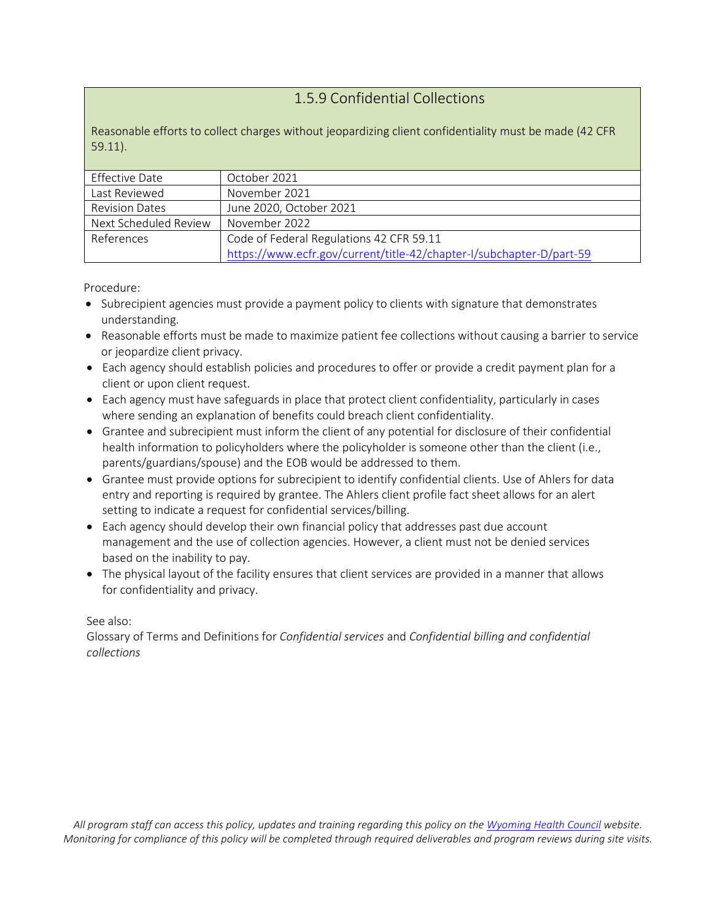## 1.5.9 Confidential Collections

Reasonable efforts to collect charges without jeopardizing client confidentiality must be made (42 CFR 59.11).

| Effective Date | October 2021 |
|---|---|
| Last Reviewed | November 2021 |
| Revision Dates | June 2020, October 2021 |
| Next Scheduled Review | November 2022 |
| References | Code of Federal Regulations 42 CFR 59.11<br>https://www.ecfr.gov/current/title-42/chapter-I/subchapter-D/part-59 |

Procedure:

- Subrecipient agencies must provide a payment policy to clients with signature that demonstrates understanding.
- Reasonable efforts must be made to maximize patient fee collections without causing a barrier to service or jeopardize client privacy.
- Each agency should establish policies and procedures to offer or provide a credit payment plan for a client or upon client request.
- Each agency must have safeguards in place that protect client confidentiality, particularly in cases where sending an explanation of benefits could breach client confidentiality.
- Grantee and subrecipient must inform the client of any potential for disclosure of their confidential health information to policyholders where the policyholder is someone other than the client (i.e., parents/guardians/spouse) and the EOB would be addressed to them.
- Grantee must provide options for subrecipient to identify confidential clients. Use of Ahlers for data entry and reporting is required by grantee. The Ahlers client profile fact sheet allows for an alert setting to indicate a request for confidential services/billing.
- Each agency should develop their own financial policy that addresses past due account management and the use of collection agencies. However, a client must not be denied services based on the inability to pay.
- The physical layout of the facility ensures that client services are provided in a manner that allows for confidentiality and privacy.

See also:
Glossary of Terms and Definitions for *Confidential services* and *Confidential billing and confidential collections*

*All program staff can access this policy, updates and training regarding this policy on the Wyoming Health Council website. Monitoring for compliance of this policy will be completed through required deliverables and program reviews during site visits.*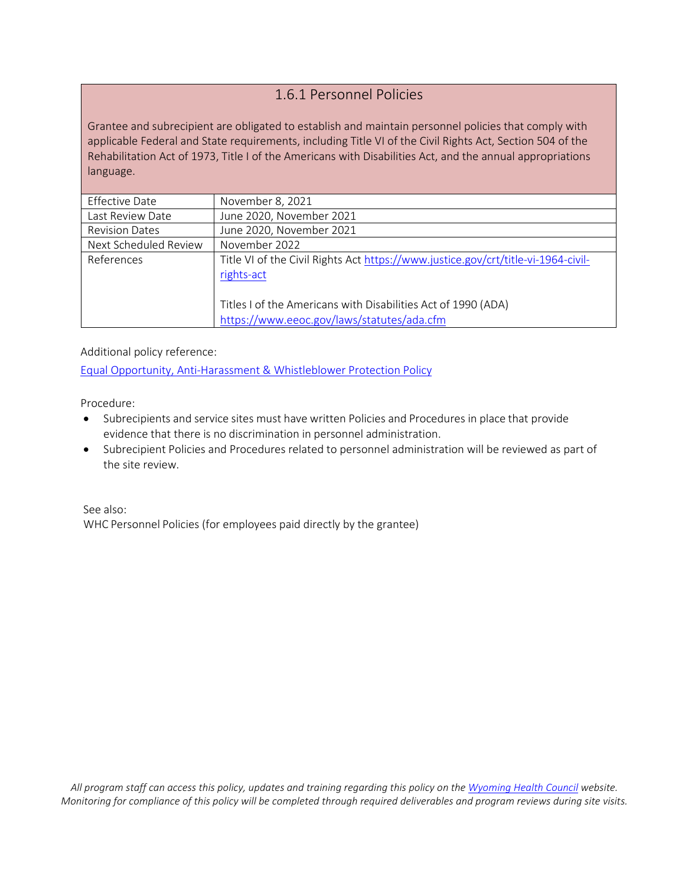## 1.6.1 Personnel Policies

Grantee and subrecipient are obligated to establish and maintain personnel policies that comply with applicable Federal and State requirements, including Title VI of the Civil Rights Act, Section 504 of the Rehabilitation Act of 1973, Title I of the Americans with Disabilities Act, and the annual appropriations language.

| | |
|---|---|
| Effective Date | November 8, 2021 |
| Last Review Date | June 2020, November 2021 |
| Revision Dates | June 2020, November 2021 |
| Next Scheduled Review | November 2022 |
| References | Title VI of the Civil Rights Act [https://www.justice.gov/crt/title-vi-1964-civil-rights-act](https://www.justice.gov/crt/title-vi-1964-civil-rights-act)<br><br>Titles I of the Americans with Disabilities Act of 1990 (ADA) [https://www.eeoc.gov/laws/statutes/ada.cfm](https://www.eeoc.gov/laws/statutes/ada.cfm) |

Additional policy reference:

[Equal Opportunity, Anti-Harassment & Whistleblower Protection Policy]()

Procedure:

- Subrecipients and service sites must have written Policies and Procedures in place that provide evidence that there is no discrimination in personnel administration.
- Subrecipient Policies and Procedures related to personnel administration will be reviewed as part of the site review.

See also:
WHC Personnel Policies (for employees paid directly by the grantee)

*All program staff can access this policy, updates and training regarding this policy on the [Wyoming Health Council]() website. Monitoring for compliance of this policy will be completed through required deliverables and program reviews during site visits.*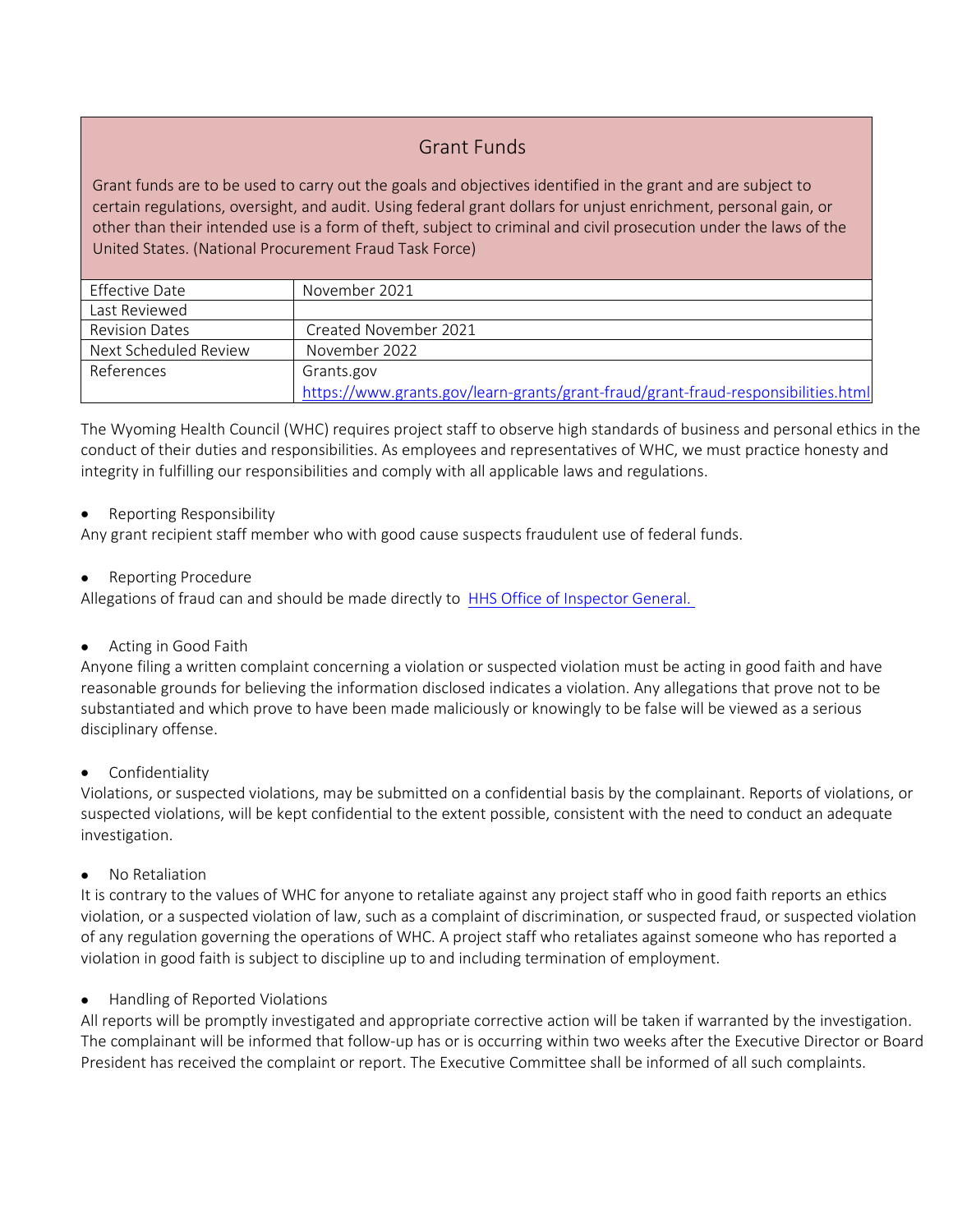## Grant Funds

Grant funds are to be used to carry out the goals and objectives identified in the grant and are subject to certain regulations, oversight, and audit. Using federal grant dollars for unjust enrichment, personal gain, or other than their intended use is a form of theft, subject to criminal and civil prosecution under the laws of the United States. (National Procurement Fraud Task Force)

| Effective Date | November 2021 |
|---|---|
| Last Reviewed | |
| Revision Dates | Created November 2021 |
| Next Scheduled Review | November 2022 |
| References | Grants.gov<br>https://www.grants.gov/learn-grants/grant-fraud/grant-fraud-responsibilities.html |

The Wyoming Health Council (WHC) requires project staff to observe high standards of business and personal ethics in the conduct of their duties and responsibilities. As employees and representatives of WHC, we must practice honesty and integrity in fulfilling our responsibilities and comply with all applicable laws and regulations.

- Reporting Responsibility

Any grant recipient staff member who with good cause suspects fraudulent use of federal funds.

- Reporting Procedure

Allegations of fraud can and should be made directly to HHS Office of Inspector General.

- Acting in Good Faith

Anyone filing a written complaint concerning a violation or suspected violation must be acting in good faith and have reasonable grounds for believing the information disclosed indicates a violation. Any allegations that prove not to be substantiated and which prove to have been made maliciously or knowingly to be false will be viewed as a serious disciplinary offense.

- Confidentiality

Violations, or suspected violations, may be submitted on a confidential basis by the complainant. Reports of violations, or suspected violations, will be kept confidential to the extent possible, consistent with the need to conduct an adequate investigation.

- No Retaliation

It is contrary to the values of WHC for anyone to retaliate against any project staff who in good faith reports an ethics violation, or a suspected violation of law, such as a complaint of discrimination, or suspected fraud, or suspected violation of any regulation governing the operations of WHC. A project staff who retaliates against someone who has reported a violation in good faith is subject to discipline up to and including termination of employment.

- Handling of Reported Violations

All reports will be promptly investigated and appropriate corrective action will be taken if warranted by the investigation. The complainant will be informed that follow-up has or is occurring within two weeks after the Executive Director or Board President has received the complaint or report. The Executive Committee shall be informed of all such complaints.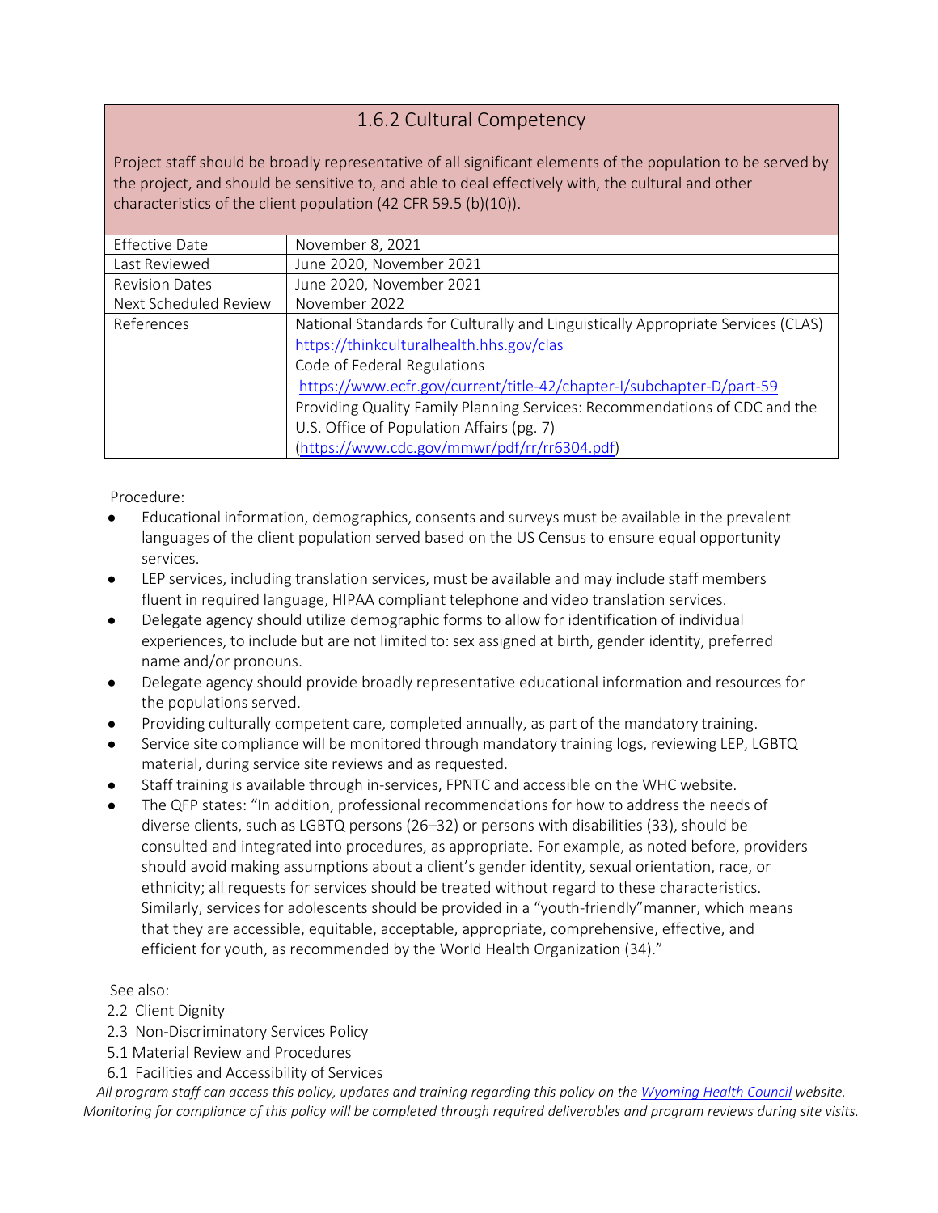## 1.6.2 Cultural Competency

Project staff should be broadly representative of all significant elements of the population to be served by the project, and should be sensitive to, and able to deal effectively with, the cultural and other characteristics of the client population (42 CFR 59.5 (b)(10)).

| | |
|---|---|
| Effective Date | November 8, 2021 |
| Last Reviewed | June 2020, November 2021 |
| Revision Dates | June 2020, November 2021 |
| Next Scheduled Review | November 2022 |
| References | National Standards for Culturally and Linguistically Appropriate Services (CLAS) https://thinkculturalhealth.hhs.gov/clas<br>Code of Federal Regulations https://www.ecfr.gov/current/title-42/chapter-I/subchapter-D/part-59<br>Providing Quality Family Planning Services: Recommendations of CDC and the U.S. Office of Population Affairs (pg. 7) (https://www.cdc.gov/mmwr/pdf/rr/rr6304.pdf) |

Procedure:

- Educational information, demographics, consents and surveys must be available in the prevalent languages of the client population served based on the US Census to ensure equal opportunity services.
- LEP services, including translation services, must be available and may include staff members fluent in required language, HIPAA compliant telephone and video translation services.
- Delegate agency should utilize demographic forms to allow for identification of individual experiences, to include but are not limited to: sex assigned at birth, gender identity, preferred name and/or pronouns.
- Delegate agency should provide broadly representative educational information and resources for the populations served.
- Providing culturally competent care, completed annually, as part of the mandatory training.
- Service site compliance will be monitored through mandatory training logs, reviewing LEP, LGBTQ material, during service site reviews and as requested.
- Staff training is available through in-services, FPNTC and accessible on the WHC website.
- The QFP states: "In addition, professional recommendations for how to address the needs of diverse clients, such as LGBTQ persons (26–32) or persons with disabilities (33), should be consulted and integrated into procedures, as appropriate. For example, as noted before, providers should avoid making assumptions about a client's gender identity, sexual orientation, race, or ethnicity; all requests for services should be treated without regard to these characteristics. Similarly, services for adolescents should be provided in a "youth-friendly"manner, which means that they are accessible, equitable, acceptable, appropriate, comprehensive, effective, and efficient for youth, as recommended by the World Health Organization (34)."

See also:

2.2 Client Dignity
2.3 Non-Discriminatory Services Policy
5.1 Material Review and Procedures
6.1 Facilities and Accessibility of Services

*All program staff can access this policy, updates and training regarding this policy on the Wyoming Health Council website. Monitoring for compliance of this policy will be completed through required deliverables and program reviews during site visits.*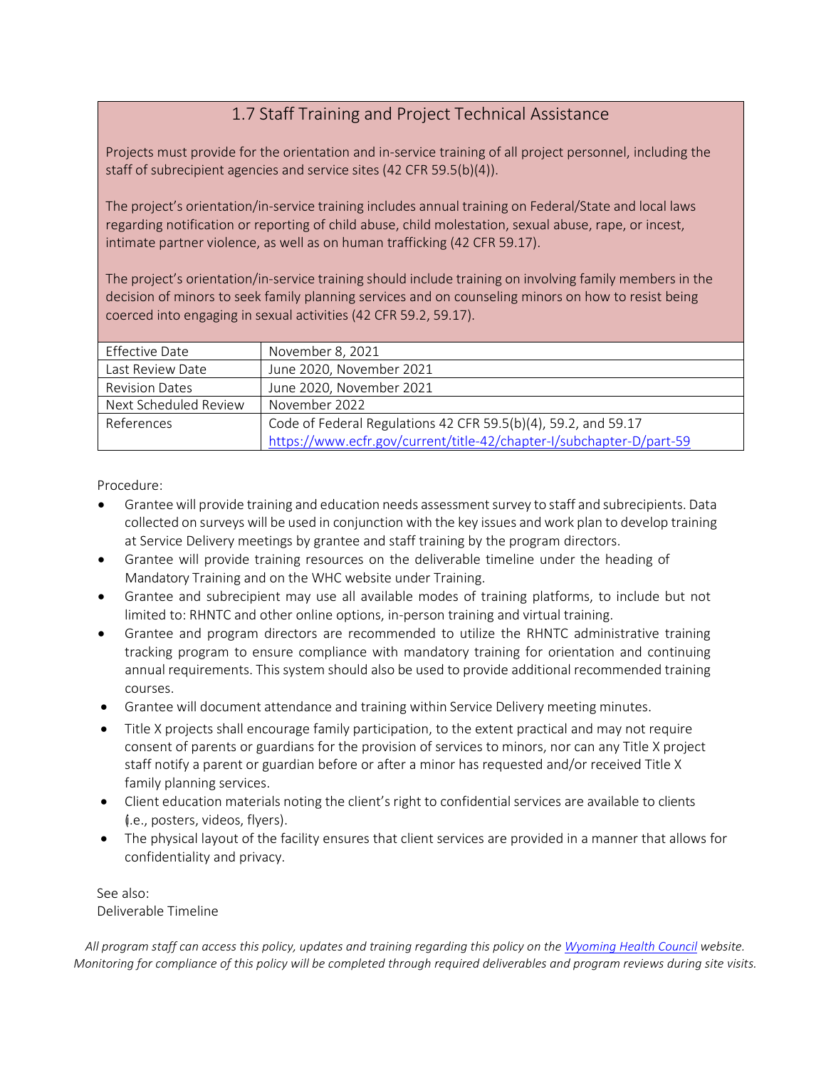## 1.7 Staff Training and Project Technical Assistance

Projects must provide for the orientation and in-service training of all project personnel, including the staff of subrecipient agencies and service sites (42 CFR 59.5(b)(4)).

The project's orientation/in-service training includes annual training on Federal/State and local laws regarding notification or reporting of child abuse, child molestation, sexual abuse, rape, or incest, intimate partner violence, as well as on human trafficking (42 CFR 59.17).

The project's orientation/in-service training should include training on involving family members in the decision of minors to seek family planning services and on counseling minors on how to resist being coerced into engaging in sexual activities (42 CFR 59.2, 59.17).

| | |
|---|---|
| Effective Date | November 8, 2021 |
| Last Review Date | June 2020, November 2021 |
| Revision Dates | June 2020, November 2021 |
| Next Scheduled Review | November 2022 |
| References | Code of Federal Regulations 42 CFR 59.5(b)(4), 59.2, and 59.17 https://www.ecfr.gov/current/title-42/chapter-I/subchapter-D/part-59 |

Procedure:

- Grantee will provide training and education needs assessment survey to staff and subrecipients. Data collected on surveys will be used in conjunction with the key issues and work plan to develop training at Service Delivery meetings by grantee and staff training by the program directors.
- Grantee will provide training resources on the deliverable timeline under the heading of Mandatory Training and on the WHC website under Training.
- Grantee and subrecipient may use all available modes of training platforms, to include but not limited to: RHNTC and other online options, in-person training and virtual training.
- Grantee and program directors are recommended to utilize the RHNTC administrative training tracking program to ensure compliance with mandatory training for orientation and continuing annual requirements. This system should also be used to provide additional recommended training courses.
- Grantee will document attendance and training within Service Delivery meeting minutes.
- Title X projects shall encourage family participation, to the extent practical and may not require consent of parents or guardians for the provision of services to minors, nor can any Title X project staff notify a parent or guardian before or after a minor has requested and/or received Title X family planning services.
- Client education materials noting the client's right to confidential services are available to clients (i.e., posters, videos, flyers).
- The physical layout of the facility ensures that client services are provided in a manner that allows for confidentiality and privacy.

See also:
Deliverable Timeline

*All program staff can access this policy, updates and training regarding this policy on the Wyoming Health Council website. Monitoring for compliance of this policy will be completed through required deliverables and program reviews during site visits.*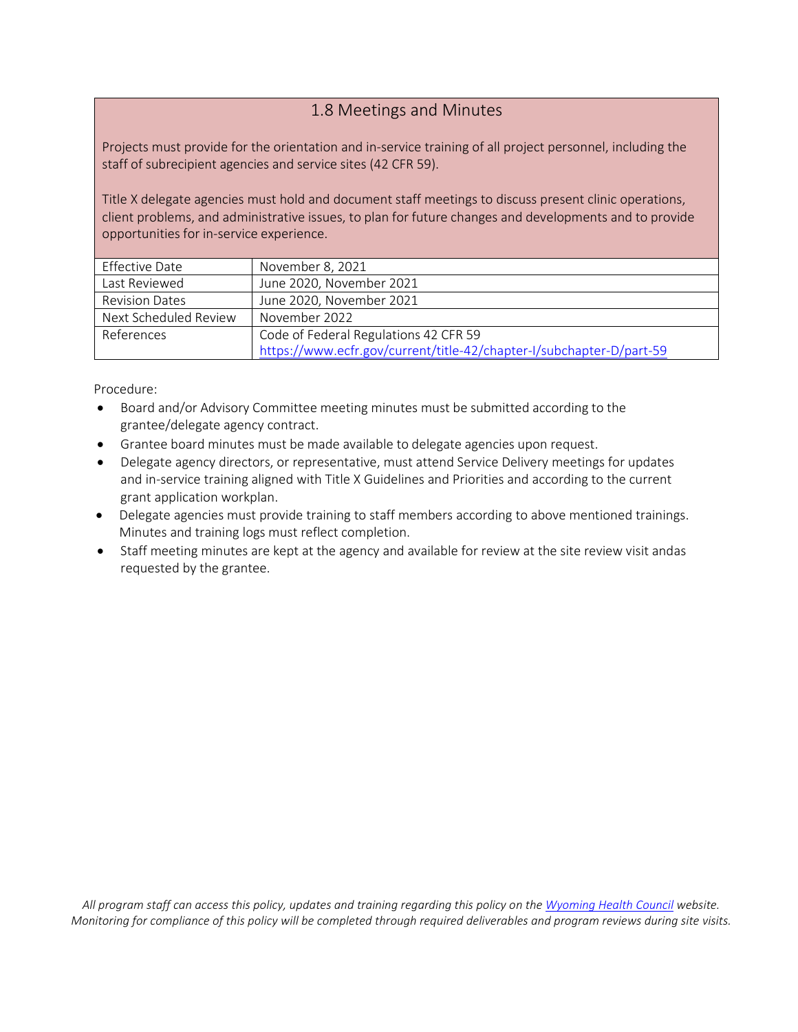## 1.8 Meetings and Minutes

Projects must provide for the orientation and in-service training of all project personnel, including the staff of subrecipient agencies and service sites (42 CFR 59).

Title X delegate agencies must hold and document staff meetings to discuss present clinic operations, client problems, and administrative issues, to plan for future changes and developments and to provide opportunities for in-service experience.

| | |
|---|---|
| Effective Date | November 8, 2021 |
| Last Reviewed | June 2020, November 2021 |
| Revision Dates | June 2020, November 2021 |
| Next Scheduled Review | November 2022 |
| References | Code of Federal Regulations 42 CFR 59<br>https://www.ecfr.gov/current/title-42/chapter-I/subchapter-D/part-59 |

Procedure:

- Board and/or Advisory Committee meeting minutes must be submitted according to the grantee/delegate agency contract.
- Grantee board minutes must be made available to delegate agencies upon request.
- Delegate agency directors, or representative, must attend Service Delivery meetings for updates and in-service training aligned with Title X Guidelines and Priorities and according to the current grant application workplan.
- Delegate agencies must provide training to staff members according to above mentioned trainings. Minutes and training logs must reflect completion.
- Staff meeting minutes are kept at the agency and available for review at the site review visit andas requested by the grantee.

*All program staff can access this policy, updates and training regarding this policy on the [Wyoming Health Council] website. Monitoring for compliance of this policy will be completed through required deliverables and program reviews during site visits.*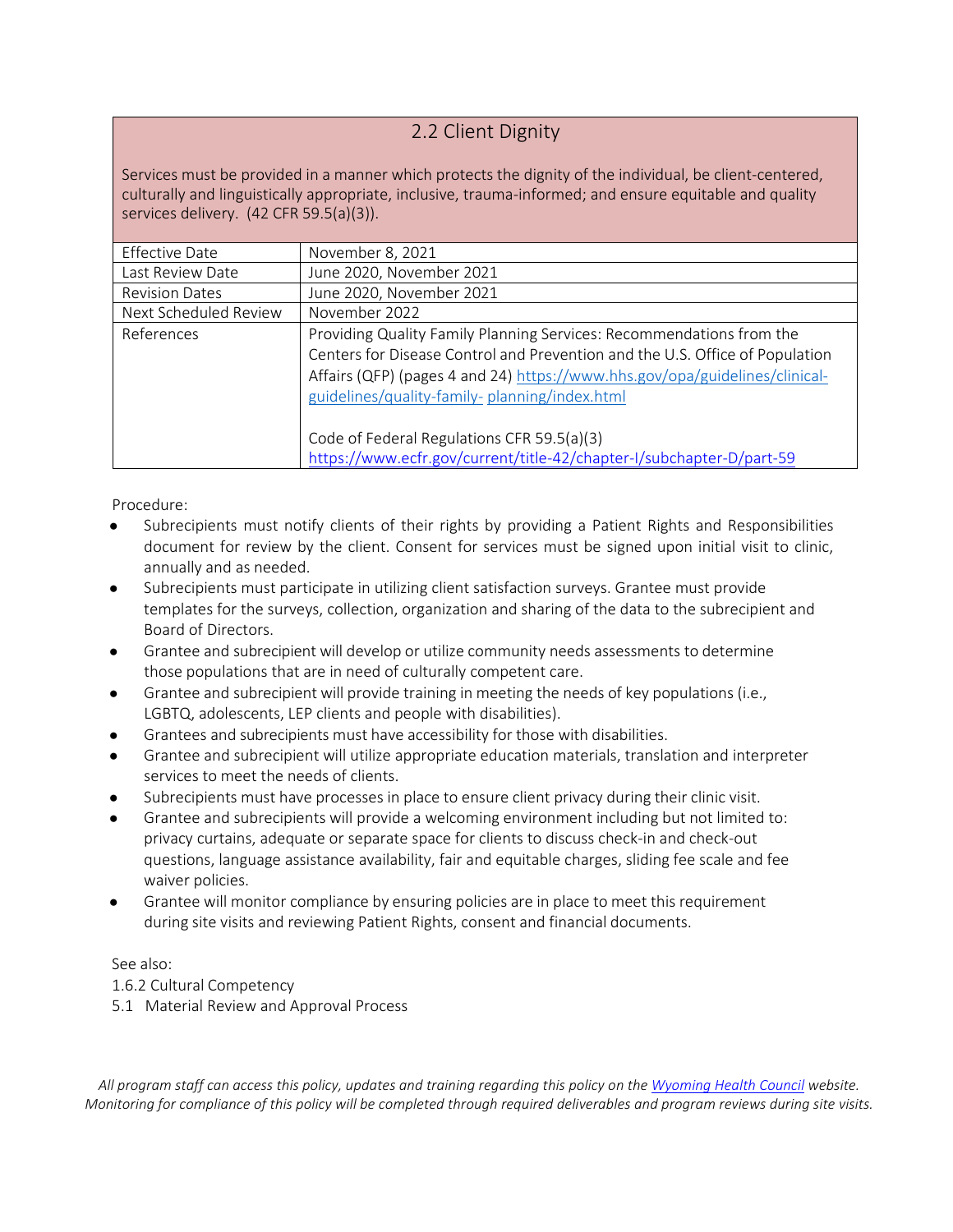## 2.2 Client Dignity

Services must be provided in a manner which protects the dignity of the individual, be client-centered, culturally and linguistically appropriate, inclusive, trauma-informed; and ensure equitable and quality services delivery. (42 CFR 59.5(a)(3)).

| | |
|---|---|
| Effective Date | November 8, 2021 |
| Last Review Date | June 2020, November 2021 |
| Revision Dates | June 2020, November 2021 |
| Next Scheduled Review | November 2022 |
| References | Providing Quality Family Planning Services: Recommendations from the Centers for Disease Control and Prevention and the U.S. Office of Population Affairs (QFP) (pages 4 and 24) [https://www.hhs.gov/opa/guidelines/clinical-guidelines/quality-family- planning/index.html](https://www.hhs.gov/opa/guidelines/clinical-guidelines/quality-family-planning/index.html)<br><br>Code of Federal Regulations CFR 59.5(a)(3)<br>[https://www.ecfr.gov/current/title-42/chapter-I/subchapter-D/part-59](https://www.ecfr.gov/current/title-42/chapter-I/subchapter-D/part-59) |

Procedure:

- Subrecipients must notify clients of their rights by providing a Patient Rights and Responsibilities document for review by the client. Consent for services must be signed upon initial visit to clinic, annually and as needed.
- Subrecipients must participate in utilizing client satisfaction surveys. Grantee must provide templates for the surveys, collection, organization and sharing of the data to the subrecipient and Board of Directors.
- Grantee and subrecipient will develop or utilize community needs assessments to determine those populations that are in need of culturally competent care.
- Grantee and subrecipient will provide training in meeting the needs of key populations (i.e., LGBTQ, adolescents, LEP clients and people with disabilities).
- Grantees and subrecipients must have accessibility for those with disabilities.
- Grantee and subrecipient will utilize appropriate education materials, translation and interpreter services to meet the needs of clients.
- Subrecipients must have processes in place to ensure client privacy during their clinic visit.
- Grantee and subrecipients will provide a welcoming environment including but not limited to: privacy curtains, adequate or separate space for clients to discuss check-in and check-out questions, language assistance availability, fair and equitable charges, sliding fee scale and fee waiver policies.
- Grantee will monitor compliance by ensuring policies are in place to meet this requirement during site visits and reviewing Patient Rights, consent and financial documents.

See also:
1.6.2 Cultural Competency
5.1 Material Review and Approval Process

*All program staff can access this policy, updates and training regarding this policy on the [Wyoming Health Council](#) website. Monitoring for compliance of this policy will be completed through required deliverables and program reviews during site visits.*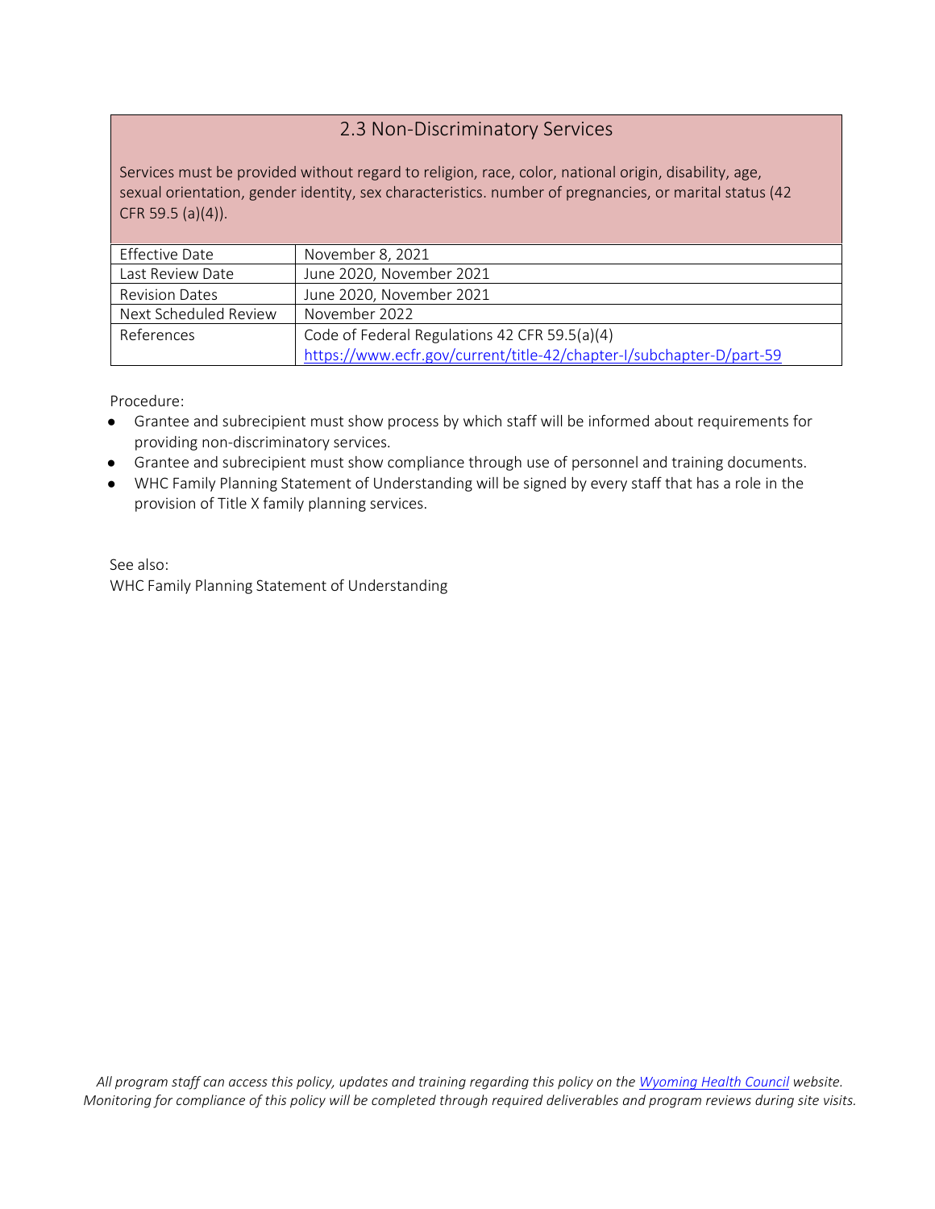## 2.3 Non-Discriminatory Services

Services must be provided without regard to religion, race, color, national origin, disability, age, sexual orientation, gender identity, sex characteristics. number of pregnancies, or marital status (42 CFR 59.5 (a)(4)).

| | |
|---|---|
| Effective Date | November 8, 2021 |
| Last Review Date | June 2020, November 2021 |
| Revision Dates | June 2020, November 2021 |
| Next Scheduled Review | November 2022 |
| References | Code of Federal Regulations 42 CFR 59.5(a)(4) [https://www.ecfr.gov/current/title-42/chapter-I/subchapter-D/part-59](https://www.ecfr.gov/current/title-42/chapter-I/subchapter-D/part-59) |

Procedure:

- Grantee and subrecipient must show process by which staff will be informed about requirements for providing non-discriminatory services.
- Grantee and subrecipient must show compliance through use of personnel and training documents.
- WHC Family Planning Statement of Understanding will be signed by every staff that has a role in the provision of Title X family planning services.

See also:
WHC Family Planning Statement of Understanding

*All program staff can access this policy, updates and training regarding this policy on the [Wyoming Health Council](#) website. Monitoring for compliance of this policy will be completed through required deliverables and program reviews during site visits.*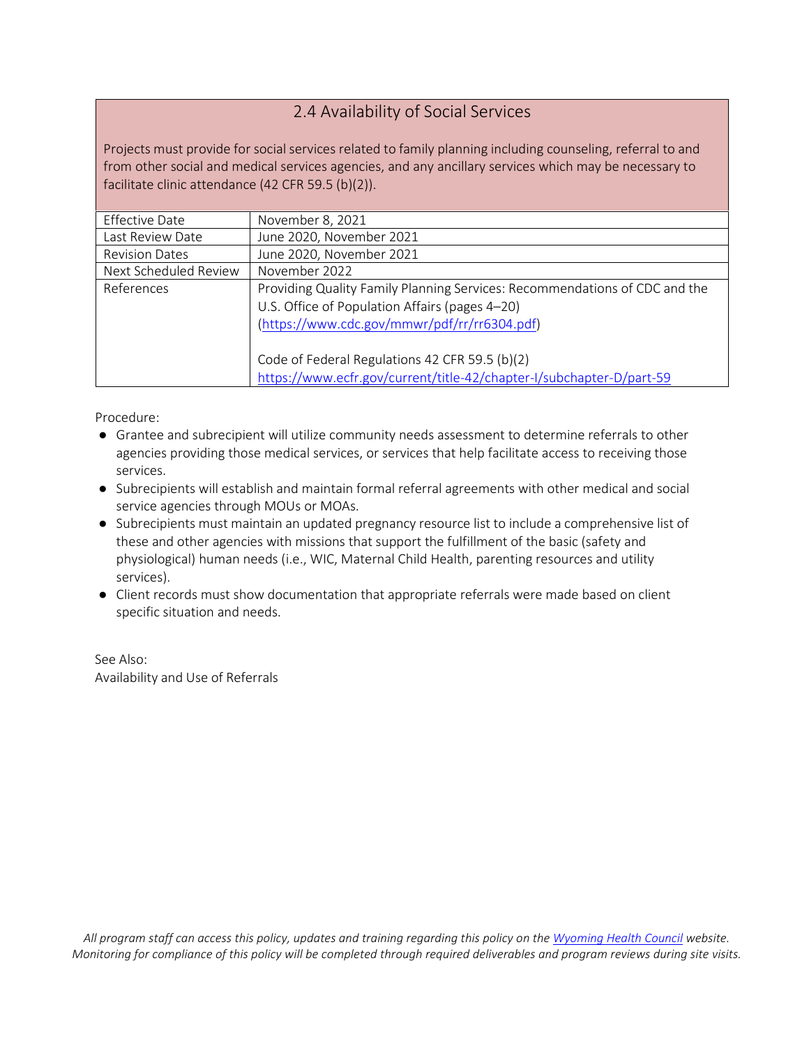## 2.4 Availability of Social Services

Projects must provide for social services related to family planning including counseling, referral to and from other social and medical services agencies, and any ancillary services which may be necessary to facilitate clinic attendance (42 CFR 59.5 (b)(2)).

| | |
|---|---|
| Effective Date | November 8, 2021 |
| Last Review Date | June 2020, November 2021 |
| Revision Dates | June 2020, November 2021 |
| Next Scheduled Review | November 2022 |
| References | Providing Quality Family Planning Services: Recommendations of CDC and the U.S. Office of Population Affairs (pages 4–20) ([https://www.cdc.gov/mmwr/pdf/rr/rr6304.pdf](https://www.cdc.gov/mmwr/pdf/rr/rr6304.pdf))<br><br>Code of Federal Regulations 42 CFR 59.5 (b)(2) [https://www.ecfr.gov/current/title-42/chapter-I/subchapter-D/part-59](https://www.ecfr.gov/current/title-42/chapter-I/subchapter-D/part-59) |

Procedure:

- Grantee and subrecipient will utilize community needs assessment to determine referrals to other agencies providing those medical services, or services that help facilitate access to receiving those services.
- Subrecipients will establish and maintain formal referral agreements with other medical and social service agencies through MOUs or MOAs.
- Subrecipients must maintain an updated pregnancy resource list to include a comprehensive list of these and other agencies with missions that support the fulfillment of the basic (safety and physiological) human needs (i.e., WIC, Maternal Child Health, parenting resources and utility services).
- Client records must show documentation that appropriate referrals were made based on client specific situation and needs.

See Also:
Availability and Use of Referrals

*All program staff can access this policy, updates and training regarding this policy on the [Wyoming Health Council](#) website. Monitoring for compliance of this policy will be completed through required deliverables and program reviews during site visits.*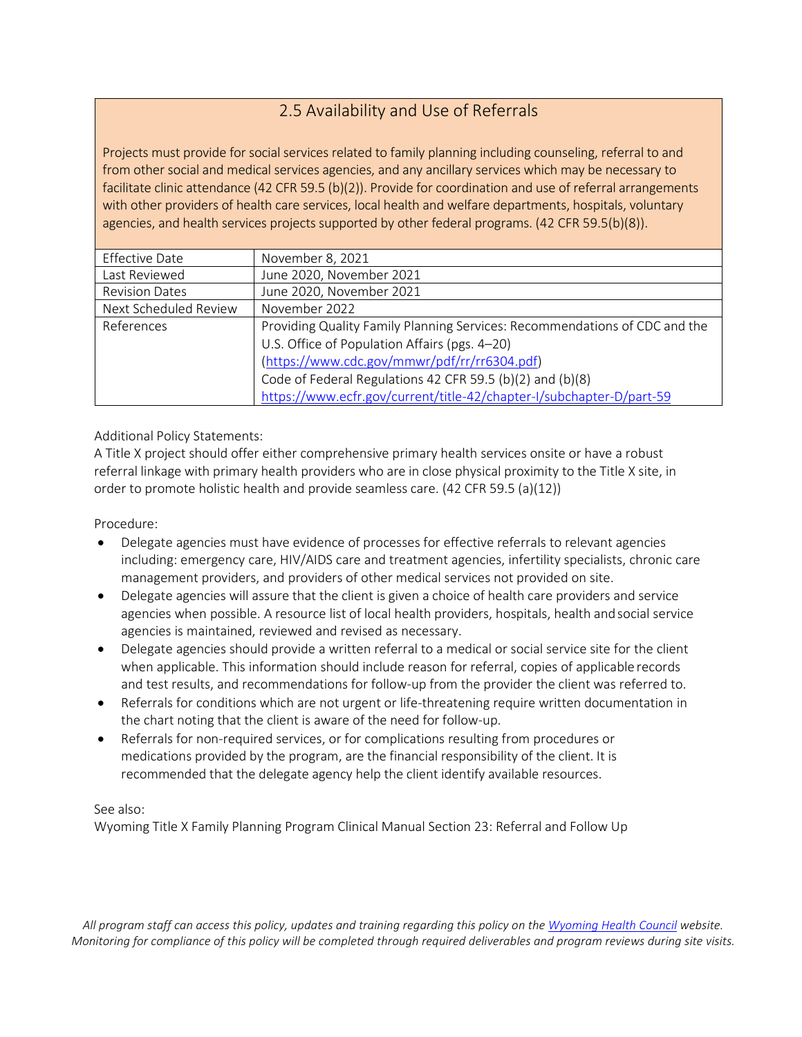## 2.5 Availability and Use of Referrals

Projects must provide for social services related to family planning including counseling, referral to and from other social and medical services agencies, and any ancillary services which may be necessary to facilitate clinic attendance (42 CFR 59.5 (b)(2)). Provide for coordination and use of referral arrangements with other providers of health care services, local health and welfare departments, hospitals, voluntary agencies, and health services projects supported by other federal programs. (42 CFR 59.5(b)(8)).

| | |
|---|---|
| Effective Date | November 8, 2021 |
| Last Reviewed | June 2020, November 2021 |
| Revision Dates | June 2020, November 2021 |
| Next Scheduled Review | November 2022 |
| References | Providing Quality Family Planning Services: Recommendations of CDC and the U.S. Office of Population Affairs (pgs. 4–20) (https://www.cdc.gov/mmwr/pdf/rr/rr6304.pdf) Code of Federal Regulations 42 CFR 59.5 (b)(2) and (b)(8) https://www.ecfr.gov/current/title-42/chapter-I/subchapter-D/part-59 |

Additional Policy Statements:
A Title X project should offer either comprehensive primary health services onsite or have a robust referral linkage with primary health providers who are in close physical proximity to the Title X site, in order to promote holistic health and provide seamless care. (42 CFR 59.5 (a)(12))

Procedure:

- Delegate agencies must have evidence of processes for effective referrals to relevant agencies including: emergency care, HIV/AIDS care and treatment agencies, infertility specialists, chronic care management providers, and providers of other medical services not provided on site.
- Delegate agencies will assure that the client is given a choice of health care providers and service agencies when possible. A resource list of local health providers, hospitals, health and social service agencies is maintained, reviewed and revised as necessary.
- Delegate agencies should provide a written referral to a medical or social service site for the client when applicable. This information should include reason for referral, copies of applicable records and test results, and recommendations for follow-up from the provider the client was referred to.
- Referrals for conditions which are not urgent or life-threatening require written documentation in the chart noting that the client is aware of the need for follow-up.
- Referrals for non-required services, or for complications resulting from procedures or medications provided by the program, are the financial responsibility of the client. It is recommended that the delegate agency help the client identify available resources.

See also:
Wyoming Title X Family Planning Program Clinical Manual Section 23: Referral and Follow Up

*All program staff can access this policy, updates and training regarding this policy on the Wyoming Health Council website. Monitoring for compliance of this policy will be completed through required deliverables and program reviews during site visits.*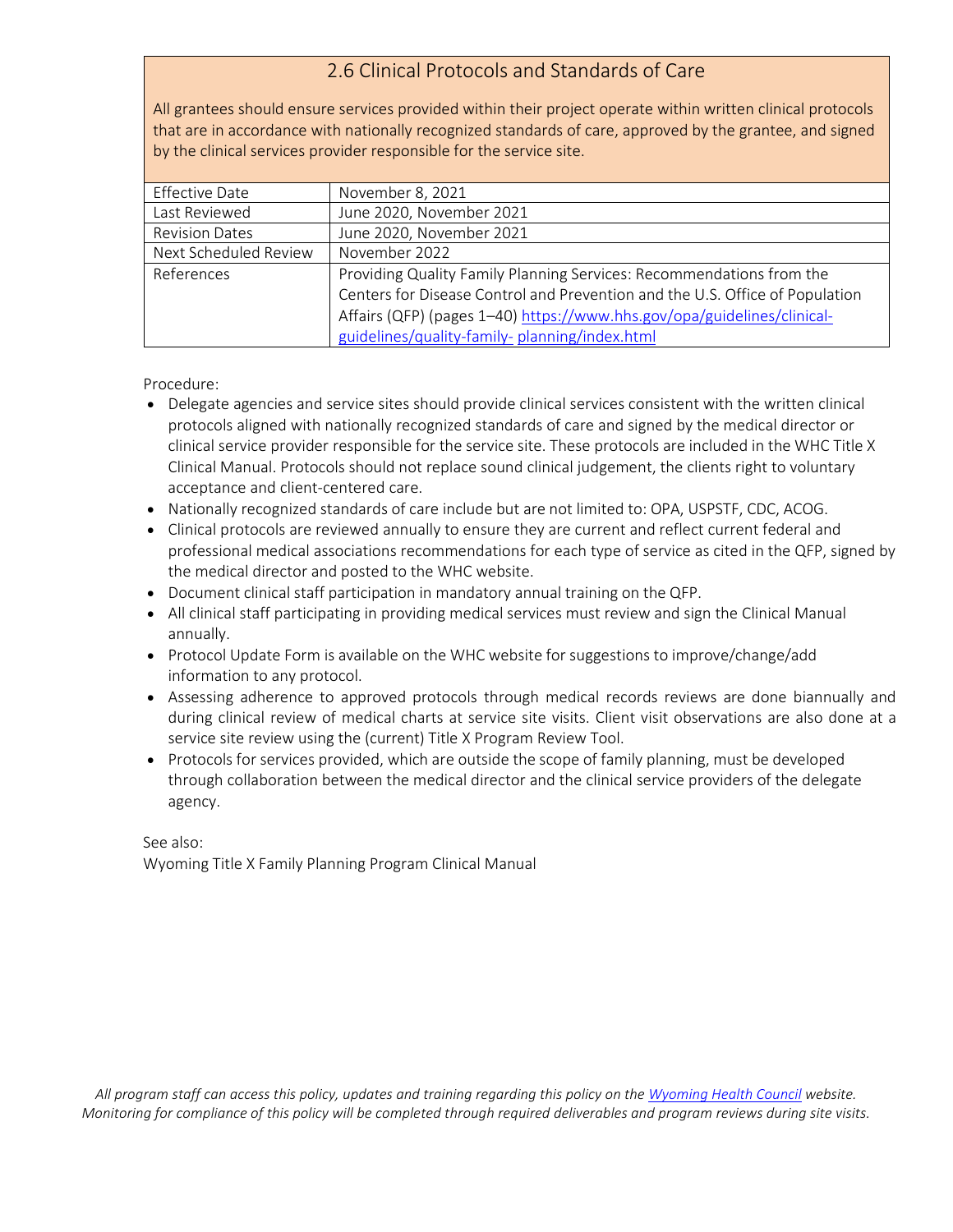## 2.6 Clinical Protocols and Standards of Care

All grantees should ensure services provided within their project operate within written clinical protocols that are in accordance with nationally recognized standards of care, approved by the grantee, and signed by the clinical services provider responsible for the service site.

| Effective Date | November 8, 2021 |
|---|---|
| Last Reviewed | June 2020, November 2021 |
| Revision Dates | June 2020, November 2021 |
| Next Scheduled Review | November 2022 |
| References | Providing Quality Family Planning Services: Recommendations from the Centers for Disease Control and Prevention and the U.S. Office of Population Affairs (QFP) (pages 1–40) https://www.hhs.gov/opa/guidelines/clinical-guidelines/quality-family- planning/index.html |

Procedure:

- Delegate agencies and service sites should provide clinical services consistent with the written clinical protocols aligned with nationally recognized standards of care and signed by the medical director or clinical service provider responsible for the service site. These protocols are included in the WHC Title X Clinical Manual. Protocols should not replace sound clinical judgement, the clients right to voluntary acceptance and client-centered care.
- Nationally recognized standards of care include but are not limited to: OPA, USPSTF, CDC, ACOG.
- Clinical protocols are reviewed annually to ensure they are current and reflect current federal and professional medical associations recommendations for each type of service as cited in the QFP, signed by the medical director and posted to the WHC website.
- Document clinical staff participation in mandatory annual training on the QFP.
- All clinical staff participating in providing medical services must review and sign the Clinical Manual annually.
- Protocol Update Form is available on the WHC website for suggestions to improve/change/add information to any protocol.
- Assessing adherence to approved protocols through medical records reviews are done biannually and during clinical review of medical charts at service site visits. Client visit observations are also done at a service site review using the (current) Title X Program Review Tool.
- Protocols for services provided, which are outside the scope of family planning, must be developed through collaboration between the medical director and the clinical service providers of the delegate agency.

See also:
Wyoming Title X Family Planning Program Clinical Manual

*All program staff can access this policy, updates and training regarding this policy on the Wyoming Health Council website. Monitoring for compliance of this policy will be completed through required deliverables and program reviews during site visits.*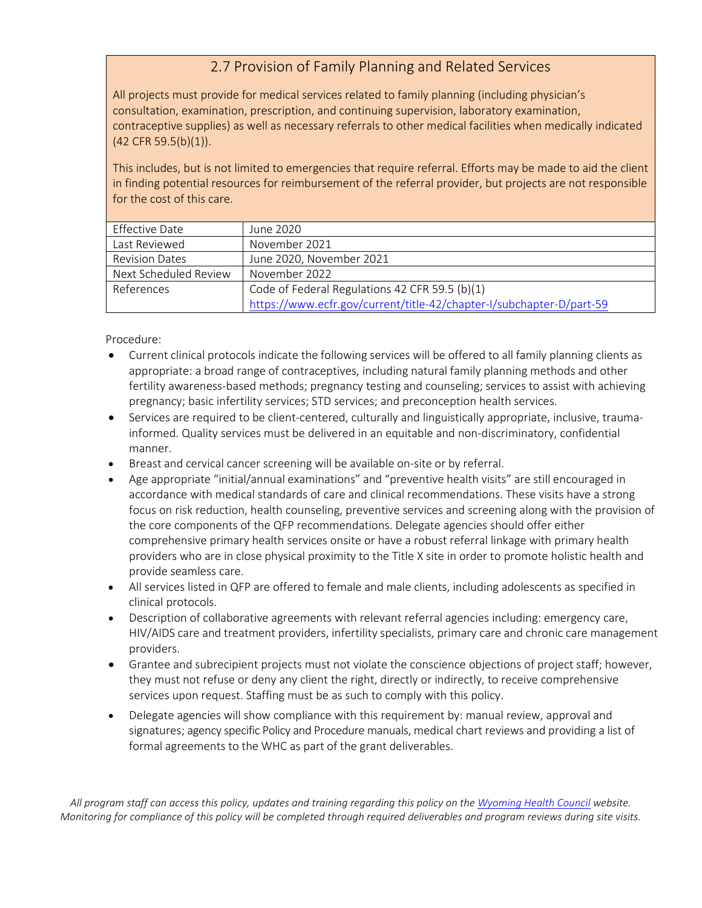## 2.7 Provision of Family Planning and Related Services

All projects must provide for medical services related to family planning (including physician's consultation, examination, prescription, and continuing supervision, laboratory examination, contraceptive supplies) as well as necessary referrals to other medical facilities when medically indicated (42 CFR 59.5(b)(1)).

This includes, but is not limited to emergencies that require referral. Efforts may be made to aid the client in finding potential resources for reimbursement of the referral provider, but projects are not responsible for the cost of this care.

| Effective Date | June 2020 |
|---|---|
| Last Reviewed | November 2021 |
| Revision Dates | June 2020, November 2021 |
| Next Scheduled Review | November 2022 |
| References | Code of Federal Regulations 42 CFR 59.5 (b)(1) https://www.ecfr.gov/current/title-42/chapter-I/subchapter-D/part-59 |

Procedure:

- Current clinical protocols indicate the following services will be offered to all family planning clients as appropriate: a broad range of contraceptives, including natural family planning methods and other fertility awareness-based methods; pregnancy testing and counseling; services to assist with achieving pregnancy; basic infertility services; STD services; and preconception health services.
- Services are required to be client-centered, culturally and linguistically appropriate, inclusive, trauma-informed. Quality services must be delivered in an equitable and non-discriminatory, confidential manner.
- Breast and cervical cancer screening will be available on-site or by referral.
- Age appropriate "initial/annual examinations" and "preventive health visits" are still encouraged in accordance with medical standards of care and clinical recommendations. These visits have a strong focus on risk reduction, health counseling, preventive services and screening along with the provision of the core components of the QFP recommendations. Delegate agencies should offer either comprehensive primary health services onsite or have a robust referral linkage with primary health providers who are in close physical proximity to the Title X site in order to promote holistic health and provide seamless care.
- All services listed in QFP are offered to female and male clients, including adolescents as specified in clinical protocols.
- Description of collaborative agreements with relevant referral agencies including: emergency care, HIV/AIDS care and treatment providers, infertility specialists, primary care and chronic care management providers.
- Grantee and subrecipient projects must not violate the conscience objections of project staff; however, they must not refuse or deny any client the right, directly or indirectly, to receive comprehensive services upon request. Staffing must be as such to comply with this policy.
- Delegate agencies will show compliance with this requirement by: manual review, approval and signatures; agency specific Policy and Procedure manuals, medical chart reviews and providing a list of formal agreements to the WHC as part of the grant deliverables.

*All program staff can access this policy, updates and training regarding this policy on the Wyoming Health Council website. Monitoring for compliance of this policy will be completed through required deliverables and program reviews during site visits.*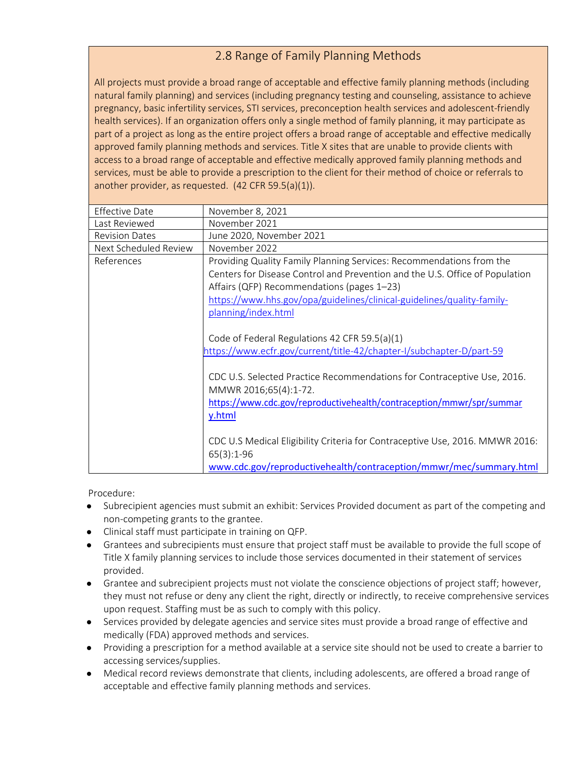## 2.8 Range of Family Planning Methods

All projects must provide a broad range of acceptable and effective family planning methods (including natural family planning) and services (including pregnancy testing and counseling, assistance to achieve pregnancy, basic infertility services, STI services, preconception health services and adolescent-friendly health services). If an organization offers only a single method of family planning, it may participate as part of a project as long as the entire project offers a broad range of acceptable and effective medically approved family planning methods and services. Title X sites that are unable to provide clients with access to a broad range of acceptable and effective medically approved family planning methods and services, must be able to provide a prescription to the client for their method of choice or referrals to another provider, as requested. (42 CFR 59.5(a)(1)).

| | |
|---|---|
| Effective Date | November 8, 2021 |
| Last Reviewed | November 2021 |
| Revision Dates | June 2020, November 2021 |
| Next Scheduled Review | November 2022 |
| References | Providing Quality Family Planning Services: Recommendations from the Centers for Disease Control and Prevention and the U.S. Office of Population Affairs (QFP) Recommendations (pages 1–23) https://www.hhs.gov/opa/guidelines/clinical-guidelines/quality-family-planning/index.html<br><br>Code of Federal Regulations 42 CFR 59.5(a)(1) https://www.ecfr.gov/current/title-42/chapter-I/subchapter-D/part-59<br><br>CDC U.S. Selected Practice Recommendations for Contraceptive Use, 2016. MMWR 2016;65(4):1-72. https://www.cdc.gov/reproductivehealth/contraception/mmwr/spr/summary.html<br><br>CDC U.S Medical Eligibility Criteria for Contraceptive Use, 2016. MMWR 2016: 65(3):1-96 www.cdc.gov/reproductivehealth/contraception/mmwr/mec/summary.html |

Procedure:

- Subrecipient agencies must submit an exhibit: Services Provided document as part of the competing and non-competing grants to the grantee.
- Clinical staff must participate in training on QFP.
- Grantees and subrecipients must ensure that project staff must be available to provide the full scope of Title X family planning services to include those services documented in their statement of services provided.
- Grantee and subrecipient projects must not violate the conscience objections of project staff; however, they must not refuse or deny any client the right, directly or indirectly, to receive comprehensive services upon request. Staffing must be as such to comply with this policy.
- Services provided by delegate agencies and service sites must provide a broad range of effective and medically (FDA) approved methods and services.
- Providing a prescription for a method available at a service site should not be used to create a barrier to accessing services/supplies.
- Medical record reviews demonstrate that clients, including adolescents, are offered a broad range of acceptable and effective family planning methods and services.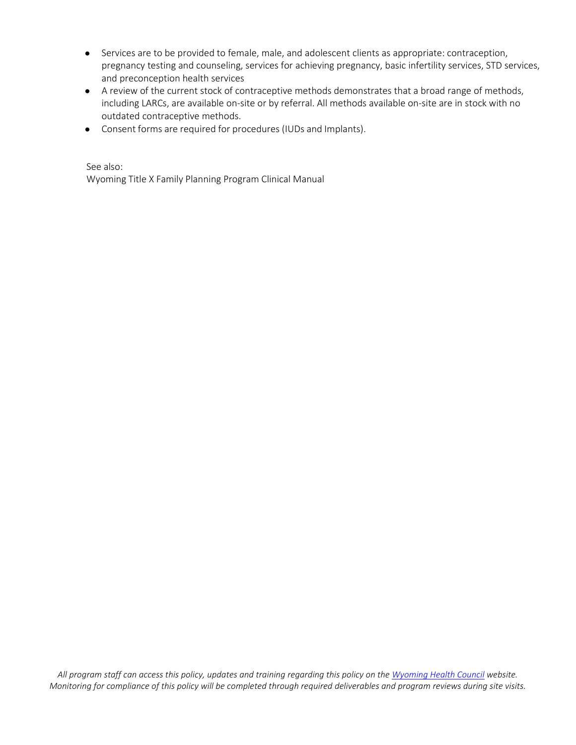- Services are to be provided to female, male, and adolescent clients as appropriate: contraception, pregnancy testing and counseling, services for achieving pregnancy, basic infertility services, STD services, and preconception health services
- A review of the current stock of contraceptive methods demonstrates that a broad range of methods, including LARCs, are available on-site or by referral. All methods available on-site are in stock with no outdated contraceptive methods.
- Consent forms are required for procedures (IUDs and Implants).

See also:
Wyoming Title X Family Planning Program Clinical Manual

*All program staff can access this policy, updates and training regarding this policy on the [Wyoming Health Council] website. Monitoring for compliance of this policy will be completed through required deliverables and program reviews during site visits.*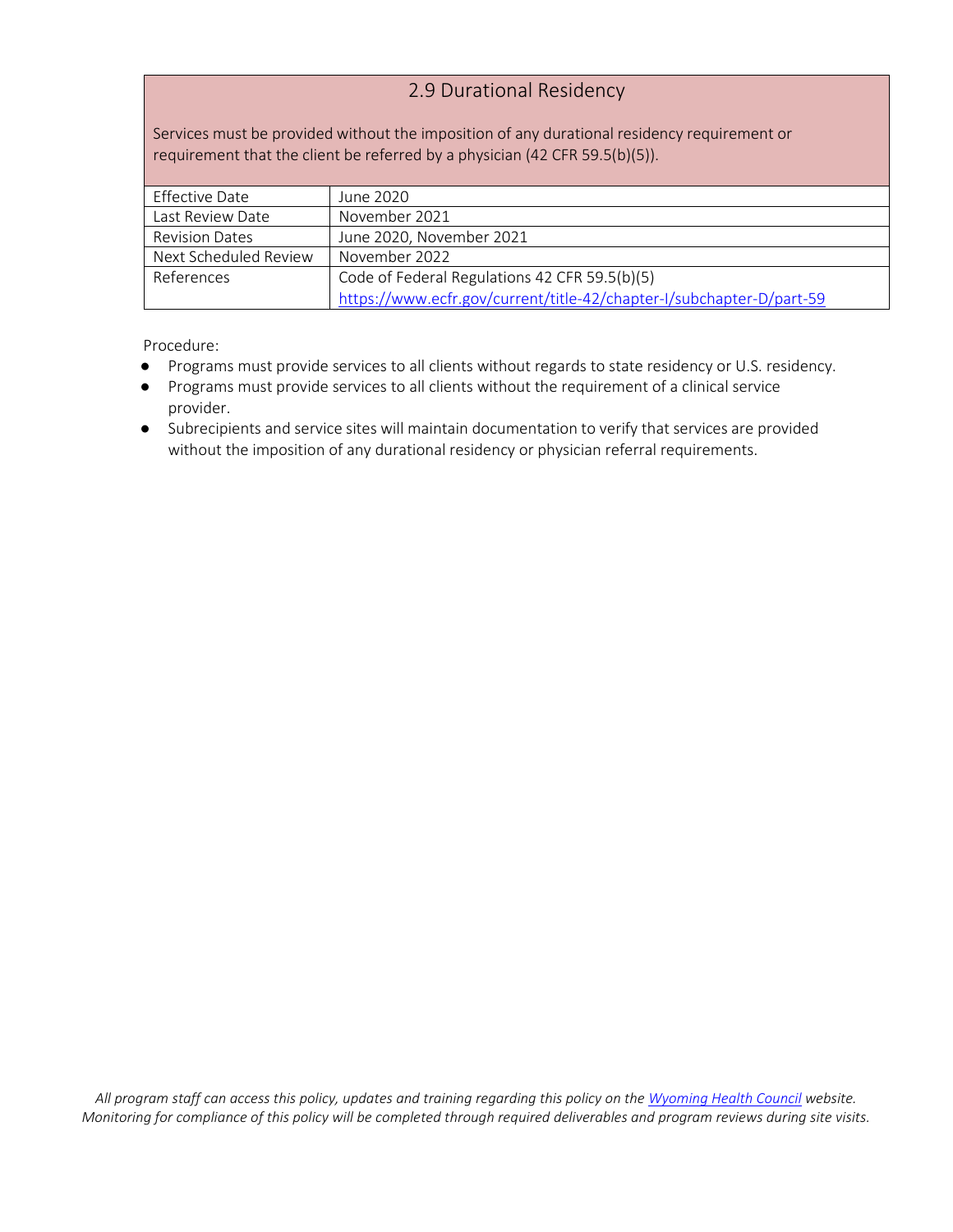## 2.9 Durational Residency

Services must be provided without the imposition of any durational residency requirement or requirement that the client be referred by a physician (42 CFR 59.5(b)(5)).

| | |
|---|---|
| Effective Date | June 2020 |
| Last Review Date | November 2021 |
| Revision Dates | June 2020, November 2021 |
| Next Scheduled Review | November 2022 |
| References | Code of Federal Regulations 42 CFR 59.5(b)(5) https://www.ecfr.gov/current/title-42/chapter-I/subchapter-D/part-59 |

Procedure:

- Programs must provide services to all clients without regards to state residency or U.S. residency.
- Programs must provide services to all clients without the requirement of a clinical service provider.
- Subrecipients and service sites will maintain documentation to verify that services are provided without the imposition of any durational residency or physician referral requirements.

*All program staff can access this policy, updates and training regarding this policy on the Wyoming Health Council website. Monitoring for compliance of this policy will be completed through required deliverables and program reviews during site visits.*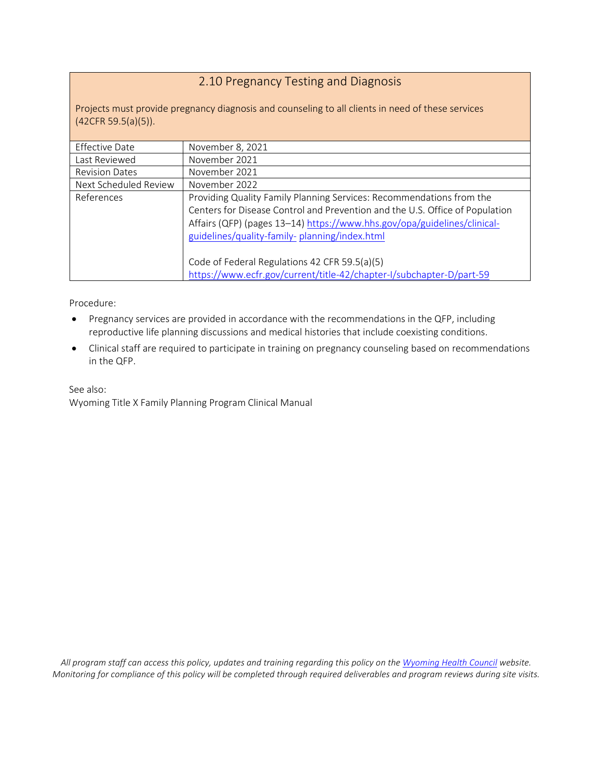## 2.10 Pregnancy Testing and Diagnosis

Projects must provide pregnancy diagnosis and counseling to all clients in need of these services (42CFR 59.5(a)(5)).

| | |
|---|---|
| Effective Date | November 8, 2021 |
| Last Reviewed | November 2021 |
| Revision Dates | November 2021 |
| Next Scheduled Review | November 2022 |
| References | Providing Quality Family Planning Services: Recommendations from the Centers for Disease Control and Prevention and the U.S. Office of Population Affairs (QFP) (pages 13–14) [https://www.hhs.gov/opa/guidelines/clinical-guidelines/quality-family- planning/index.html](https://www.hhs.gov/opa/guidelines/clinical-guidelines/quality-family-planning/index.html)<br><br>Code of Federal Regulations 42 CFR 59.5(a)(5) [https://www.ecfr.gov/current/title-42/chapter-I/subchapter-D/part-59](https://www.ecfr.gov/current/title-42/chapter-I/subchapter-D/part-59) |

Procedure:

- Pregnancy services are provided in accordance with the recommendations in the QFP, including reproductive life planning discussions and medical histories that include coexisting conditions.
- Clinical staff are required to participate in training on pregnancy counseling based on recommendations in the QFP.

See also:
Wyoming Title X Family Planning Program Clinical Manual

*All program staff can access this policy, updates and training regarding this policy on the [Wyoming Health Council](#) website. Monitoring for compliance of this policy will be completed through required deliverables and program reviews during site visits.*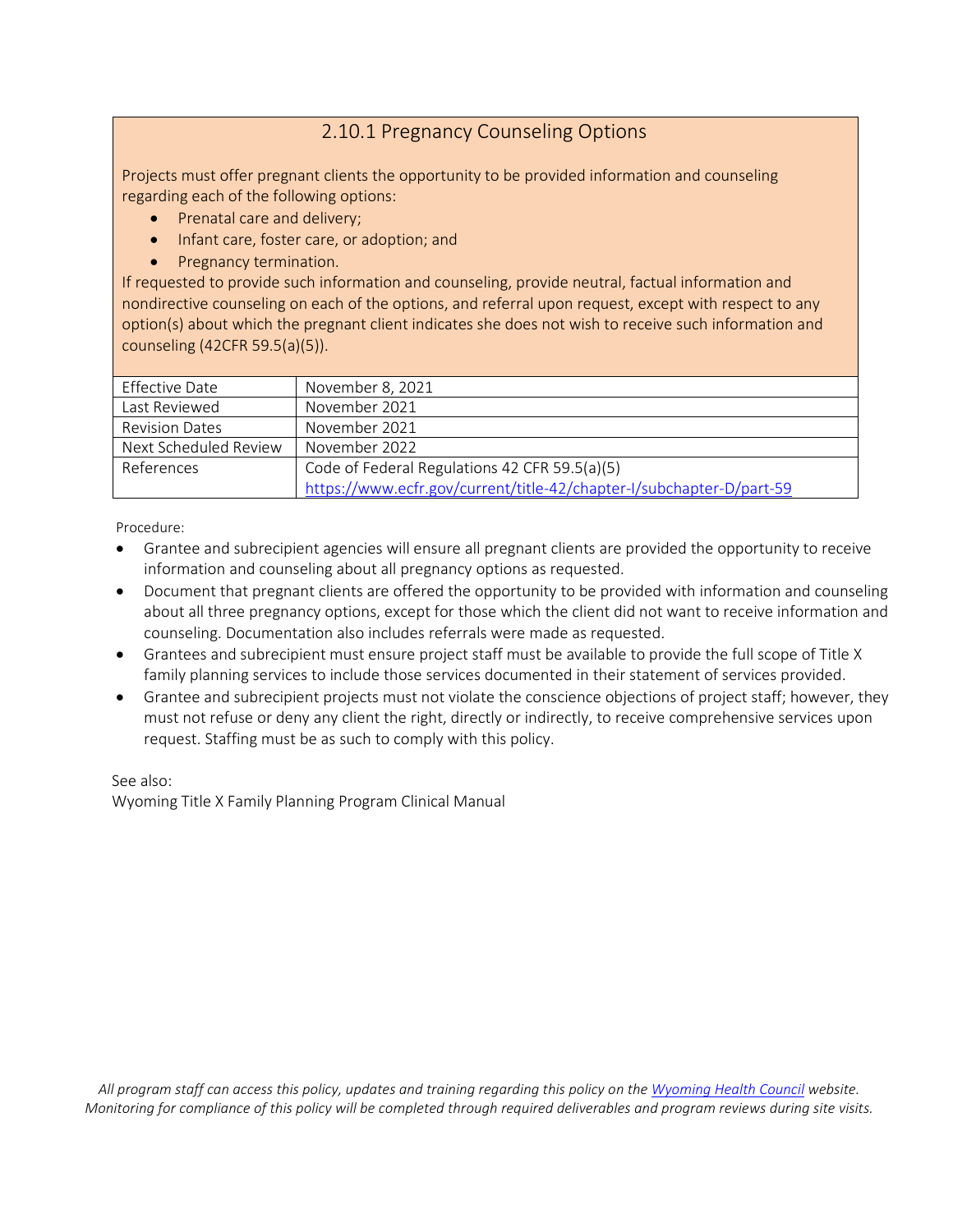## 2.10.1 Pregnancy Counseling Options

Projects must offer pregnant clients the opportunity to be provided information and counseling regarding each of the following options:

- Prenatal care and delivery;
- Infant care, foster care, or adoption; and
- Pregnancy termination.

If requested to provide such information and counseling, provide neutral, factual information and nondirective counseling on each of the options, and referral upon request, except with respect to any option(s) about which the pregnant client indicates she does not wish to receive such information and counseling (42CFR 59.5(a)(5)).

| | |
|---|---|
| Effective Date | November 8, 2021 |
| Last Reviewed | November 2021 |
| Revision Dates | November 2021 |
| Next Scheduled Review | November 2022 |
| References | Code of Federal Regulations 42 CFR 59.5(a)(5)<br>[https://www.ecfr.gov/current/title-42/chapter-I/subchapter-D/part-59](https://www.ecfr.gov/current/title-42/chapter-I/subchapter-D/part-59) |

Procedure:

- Grantee and subrecipient agencies will ensure all pregnant clients are provided the opportunity to receive information and counseling about all pregnancy options as requested.
- Document that pregnant clients are offered the opportunity to be provided with information and counseling about all three pregnancy options, except for those which the client did not want to receive information and counseling. Documentation also includes referrals were made as requested.
- Grantees and subrecipient must ensure project staff must be available to provide the full scope of Title X family planning services to include those services documented in their statement of services provided.
- Grantee and subrecipient projects must not violate the conscience objections of project staff; however, they must not refuse or deny any client the right, directly or indirectly, to receive comprehensive services upon request. Staffing must be as such to comply with this policy.

See also:
Wyoming Title X Family Planning Program Clinical Manual

*All program staff can access this policy, updates and training regarding this policy on the [Wyoming Health Council](#) website. Monitoring for compliance of this policy will be completed through required deliverables and program reviews during site visits.*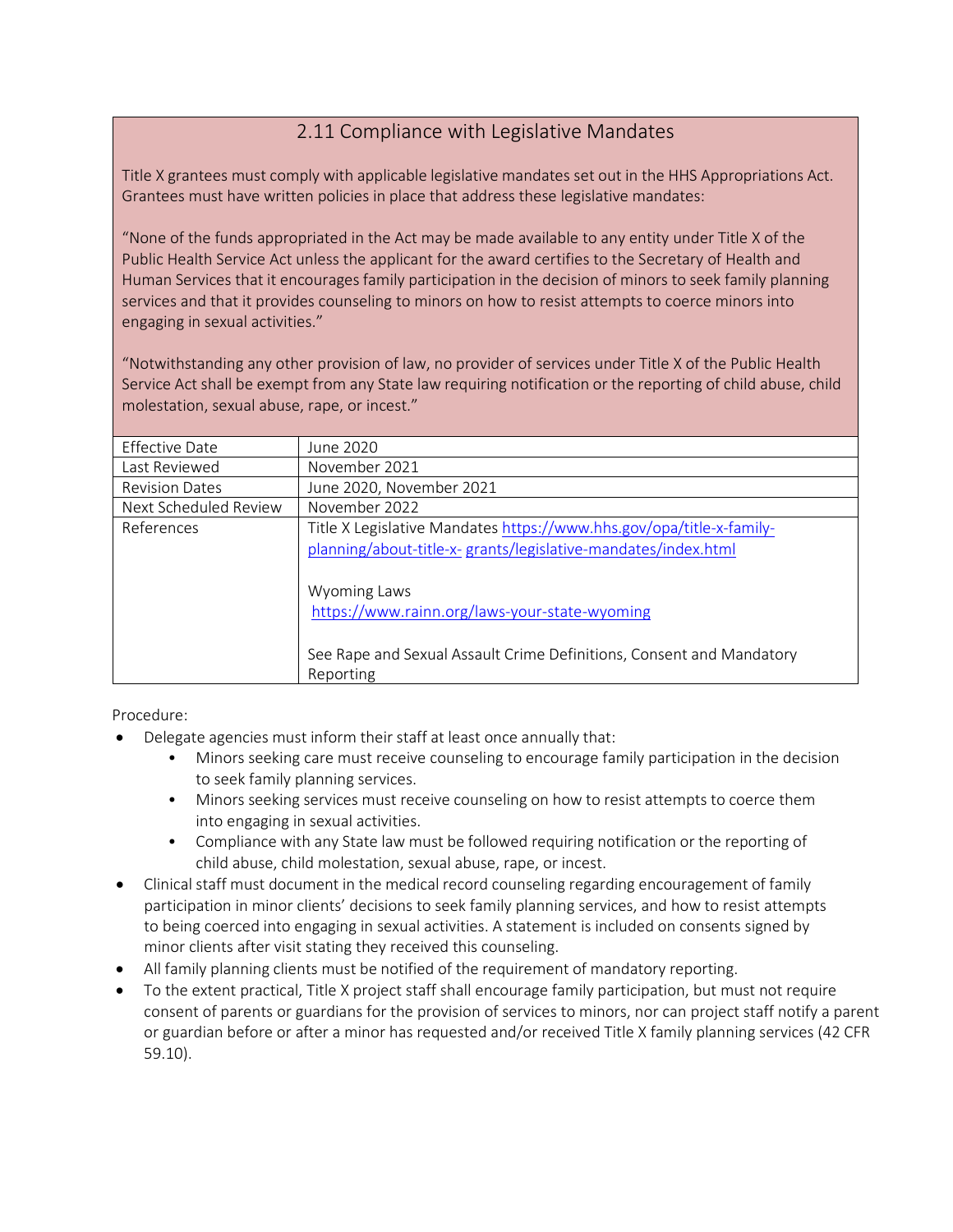## 2.11 Compliance with Legislative Mandates

Title X grantees must comply with applicable legislative mandates set out in the HHS Appropriations Act. Grantees must have written policies in place that address these legislative mandates:

"None of the funds appropriated in the Act may be made available to any entity under Title X of the Public Health Service Act unless the applicant for the award certifies to the Secretary of Health and Human Services that it encourages family participation in the decision of minors to seek family planning services and that it provides counseling to minors on how to resist attempts to coerce minors into engaging in sexual activities."

"Notwithstanding any other provision of law, no provider of services under Title X of the Public Health Service Act shall be exempt from any State law requiring notification or the reporting of child abuse, child molestation, sexual abuse, rape, or incest."

| | |
|---|---|
| Effective Date | June 2020 |
| Last Reviewed | November 2021 |
| Revision Dates | June 2020, November 2021 |
| Next Scheduled Review | November 2022 |
| References | Title X Legislative Mandates https://www.hhs.gov/opa/title-x-family-planning/about-title-x- grants/legislative-mandates/index.html<br><br>Wyoming Laws<br>https://www.rainn.org/laws-your-state-wyoming<br><br>See Rape and Sexual Assault Crime Definitions, Consent and Mandatory Reporting |

Procedure:

- Delegate agencies must inform their staff at least once annually that:
  - Minors seeking care must receive counseling to encourage family participation in the decision to seek family planning services.
  - Minors seeking services must receive counseling on how to resist attempts to coerce them into engaging in sexual activities.
  - Compliance with any State law must be followed requiring notification or the reporting of child abuse, child molestation, sexual abuse, rape, or incest.
- Clinical staff must document in the medical record counseling regarding encouragement of family participation in minor clients' decisions to seek family planning services, and how to resist attempts to being coerced into engaging in sexual activities. A statement is included on consents signed by minor clients after visit stating they received this counseling.
- All family planning clients must be notified of the requirement of mandatory reporting.
- To the extent practical, Title X project staff shall encourage family participation, but must not require consent of parents or guardians for the provision of services to minors, nor can project staff notify a parent or guardian before or after a minor has requested and/or received Title X family planning services (42 CFR 59.10).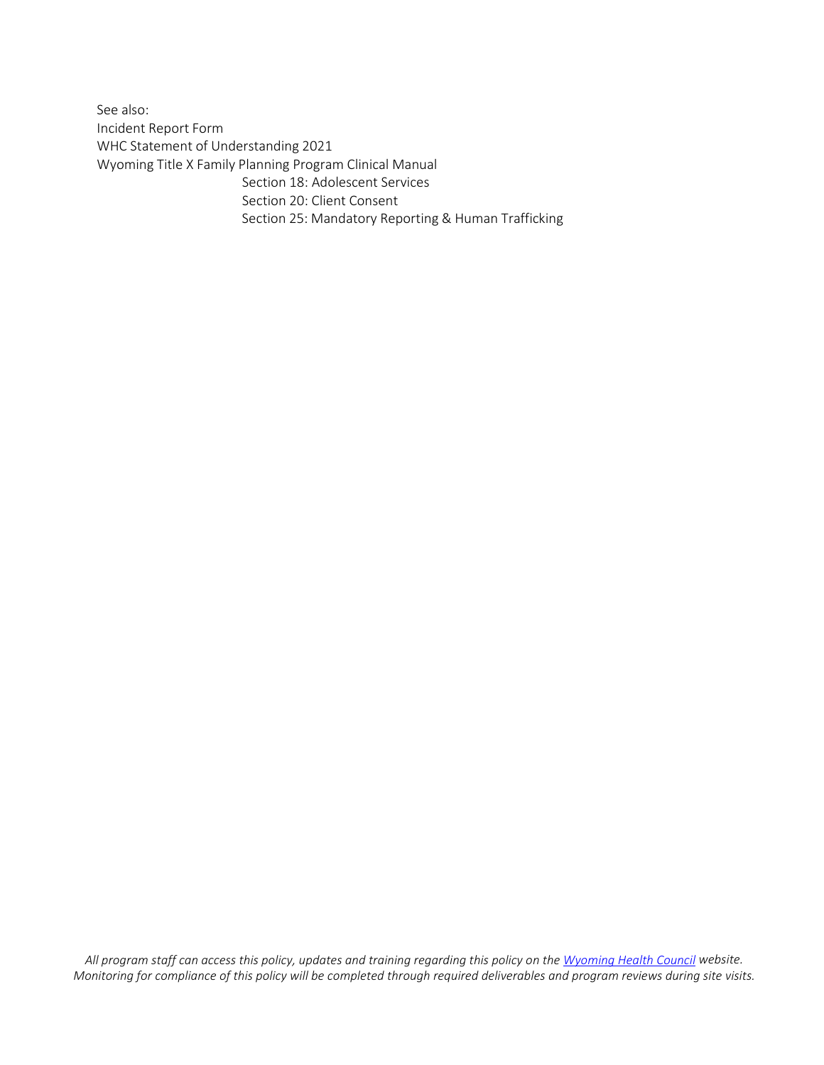See also:
Incident Report Form
WHC Statement of Understanding 2021
Wyoming Title X Family Planning Program Clinical Manual
- Section 18: Adolescent Services
- Section 20: Client Consent
- Section 25: Mandatory Reporting & Human Trafficking

*All program staff can access this policy, updates and training regarding this policy on the [Wyoming Health Council] website. Monitoring for compliance of this policy will be completed through required deliverables and program reviews during site visits.*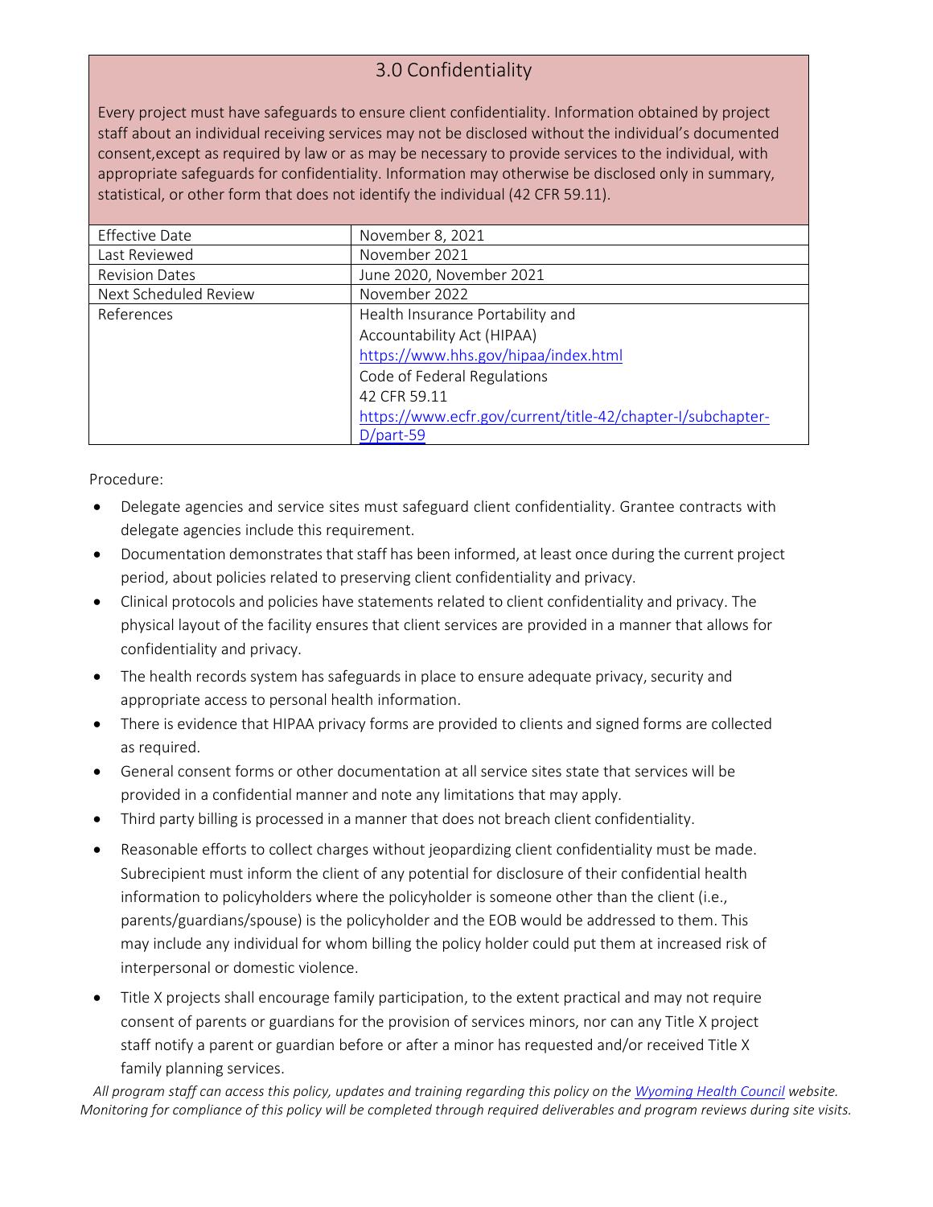## 3.0 Confidentiality

Every project must have safeguards to ensure client confidentiality. Information obtained by project staff about an individual receiving services may not be disclosed without the individual's documented consent,except as required by law or as may be necessary to provide services to the individual, with appropriate safeguards for confidentiality. Information may otherwise be disclosed only in summary, statistical, or other form that does not identify the individual (42 CFR 59.11).

| | |
|---|---|
| Effective Date | November 8, 2021 |
| Last Reviewed | November 2021 |
| Revision Dates | June 2020, November 2021 |
| Next Scheduled Review | November 2022 |
| References | Health Insurance Portability and Accountability Act (HIPAA) https://www.hhs.gov/hipaa/index.html Code of Federal Regulations 42 CFR 59.11 https://www.ecfr.gov/current/title-42/chapter-I/subchapter-D/part-59 |

Procedure:

- Delegate agencies and service sites must safeguard client confidentiality. Grantee contracts with delegate agencies include this requirement.
- Documentation demonstrates that staff has been informed, at least once during the current project period, about policies related to preserving client confidentiality and privacy.
- Clinical protocols and policies have statements related to client confidentiality and privacy. The physical layout of the facility ensures that client services are provided in a manner that allows for confidentiality and privacy.
- The health records system has safeguards in place to ensure adequate privacy, security and appropriate access to personal health information.
- There is evidence that HIPAA privacy forms are provided to clients and signed forms are collected as required.
- General consent forms or other documentation at all service sites state that services will be provided in a confidential manner and note any limitations that may apply.
- Third party billing is processed in a manner that does not breach client confidentiality.
- Reasonable efforts to collect charges without jeopardizing client confidentiality must be made. Subrecipient must inform the client of any potential for disclosure of their confidential health information to policyholders where the policyholder is someone other than the client (i.e., parents/guardians/spouse) is the policyholder and the EOB would be addressed to them. This may include any individual for whom billing the policy holder could put them at increased risk of interpersonal or domestic violence.
- Title X projects shall encourage family participation, to the extent practical and may not require consent of parents or guardians for the provision of services minors, nor can any Title X project staff notify a parent or guardian before or after a minor has requested and/or received Title X family planning services.

*All program staff can access this policy, updates and training regarding this policy on the Wyoming Health Council website. Monitoring for compliance of this policy will be completed through required deliverables and program reviews during site visits.*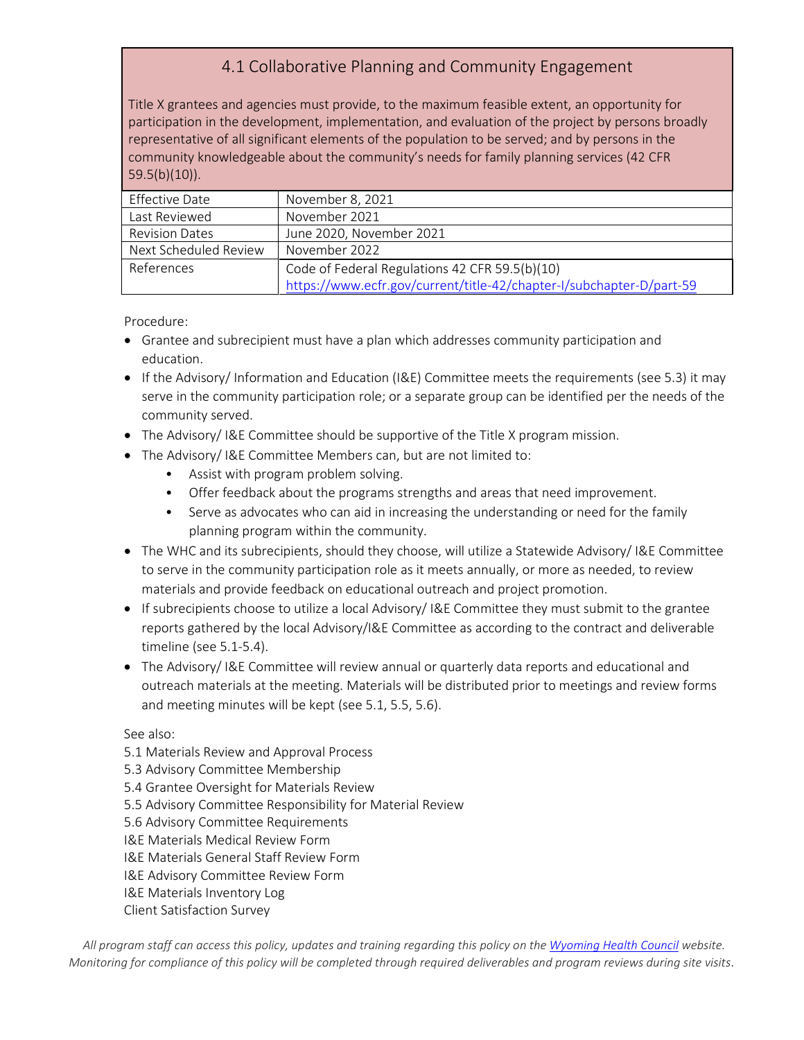## 4.1 Collaborative Planning and Community Engagement

Title X grantees and agencies must provide, to the maximum feasible extent, an opportunity for participation in the development, implementation, and evaluation of the project by persons broadly representative of all significant elements of the population to be served; and by persons in the community knowledgeable about the community's needs for family planning services (42 CFR 59.5(b)(10)).

| | |
|---|---|
| Effective Date | November 8, 2021 |
| Last Reviewed | November 2021 |
| Revision Dates | June 2020, November 2021 |
| Next Scheduled Review | November 2022 |
| References | Code of Federal Regulations 42 CFR 59.5(b)(10) https://www.ecfr.gov/current/title-42/chapter-I/subchapter-D/part-59 |

Procedure:

- Grantee and subrecipient must have a plan which addresses community participation and education.
- If the Advisory/ Information and Education (I&E) Committee meets the requirements (see 5.3) it may serve in the community participation role; or a separate group can be identified per the needs of the community served.
- The Advisory/ I&E Committee should be supportive of the Title X program mission.
- The Advisory/ I&E Committee Members can, but are not limited to:
  - Assist with program problem solving.
  - Offer feedback about the programs strengths and areas that need improvement.
  - Serve as advocates who can aid in increasing the understanding or need for the family planning program within the community.
- The WHC and its subrecipients, should they choose, will utilize a Statewide Advisory/ I&E Committee to serve in the community participation role as it meets annually, or more as needed, to review materials and provide feedback on educational outreach and project promotion.
- If subrecipients choose to utilize a local Advisory/ I&E Committee they must submit to the grantee reports gathered by the local Advisory/I&E Committee as according to the contract and deliverable timeline (see 5.1-5.4).
- The Advisory/ I&E Committee will review annual or quarterly data reports and educational and outreach materials at the meeting. Materials will be distributed prior to meetings and review forms and meeting minutes will be kept (see 5.1, 5.5, 5.6).

See also:

5.1 Materials Review and Approval Process
5.3 Advisory Committee Membership
5.4 Grantee Oversight for Materials Review
5.5 Advisory Committee Responsibility for Material Review
5.6 Advisory Committee Requirements
I&E Materials Medical Review Form
I&E Materials General Staff Review Form
I&E Advisory Committee Review Form
I&E Materials Inventory Log
Client Satisfaction Survey

*All program staff can access this policy, updates and training regarding this policy on the Wyoming Health Council website. Monitoring for compliance of this policy will be completed through required deliverables and program reviews during site visits.*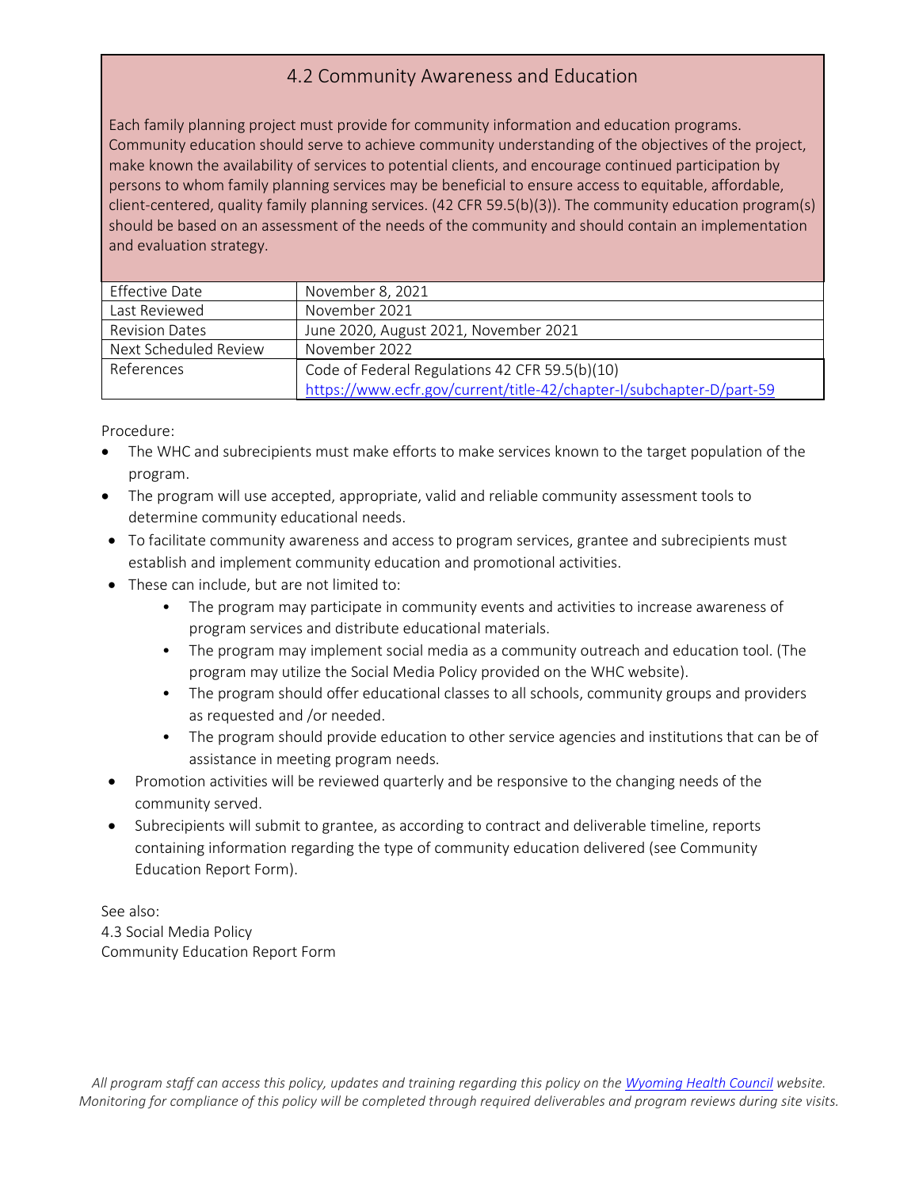## 4.2 Community Awareness and Education

Each family planning project must provide for community information and education programs. Community education should serve to achieve community understanding of the objectives of the project, make known the availability of services to potential clients, and encourage continued participation by persons to whom family planning services may be beneficial to ensure access to equitable, affordable, client-centered, quality family planning services. (42 CFR 59.5(b)(3)). The community education program(s) should be based on an assessment of the needs of the community and should contain an implementation and evaluation strategy.

| | |
|---|---|
| Effective Date | November 8, 2021 |
| Last Reviewed | November 2021 |
| Revision Dates | June 2020, August 2021, November 2021 |
| Next Scheduled Review | November 2022 |
| References | Code of Federal Regulations 42 CFR 59.5(b)(10) https://www.ecfr.gov/current/title-42/chapter-I/subchapter-D/part-59 |

Procedure:

- The WHC and subrecipients must make efforts to make services known to the target population of the program.
- The program will use accepted, appropriate, valid and reliable community assessment tools to determine community educational needs.
- To facilitate community awareness and access to program services, grantee and subrecipients must establish and implement community education and promotional activities.
- These can include, but are not limited to:
  - The program may participate in community events and activities to increase awareness of program services and distribute educational materials.
  - The program may implement social media as a community outreach and education tool. (The program may utilize the Social Media Policy provided on the WHC website).
  - The program should offer educational classes to all schools, community groups and providers as requested and /or needed.
  - The program should provide education to other service agencies and institutions that can be of assistance in meeting program needs.
- Promotion activities will be reviewed quarterly and be responsive to the changing needs of the community served.
- Subrecipients will submit to grantee, as according to contract and deliverable timeline, reports containing information regarding the type of community education delivered (see Community Education Report Form).

See also:
4.3 Social Media Policy
Community Education Report Form

*All program staff can access this policy, updates and training regarding this policy on the Wyoming Health Council website. Monitoring for compliance of this policy will be completed through required deliverables and program reviews during site visits.*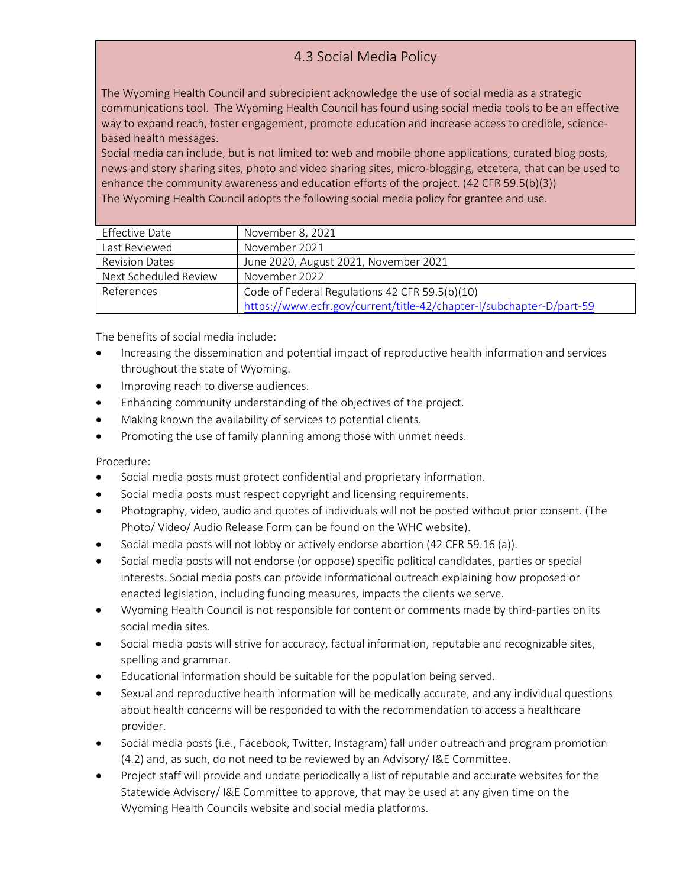## 4.3 Social Media Policy

The Wyoming Health Council and subrecipient acknowledge the use of social media as a strategic communications tool. The Wyoming Health Council has found using social media tools to be an effective way to expand reach, foster engagement, promote education and increase access to credible, science-based health messages.

Social media can include, but is not limited to: web and mobile phone applications, curated blog posts, news and story sharing sites, photo and video sharing sites, micro-blogging, etcetera, that can be used to enhance the community awareness and education efforts of the project. (42 CFR 59.5(b)(3))

The Wyoming Health Council adopts the following social media policy for grantee and use.

| Effective Date | November 8, 2021 |
|---|---|
| Last Reviewed | November 2021 |
| Revision Dates | June 2020, August 2021, November 2021 |
| Next Scheduled Review | November 2022 |
| References | Code of Federal Regulations 42 CFR 59.5(b)(10) https://www.ecfr.gov/current/title-42/chapter-I/subchapter-D/part-59 |

The benefits of social media include:

- Increasing the dissemination and potential impact of reproductive health information and services throughout the state of Wyoming.
- Improving reach to diverse audiences.
- Enhancing community understanding of the objectives of the project.
- Making known the availability of services to potential clients.
- Promoting the use of family planning among those with unmet needs.

Procedure:

- Social media posts must protect confidential and proprietary information.
- Social media posts must respect copyright and licensing requirements.
- Photography, video, audio and quotes of individuals will not be posted without prior consent. (The Photo/ Video/ Audio Release Form can be found on the WHC website).
- Social media posts will not lobby or actively endorse abortion (42 CFR 59.16 (a)).
- Social media posts will not endorse (or oppose) specific political candidates, parties or special interests. Social media posts can provide informational outreach explaining how proposed or enacted legislation, including funding measures, impacts the clients we serve.
- Wyoming Health Council is not responsible for content or comments made by third-parties on its social media sites.
- Social media posts will strive for accuracy, factual information, reputable and recognizable sites, spelling and grammar.
- Educational information should be suitable for the population being served.
- Sexual and reproductive health information will be medically accurate, and any individual questions about health concerns will be responded to with the recommendation to access a healthcare provider.
- Social media posts (i.e., Facebook, Twitter, Instagram) fall under outreach and program promotion (4.2) and, as such, do not need to be reviewed by an Advisory/ I&E Committee.
- Project staff will provide and update periodically a list of reputable and accurate websites for the Statewide Advisory/ I&E Committee to approve, that may be used at any given time on the Wyoming Health Councils website and social media platforms.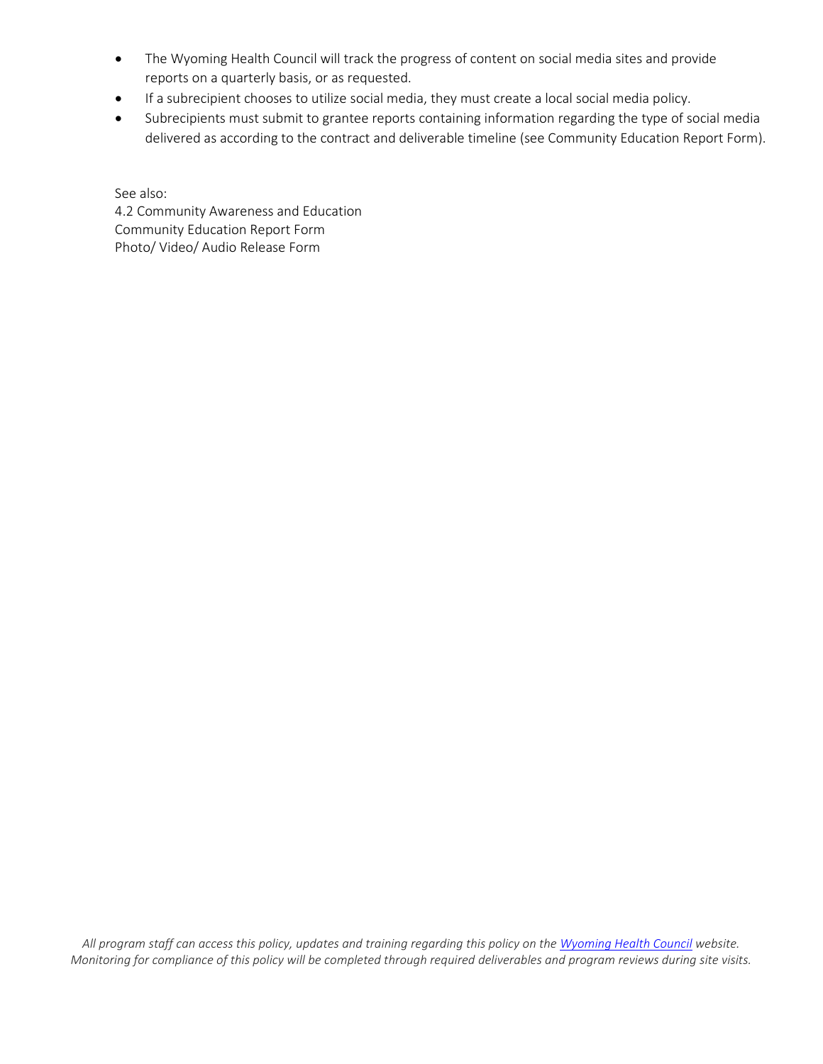- The Wyoming Health Council will track the progress of content on social media sites and provide reports on a quarterly basis, or as requested.
- If a subrecipient chooses to utilize social media, they must create a local social media policy.
- Subrecipients must submit to grantee reports containing information regarding the type of social media delivered as according to the contract and deliverable timeline (see Community Education Report Form).

See also:
4.2 Community Awareness and Education
Community Education Report Form
Photo/ Video/ Audio Release Form

*All program staff can access this policy, updates and training regarding this policy on the [Wyoming Health Council](Wyoming Health Council) website. Monitoring for compliance of this policy will be completed through required deliverables and program reviews during site visits.*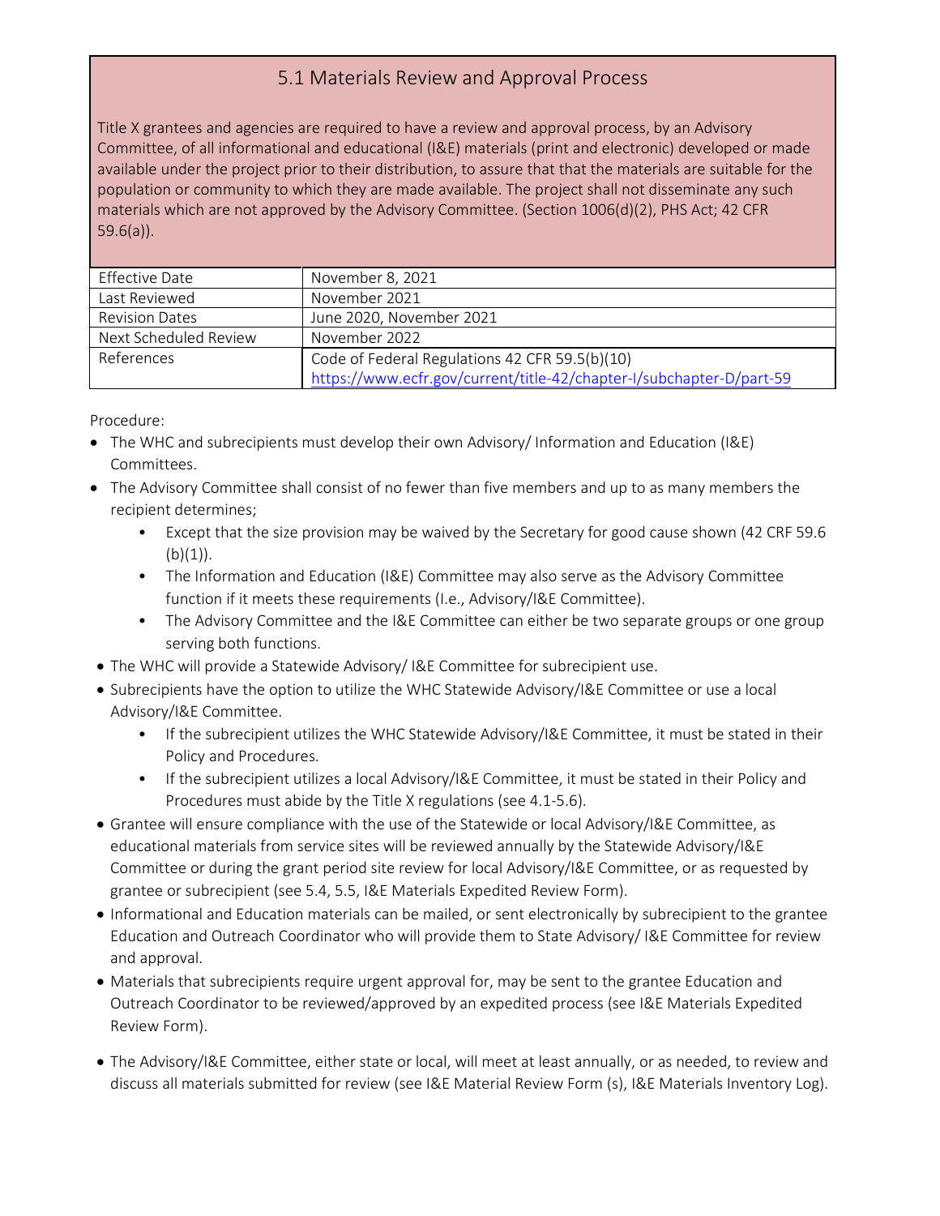## 5.1 Materials Review and Approval Process

Title X grantees and agencies are required to have a review and approval process, by an Advisory Committee, of all informational and educational (I&E) materials (print and electronic) developed or made available under the project prior to their distribution, to assure that that the materials are suitable for the population or community to which they are made available. The project shall not disseminate any such materials which are not approved by the Advisory Committee. (Section 1006(d)(2), PHS Act; 42 CFR 59.6(a)).

| | |
|---|---|
| Effective Date | November 8, 2021 |
| Last Reviewed | November 2021 |
| Revision Dates | June 2020, November 2021 |
| Next Scheduled Review | November 2022 |
| References | Code of Federal Regulations 42 CFR 59.5(b)(10)<br>https://www.ecfr.gov/current/title-42/chapter-I/subchapter-D/part-59 |

Procedure:

- The WHC and subrecipients must develop their own Advisory/ Information and Education (I&E) Committees.
- The Advisory Committee shall consist of no fewer than five members and up to as many members the recipient determines;
  - Except that the size provision may be waived by the Secretary for good cause shown (42 CRF 59.6 (b)(1)).
  - The Information and Education (I&E) Committee may also serve as the Advisory Committee function if it meets these requirements (I.e., Advisory/I&E Committee).
  - The Advisory Committee and the I&E Committee can either be two separate groups or one group serving both functions.
- The WHC will provide a Statewide Advisory/ I&E Committee for subrecipient use.
- Subrecipients have the option to utilize the WHC Statewide Advisory/I&E Committee or use a local Advisory/I&E Committee.
  - If the subrecipient utilizes the WHC Statewide Advisory/I&E Committee, it must be stated in their Policy and Procedures.
  - If the subrecipient utilizes a local Advisory/I&E Committee, it must be stated in their Policy and Procedures must abide by the Title X regulations (see 4.1-5.6).
- Grantee will ensure compliance with the use of the Statewide or local Advisory/I&E Committee, as educational materials from service sites will be reviewed annually by the Statewide Advisory/I&E Committee or during the grant period site review for local Advisory/I&E Committee, or as requested by grantee or subrecipient (see 5.4, 5.5, I&E Materials Expedited Review Form).
- Informational and Education materials can be mailed, or sent electronically by subrecipient to the grantee Education and Outreach Coordinator who will provide them to State Advisory/ I&E Committee for review and approval.
- Materials that subrecipients require urgent approval for, may be sent to the grantee Education and Outreach Coordinator to be reviewed/approved by an expedited process (see I&E Materials Expedited Review Form).
- The Advisory/I&E Committee, either state or local, will meet at least annually, or as needed, to review and discuss all materials submitted for review (see I&E Material Review Form (s), I&E Materials Inventory Log).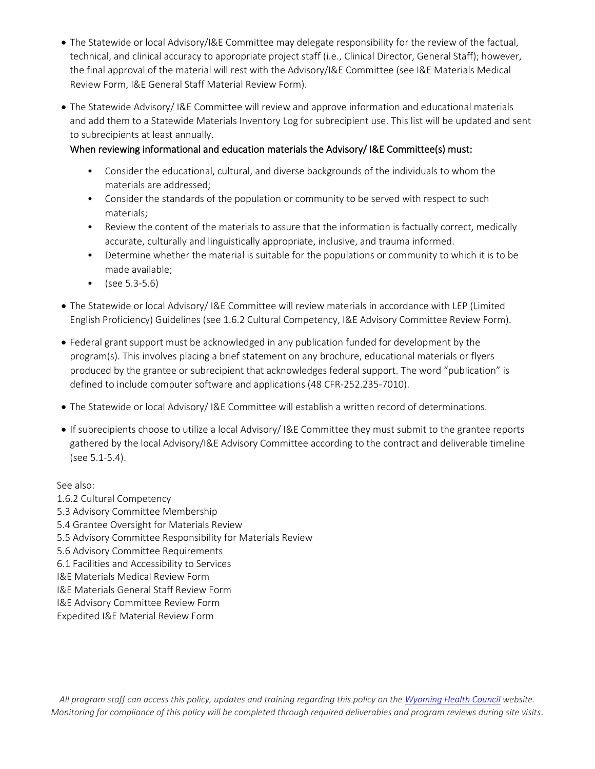- The Statewide or local Advisory/I&E Committee may delegate responsibility for the review of the factual, technical, and clinical accuracy to appropriate project staff (i.e., Clinical Director, General Staff); however, the final approval of the material will rest with the Advisory/I&E Committee (see I&E Materials Medical Review Form, I&E General Staff Material Review Form).

- The Statewide Advisory/ I&E Committee will review and approve information and educational materials and add them to a Statewide Materials Inventory Log for subrecipient use. This list will be updated and sent to subrecipients at least annually.

  When reviewing informational and education materials the Advisory/ I&E Committee(s) must:

  - Consider the educational, cultural, and diverse backgrounds of the individuals to whom the materials are addressed;
  - Consider the standards of the population or community to be served with respect to such materials;
  - Review the content of the materials to assure that the information is factually correct, medically accurate, culturally and linguistically appropriate, inclusive, and trauma informed.
  - Determine whether the material is suitable for the populations or community to which it is to be made available;
  - (see 5.3-5.6)

- The Statewide or local Advisory/ I&E Committee will review materials in accordance with LEP (Limited English Proficiency) Guidelines (see 1.6.2 Cultural Competency, I&E Advisory Committee Review Form).

- Federal grant support must be acknowledged in any publication funded for development by the program(s). This involves placing a brief statement on any brochure, educational materials or flyers produced by the grantee or subrecipient that acknowledges federal support. The word "publication" is defined to include computer software and applications (48 CFR-252.235-7010).

- The Statewide or local Advisory/ I&E Committee will establish a written record of determinations.

- If subrecipients choose to utilize a local Advisory/ I&E Committee they must submit to the grantee reports gathered by the local Advisory/I&E Advisory Committee according to the contract and deliverable timeline (see 5.1-5.4).

See also:
1.6.2 Cultural Competency
5.3 Advisory Committee Membership
5.4 Grantee Oversight for Materials Review
5.5 Advisory Committee Responsibility for Materials Review
5.6 Advisory Committee Requirements
6.1 Facilities and Accessibility to Services
I&E Materials Medical Review Form
I&E Materials General Staff Review Form
I&E Advisory Committee Review Form
Expedited I&E Material Review Form

*All program staff can access this policy, updates and training regarding this policy on the [Wyoming Health Council](#) website. Monitoring for compliance of this policy will be completed through required deliverables and program reviews during site visits.*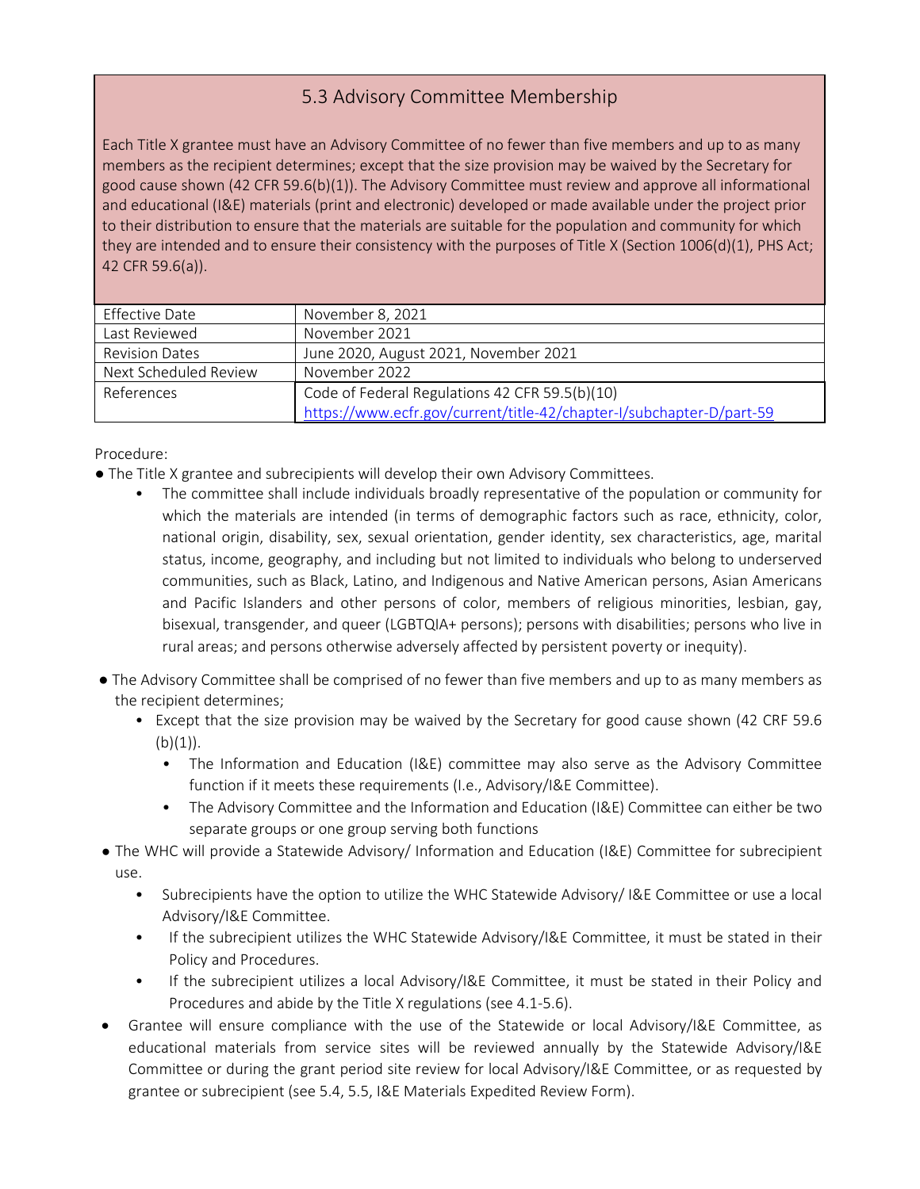## 5.3 Advisory Committee Membership

Each Title X grantee must have an Advisory Committee of no fewer than five members and up to as many members as the recipient determines; except that the size provision may be waived by the Secretary for good cause shown (42 CFR 59.6(b)(1)). The Advisory Committee must review and approve all informational and educational (I&E) materials (print and electronic) developed or made available under the project prior to their distribution to ensure that the materials are suitable for the population and community for which they are intended and to ensure their consistency with the purposes of Title X (Section 1006(d)(1), PHS Act; 42 CFR 59.6(a)).

| | |
|---|---|
| Effective Date | November 8, 2021 |
| Last Reviewed | November 2021 |
| Revision Dates | June 2020, August 2021, November 2021 |
| Next Scheduled Review | November 2022 |
| References | Code of Federal Regulations 42 CFR 59.5(b)(10)<br>https://www.ecfr.gov/current/title-42/chapter-I/subchapter-D/part-59 |

Procedure:

- The Title X grantee and subrecipients will develop their own Advisory Committees.
  - The committee shall include individuals broadly representative of the population or community for which the materials are intended (in terms of demographic factors such as race, ethnicity, color, national origin, disability, sex, sexual orientation, gender identity, sex characteristics, age, marital status, income, geography, and including but not limited to individuals who belong to underserved communities, such as Black, Latino, and Indigenous and Native American persons, Asian Americans and Pacific Islanders and other persons of color, members of religious minorities, lesbian, gay, bisexual, transgender, and queer (LGBTQIA+ persons); persons with disabilities; persons who live in rural areas; and persons otherwise adversely affected by persistent poverty or inequity).
- The Advisory Committee shall be comprised of no fewer than five members and up to as many members as the recipient determines;
  - Except that the size provision may be waived by the Secretary for good cause shown (42 CRF 59.6 (b)(1)).
    - The Information and Education (I&E) committee may also serve as the Advisory Committee function if it meets these requirements (I.e., Advisory/I&E Committee).
    - The Advisory Committee and the Information and Education (I&E) Committee can either be two separate groups or one group serving both functions
- The WHC will provide a Statewide Advisory/ Information and Education (I&E) Committee for subrecipient use.
  - Subrecipients have the option to utilize the WHC Statewide Advisory/ I&E Committee or use a local Advisory/I&E Committee.
  - If the subrecipient utilizes the WHC Statewide Advisory/I&E Committee, it must be stated in their Policy and Procedures.
  - If the subrecipient utilizes a local Advisory/I&E Committee, it must be stated in their Policy and Procedures and abide by the Title X regulations (see 4.1-5.6).
- Grantee will ensure compliance with the use of the Statewide or local Advisory/I&E Committee, as educational materials from service sites will be reviewed annually by the Statewide Advisory/I&E Committee or during the grant period site review for local Advisory/I&E Committee, or as requested by grantee or subrecipient (see 5.4, 5.5, I&E Materials Expedited Review Form).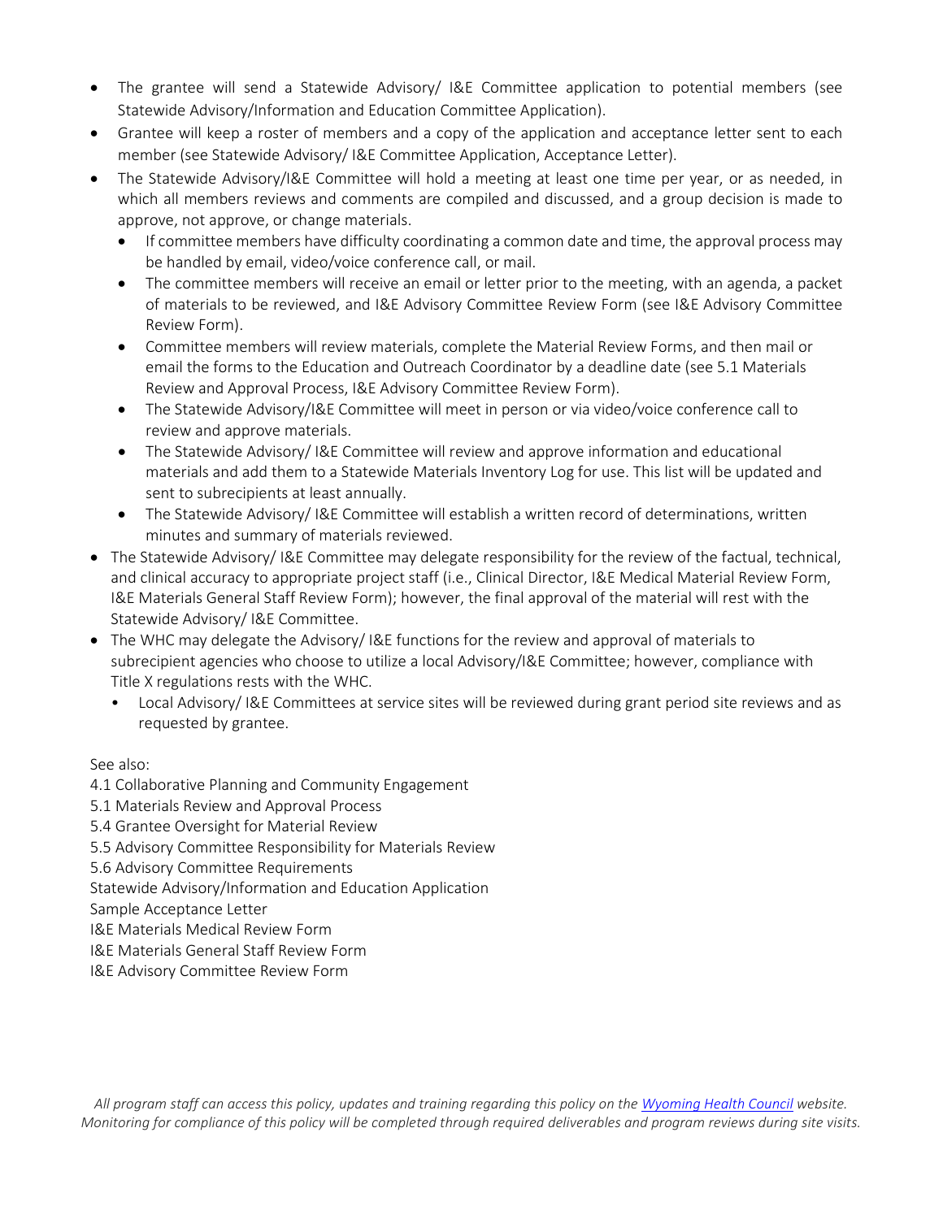- The grantee will send a Statewide Advisory/ I&E Committee application to potential members (see Statewide Advisory/Information and Education Committee Application).
- Grantee will keep a roster of members and a copy of the application and acceptance letter sent to each member (see Statewide Advisory/ I&E Committee Application, Acceptance Letter).
- The Statewide Advisory/I&E Committee will hold a meeting at least one time per year, or as needed, in which all members reviews and comments are compiled and discussed, and a group decision is made to approve, not approve, or change materials.
  - If committee members have difficulty coordinating a common date and time, the approval process may be handled by email, video/voice conference call, or mail.
  - The committee members will receive an email or letter prior to the meeting, with an agenda, a packet of materials to be reviewed, and I&E Advisory Committee Review Form (see I&E Advisory Committee Review Form).
  - Committee members will review materials, complete the Material Review Forms, and then mail or email the forms to the Education and Outreach Coordinator by a deadline date (see 5.1 Materials Review and Approval Process, I&E Advisory Committee Review Form).
  - The Statewide Advisory/I&E Committee will meet in person or via video/voice conference call to review and approve materials.
  - The Statewide Advisory/ I&E Committee will review and approve information and educational materials and add them to a Statewide Materials Inventory Log for use. This list will be updated and sent to subrecipients at least annually.
  - The Statewide Advisory/ I&E Committee will establish a written record of determinations, written minutes and summary of materials reviewed.
- The Statewide Advisory/ I&E Committee may delegate responsibility for the review of the factual, technical, and clinical accuracy to appropriate project staff (i.e., Clinical Director, I&E Medical Material Review Form, I&E Materials General Staff Review Form); however, the final approval of the material will rest with the Statewide Advisory/ I&E Committee.
- The WHC may delegate the Advisory/ I&E functions for the review and approval of materials to subrecipient agencies who choose to utilize a local Advisory/I&E Committee; however, compliance with Title X regulations rests with the WHC.
  - Local Advisory/ I&E Committees at service sites will be reviewed during grant period site reviews and as requested by grantee.

See also:
4.1 Collaborative Planning and Community Engagement
5.1 Materials Review and Approval Process
5.4 Grantee Oversight for Material Review
5.5 Advisory Committee Responsibility for Materials Review
5.6 Advisory Committee Requirements
Statewide Advisory/Information and Education Application
Sample Acceptance Letter
I&E Materials Medical Review Form
I&E Materials General Staff Review Form
I&E Advisory Committee Review Form

*All program staff can access this policy, updates and training regarding this policy on the Wyoming Health Council website. Monitoring for compliance of this policy will be completed through required deliverables and program reviews during site visits.*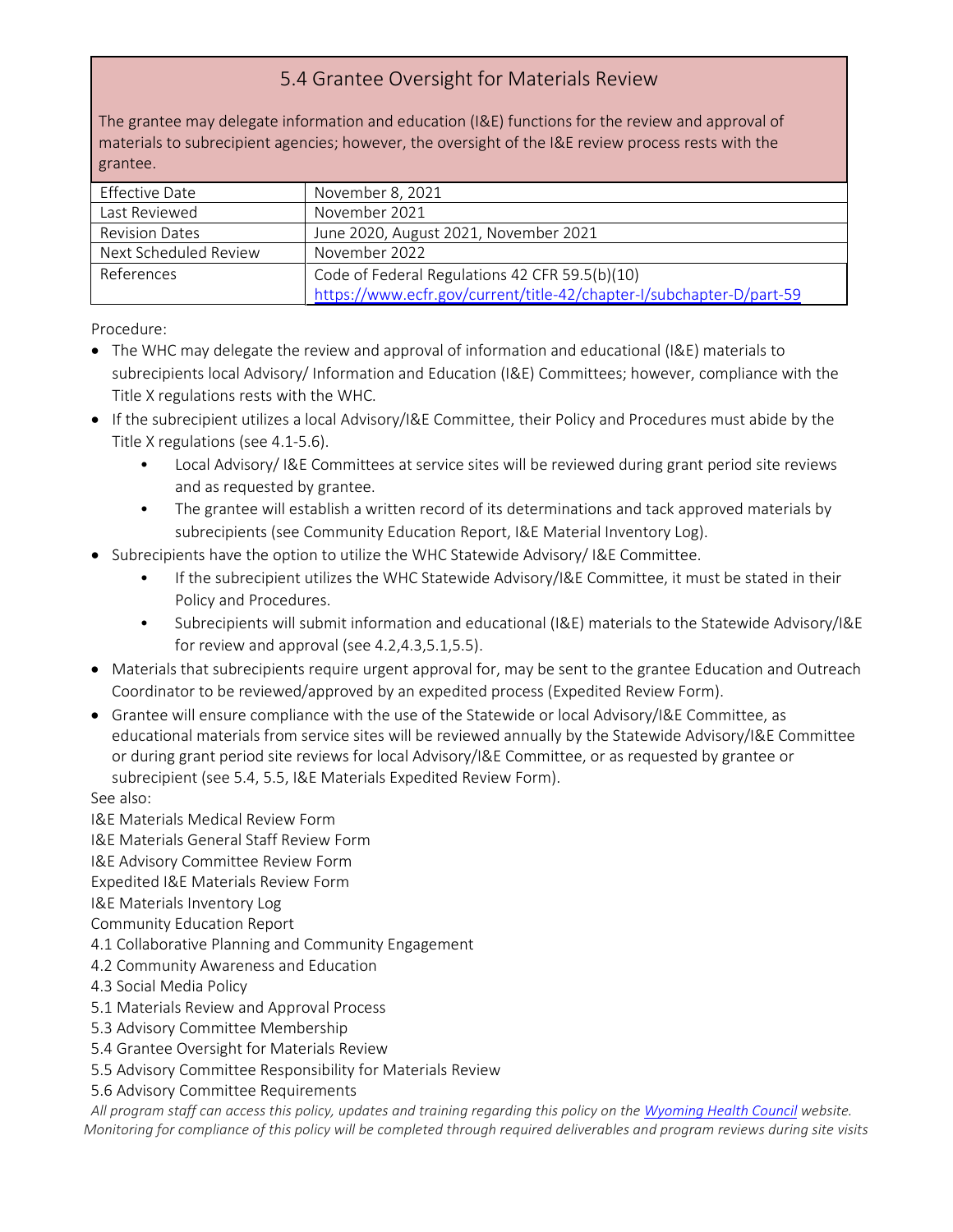## 5.4 Grantee Oversight for Materials Review

The grantee may delegate information and education (I&E) functions for the review and approval of materials to subrecipient agencies; however, the oversight of the I&E review process rests with the grantee.

| Effective Date | November 8, 2021 |
| --- | --- |
| Last Reviewed | November 2021 |
| Revision Dates | June 2020, August 2021, November 2021 |
| Next Scheduled Review | November 2022 |
| References | Code of Federal Regulations 42 CFR 59.5(b)(10) [https://www.ecfr.gov/current/title-42/chapter-I/subchapter-D/part-59](https://www.ecfr.gov/current/title-42/chapter-I/subchapter-D/part-59) |

Procedure:

- The WHC may delegate the review and approval of information and educational (I&E) materials to subrecipients local Advisory/ Information and Education (I&E) Committees; however, compliance with the Title X regulations rests with the WHC.
- If the subrecipient utilizes a local Advisory/I&E Committee, their Policy and Procedures must abide by the Title X regulations (see 4.1-5.6).
  - Local Advisory/ I&E Committees at service sites will be reviewed during grant period site reviews and as requested by grantee.
  - The grantee will establish a written record of its determinations and tack approved materials by subrecipients (see Community Education Report, I&E Material Inventory Log).
- Subrecipients have the option to utilize the WHC Statewide Advisory/ I&E Committee.
  - If the subrecipient utilizes the WHC Statewide Advisory/I&E Committee, it must be stated in their Policy and Procedures.
  - Subrecipients will submit information and educational (I&E) materials to the Statewide Advisory/I&E for review and approval (see 4.2,4.3,5.1,5.5).
- Materials that subrecipients require urgent approval for, may be sent to the grantee Education and Outreach Coordinator to be reviewed/approved by an expedited process (Expedited Review Form).
- Grantee will ensure compliance with the use of the Statewide or local Advisory/I&E Committee, as educational materials from service sites will be reviewed annually by the Statewide Advisory/I&E Committee or during grant period site reviews for local Advisory/I&E Committee, or as requested by grantee or subrecipient (see 5.4, 5.5, I&E Materials Expedited Review Form).

See also:

I&E Materials Medical Review Form
I&E Materials General Staff Review Form
I&E Advisory Committee Review Form
Expedited I&E Materials Review Form
I&E Materials Inventory Log
Community Education Report
4.1 Collaborative Planning and Community Engagement
4.2 Community Awareness and Education
4.3 Social Media Policy
5.1 Materials Review and Approval Process
5.3 Advisory Committee Membership
5.4 Grantee Oversight for Materials Review
5.5 Advisory Committee Responsibility for Materials Review
5.6 Advisory Committee Requirements

*All program staff can access this policy, updates and training regarding this policy on the [Wyoming Health Council](#) website. Monitoring for compliance of this policy will be completed through required deliverables and program reviews during site visits*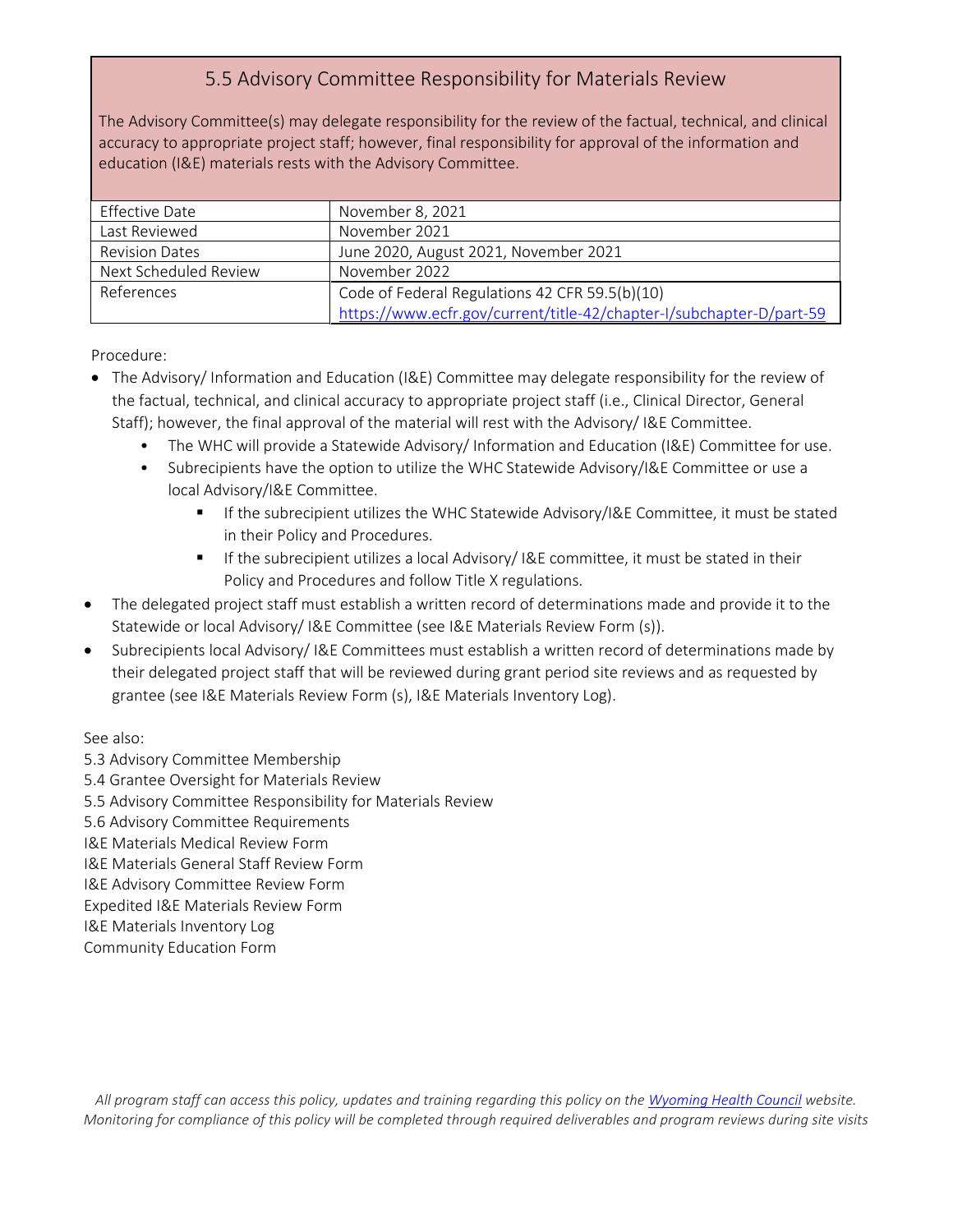## 5.5 Advisory Committee Responsibility for Materials Review

The Advisory Committee(s) may delegate responsibility for the review of the factual, technical, and clinical accuracy to appropriate project staff; however, final responsibility for approval of the information and education (I&E) materials rests with the Advisory Committee.

| | |
|---|---|
| Effective Date | November 8, 2021 |
| Last Reviewed | November 2021 |
| Revision Dates | June 2020, August 2021, November 2021 |
| Next Scheduled Review | November 2022 |
| References | Code of Federal Regulations 42 CFR 59.5(b)(10) https://www.ecfr.gov/current/title-42/chapter-I/subchapter-D/part-59 |

Procedure:

- The Advisory/ Information and Education (I&E) Committee may delegate responsibility for the review of the factual, technical, and clinical accuracy to appropriate project staff (i.e., Clinical Director, General Staff); however, the final approval of the material will rest with the Advisory/ I&E Committee.
  - The WHC will provide a Statewide Advisory/ Information and Education (I&E) Committee for use.
  - Subrecipients have the option to utilize the WHC Statewide Advisory/I&E Committee or use a local Advisory/I&E Committee.
    - If the subrecipient utilizes the WHC Statewide Advisory/I&E Committee, it must be stated in their Policy and Procedures.
    - If the subrecipient utilizes a local Advisory/ I&E committee, it must be stated in their Policy and Procedures and follow Title X regulations.
- The delegated project staff must establish a written record of determinations made and provide it to the Statewide or local Advisory/ I&E Committee (see I&E Materials Review Form (s)).
- Subrecipients local Advisory/ I&E Committees must establish a written record of determinations made by their delegated project staff that will be reviewed during grant period site reviews and as requested by grantee (see I&E Materials Review Form (s), I&E Materials Inventory Log).

See also:

5.3 Advisory Committee Membership
5.4 Grantee Oversight for Materials Review
5.5 Advisory Committee Responsibility for Materials Review
5.6 Advisory Committee Requirements
I&E Materials Medical Review Form
I&E Materials General Staff Review Form
I&E Advisory Committee Review Form
Expedited I&E Materials Review Form
I&E Materials Inventory Log
Community Education Form

*All program staff can access this policy, updates and training regarding this policy on the Wyoming Health Council website. Monitoring for compliance of this policy will be completed through required deliverables and program reviews during site visits*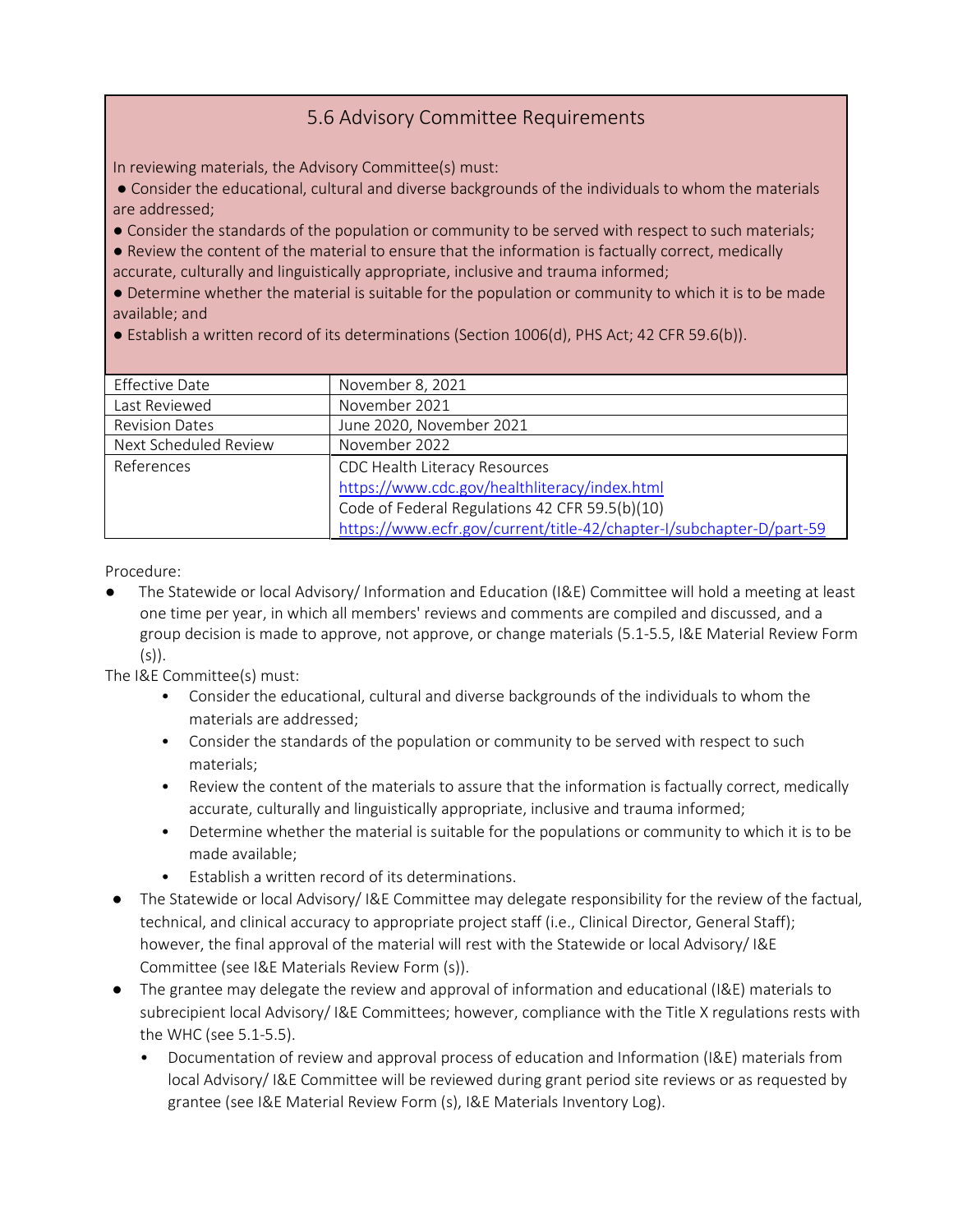## 5.6 Advisory Committee Requirements

In reviewing materials, the Advisory Committee(s) must:

- Consider the educational, cultural and diverse backgrounds of the individuals to whom the materials are addressed;
- Consider the standards of the population or community to be served with respect to such materials;
- Review the content of the material to ensure that the information is factually correct, medically accurate, culturally and linguistically appropriate, inclusive and trauma informed;
- Determine whether the material is suitable for the population or community to which it is to be made available; and
- Establish a written record of its determinations (Section 1006(d), PHS Act; 42 CFR 59.6(b)).

| | |
|---|---|
| Effective Date | November 8, 2021 |
| Last Reviewed | November 2021 |
| Revision Dates | June 2020, November 2021 |
| Next Scheduled Review | November 2022 |
| References | CDC Health Literacy Resources<br>https://www.cdc.gov/healthliteracy/index.html<br>Code of Federal Regulations 42 CFR 59.5(b)(10)<br>https://www.ecfr.gov/current/title-42/chapter-I/subchapter-D/part-59 |

Procedure:

- The Statewide or local Advisory/ Information and Education (I&E) Committee will hold a meeting at least one time per year, in which all members' reviews and comments are compiled and discussed, and a group decision is made to approve, not approve, or change materials (5.1-5.5, I&E Material Review Form (s)).

The I&E Committee(s) must:

- Consider the educational, cultural and diverse backgrounds of the individuals to whom the materials are addressed;
- Consider the standards of the population or community to be served with respect to such materials;
- Review the content of the materials to assure that the information is factually correct, medically accurate, culturally and linguistically appropriate, inclusive and trauma informed;
- Determine whether the material is suitable for the populations or community to which it is to be made available;
- Establish a written record of its determinations.

- The Statewide or local Advisory/ I&E Committee may delegate responsibility for the review of the factual, technical, and clinical accuracy to appropriate project staff (i.e., Clinical Director, General Staff); however, the final approval of the material will rest with the Statewide or local Advisory/ I&E Committee (see I&E Materials Review Form (s)).
- The grantee may delegate the review and approval of information and educational (I&E) materials to subrecipient local Advisory/ I&E Committees; however, compliance with the Title X regulations rests with the WHC (see 5.1-5.5).
  - Documentation of review and approval process of education and Information (I&E) materials from local Advisory/ I&E Committee will be reviewed during grant period site reviews or as requested by grantee (see I&E Material Review Form (s), I&E Materials Inventory Log).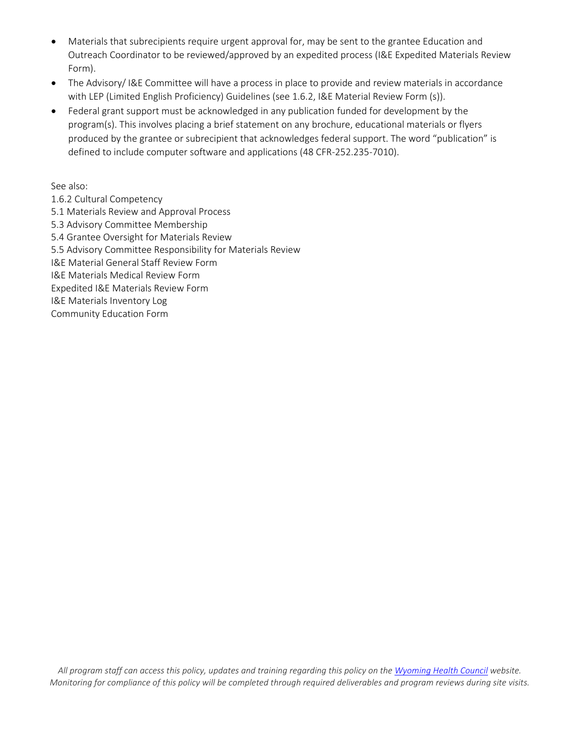- Materials that subrecipients require urgent approval for, may be sent to the grantee Education and Outreach Coordinator to be reviewed/approved by an expedited process (I&E Expedited Materials Review Form).
- The Advisory/ I&E Committee will have a process in place to provide and review materials in accordance with LEP (Limited English Proficiency) Guidelines (see 1.6.2, I&E Material Review Form (s)).
- Federal grant support must be acknowledged in any publication funded for development by the program(s). This involves placing a brief statement on any brochure, educational materials or flyers produced by the grantee or subrecipient that acknowledges federal support. The word "publication" is defined to include computer software and applications (48 CFR-252.235-7010).

See also:
1.6.2 Cultural Competency
5.1 Materials Review and Approval Process
5.3 Advisory Committee Membership
5.4 Grantee Oversight for Materials Review
5.5 Advisory Committee Responsibility for Materials Review
I&E Material General Staff Review Form
I&E Materials Medical Review Form
Expedited I&E Materials Review Form
I&E Materials Inventory Log
Community Education Form

*All program staff can access this policy, updates and training regarding this policy on the Wyoming Health Council website. Monitoring for compliance of this policy will be completed through required deliverables and program reviews during site visits.*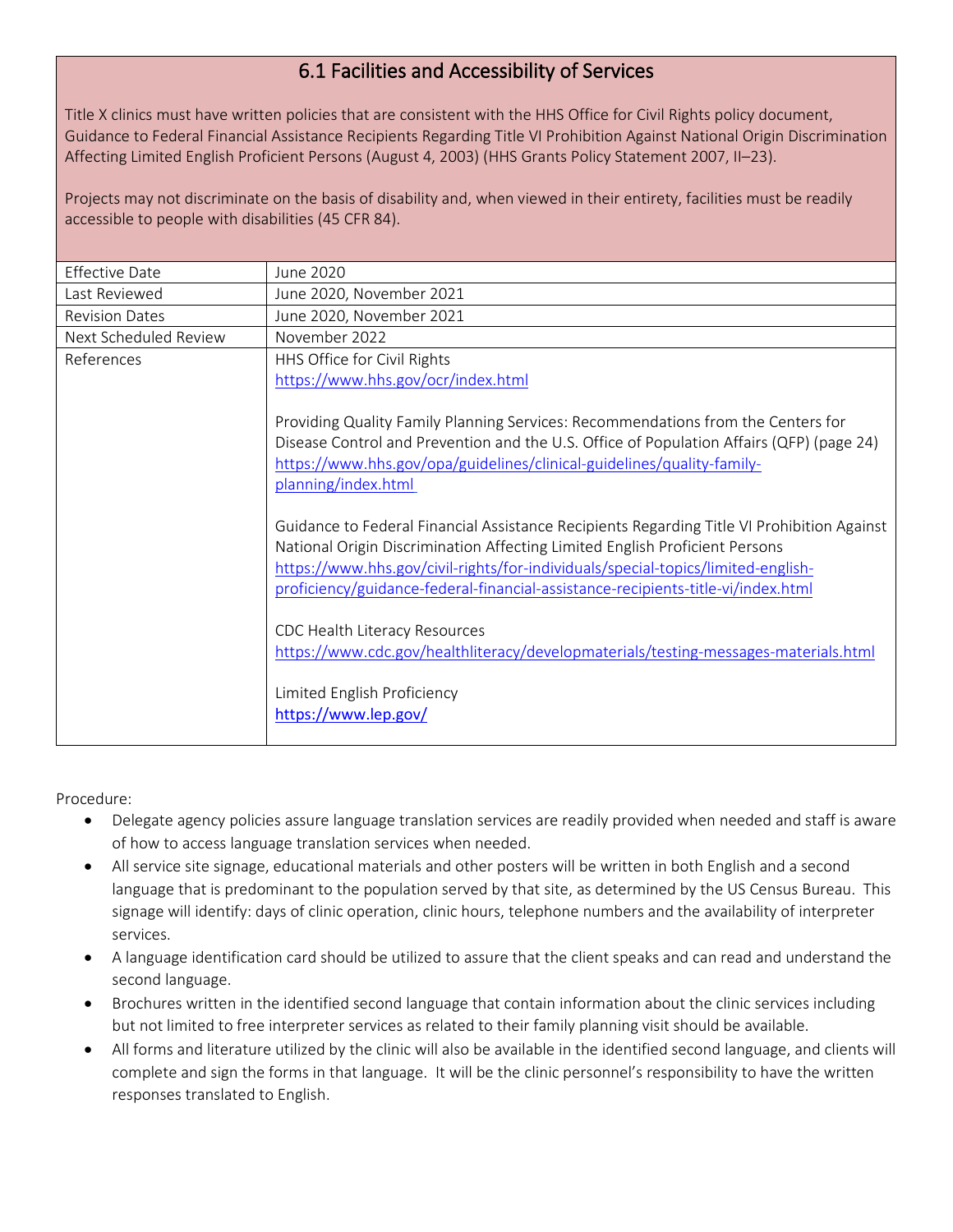## 6.1 Facilities and Accessibility of Services

Title X clinics must have written policies that are consistent with the HHS Office for Civil Rights policy document, Guidance to Federal Financial Assistance Recipients Regarding Title VI Prohibition Against National Origin Discrimination Affecting Limited English Proficient Persons (August 4, 2003) (HHS Grants Policy Statement 2007, II–23).

Projects may not discriminate on the basis of disability and, when viewed in their entirety, facilities must be readily accessible to people with disabilities (45 CFR 84).

| | |
|---|---|
| Effective Date | June 2020 |
| Last Reviewed | June 2020, November 2021 |
| Revision Dates | June 2020, November 2021 |
| Next Scheduled Review | November 2022 |
| References | HHS Office for Civil Rights<br>https://www.hhs.gov/ocr/index.html<br><br>Providing Quality Family Planning Services: Recommendations from the Centers for Disease Control and Prevention and the U.S. Office of Population Affairs (QFP) (page 24)<br>https://www.hhs.gov/opa/guidelines/clinical-guidelines/quality-family-planning/index.html<br><br>Guidance to Federal Financial Assistance Recipients Regarding Title VI Prohibition Against National Origin Discrimination Affecting Limited English Proficient Persons<br>https://www.hhs.gov/civil-rights/for-individuals/special-topics/limited-english-proficiency/guidance-federal-financial-assistance-recipients-title-vi/index.html<br><br>CDC Health Literacy Resources<br>https://www.cdc.gov/healthliteracy/developmaterials/testing-messages-materials.html<br><br>Limited English Proficiency<br>https://www.lep.gov/ |

Procedure:

- Delegate agency policies assure language translation services are readily provided when needed and staff is aware of how to access language translation services when needed.
- All service site signage, educational materials and other posters will be written in both English and a second language that is predominant to the population served by that site, as determined by the US Census Bureau. This signage will identify: days of clinic operation, clinic hours, telephone numbers and the availability of interpreter services.
- A language identification card should be utilized to assure that the client speaks and can read and understand the second language.
- Brochures written in the identified second language that contain information about the clinic services including but not limited to free interpreter services as related to their family planning visit should be available.
- All forms and literature utilized by the clinic will also be available in the identified second language, and clients will complete and sign the forms in that language. It will be the clinic personnel's responsibility to have the written responses translated to English.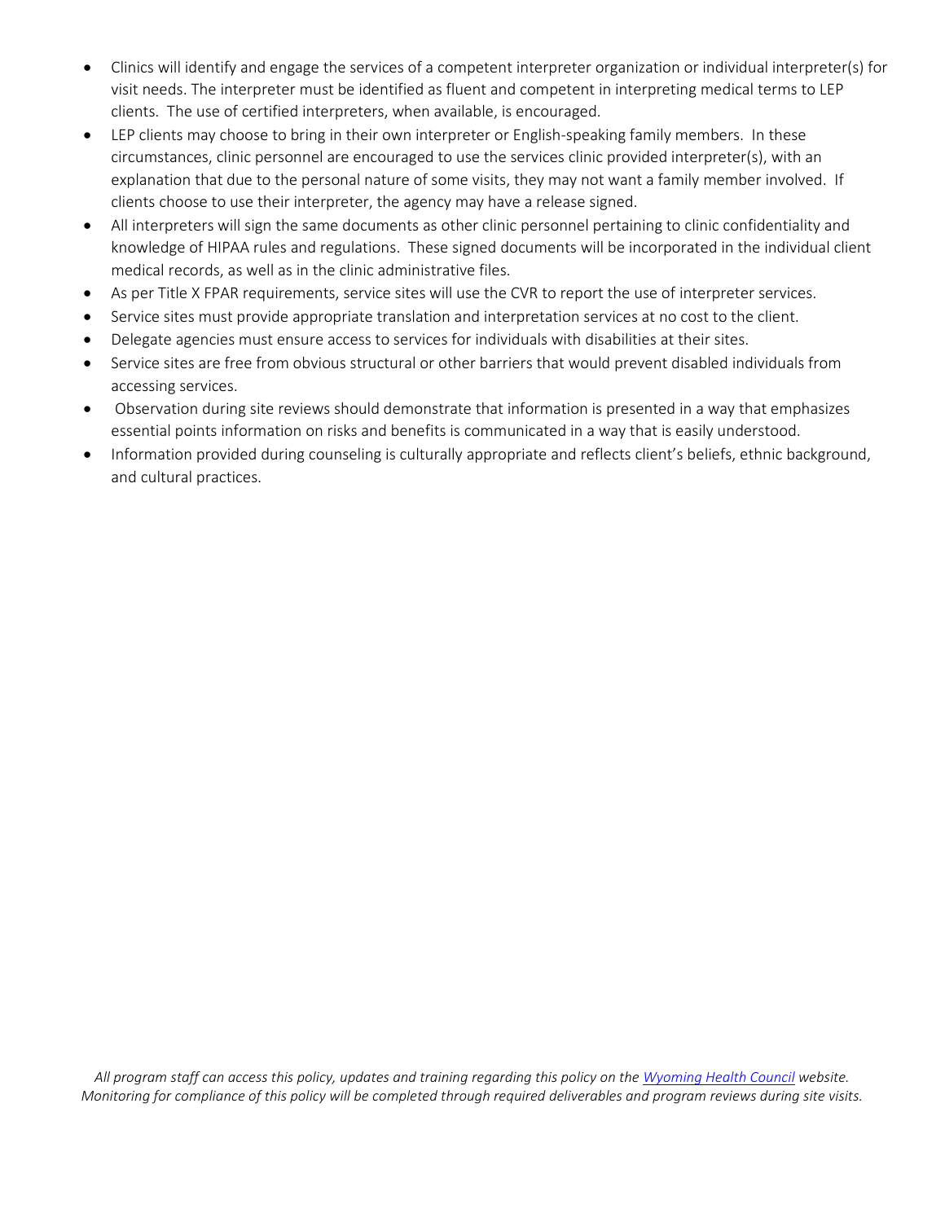- Clinics will identify and engage the services of a competent interpreter organization or individual interpreter(s) for visit needs. The interpreter must be identified as fluent and competent in interpreting medical terms to LEP clients. The use of certified interpreters, when available, is encouraged.
- LEP clients may choose to bring in their own interpreter or English-speaking family members. In these circumstances, clinic personnel are encouraged to use the services clinic provided interpreter(s), with an explanation that due to the personal nature of some visits, they may not want a family member involved. If clients choose to use their interpreter, the agency may have a release signed.
- All interpreters will sign the same documents as other clinic personnel pertaining to clinic confidentiality and knowledge of HIPAA rules and regulations. These signed documents will be incorporated in the individual client medical records, as well as in the clinic administrative files.
- As per Title X FPAR requirements, service sites will use the CVR to report the use of interpreter services.
- Service sites must provide appropriate translation and interpretation services at no cost to the client.
- Delegate agencies must ensure access to services for individuals with disabilities at their sites.
- Service sites are free from obvious structural or other barriers that would prevent disabled individuals from accessing services.
- Observation during site reviews should demonstrate that information is presented in a way that emphasizes essential points information on risks and benefits is communicated in a way that is easily understood.
- Information provided during counseling is culturally appropriate and reflects client's beliefs, ethnic background, and cultural practices.

*All program staff can access this policy, updates and training regarding this policy on the [Wyoming Health Council](Wyoming Health Council) website. Monitoring for compliance of this policy will be completed through required deliverables and program reviews during site visits.*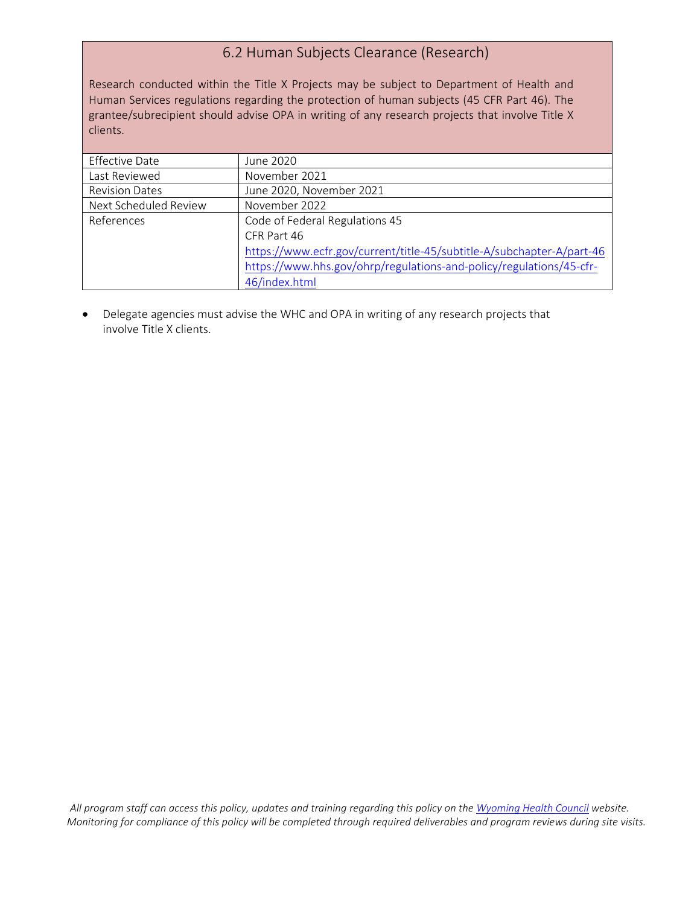## 6.2 Human Subjects Clearance (Research)

Research conducted within the Title X Projects may be subject to Department of Health and Human Services regulations regarding the protection of human subjects (45 CFR Part 46). The grantee/subrecipient should advise OPA in writing of any research projects that involve Title X clients.

| | |
|---|---|
| Effective Date | June 2020 |
| Last Reviewed | November 2021 |
| Revision Dates | June 2020, November 2021 |
| Next Scheduled Review | November 2022 |
| References | Code of Federal Regulations 45 CFR Part 46 https://www.ecfr.gov/current/title-45/subtitle-A/subchapter-A/part-46 https://www.hhs.gov/ohrp/regulations-and-policy/regulations/45-cfr-46/index.html |

- Delegate agencies must advise the WHC and OPA in writing of any research projects that involve Title X clients.

*All program staff can access this policy, updates and training regarding this policy on the Wyoming Health Council website. Monitoring for compliance of this policy will be completed through required deliverables and program reviews during site visits.*